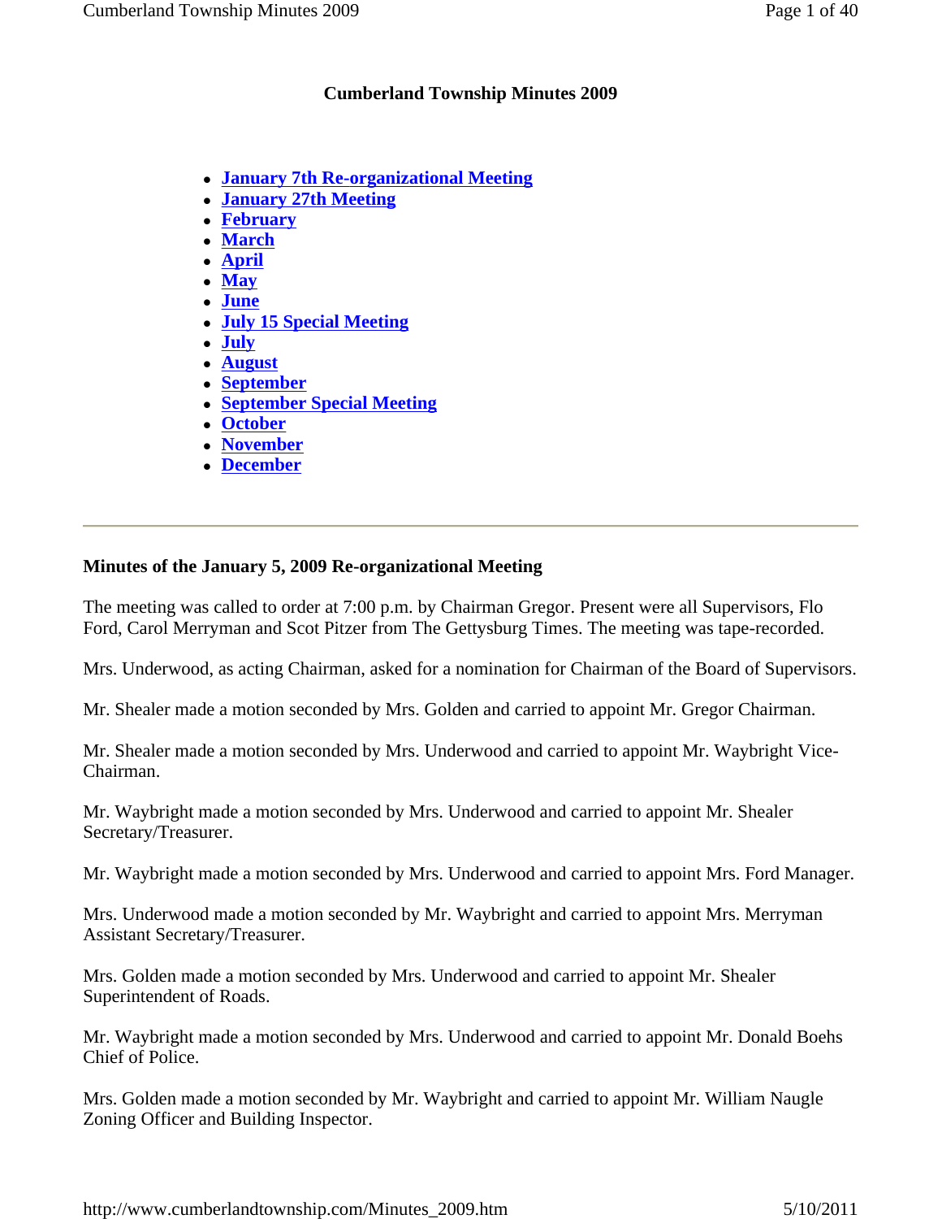# Cumberland Township Minutes 2009

- **January 7th Re-organizational Meeting**
- **January 27th Meeting**
- **February**
- **March**
- **April**
- **May**
- **June**
- **July 15 Special Meeting**
- **July**
- **August**
- **September**
- **September Special Meeting**
- **October**
- **November**
- **December**

---

### Minutes of the January 5, 2009 Re-organizational Meeting

The meeting was called to order at 7:00 p.m. by Chairman Gregor. Present were all Supervisors, Flo Ford, Carol Merryman and Scot Pitzer from The Gettysburg Times. The meeting was tape-recorded.

Mrs. Underwood, as acting Chairman, asked for a nomination for Chairman of the Board of Supervisors.

Mr. Shealer made a motion seconded by Mrs. Golden and carried to appoint Mr. Gregor Chairman.

Mr. Shealer made a motion seconded by Mrs. Underwood and carried to appoint Mr. Waybright Vice-Chairman.

Mr. Waybright made a motion seconded by Mrs. Underwood and carried to appoint Mr. Shealer Secretary/Treasurer.

Mr. Waybright made a motion seconded by Mrs. Underwood and carried to appoint Mrs. Ford Manager.

Mrs. Underwood made a motion seconded by Mr. Waybright and carried to appoint Mrs. Merryman Assistant Secretary/Treasurer.

Mrs. Golden made a motion seconded by Mrs. Underwood and carried to appoint Mr. Shealer Superintendent of Roads.

Mr. Waybright made a motion seconded by Mrs. Underwood and carried to appoint Mr. Donald Boehs Chief of Police.

Mrs. Golden made a motion seconded by Mr. Waybright and carried to appoint Mr. William Naugle Zoning Officer and Building Inspector.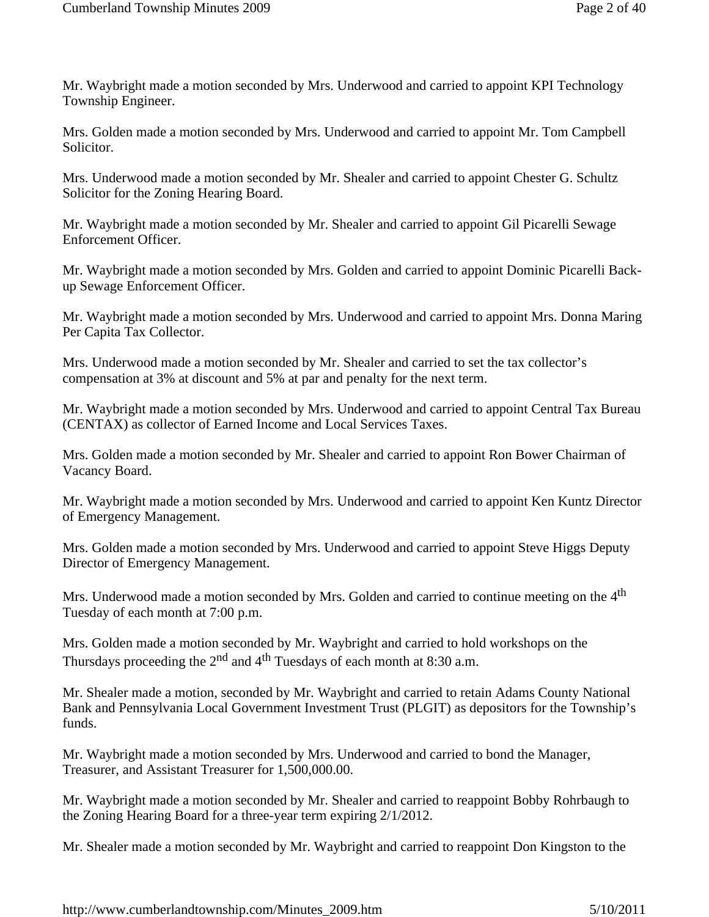Mr. Waybright made a motion seconded by Mrs. Underwood and carried to appoint KPI Technology Township Engineer.

Mrs. Golden made a motion seconded by Mrs. Underwood and carried to appoint Mr. Tom Campbell Solicitor.

Mrs. Underwood made a motion seconded by Mr. Shealer and carried to appoint Chester G. Schultz Solicitor for the Zoning Hearing Board.

Mr. Waybright made a motion seconded by Mr. Shealer and carried to appoint Gil Picarelli Sewage Enforcement Officer.

Mr. Waybright made a motion seconded by Mrs. Golden and carried to appoint Dominic Picarelli Back-up Sewage Enforcement Officer.

Mr. Waybright made a motion seconded by Mrs. Underwood and carried to appoint Mrs. Donna Maring Per Capita Tax Collector.

Mrs. Underwood made a motion seconded by Mr. Shealer and carried to set the tax collector's compensation at 3% at discount and 5% at par and penalty for the next term.

Mr. Waybright made a motion seconded by Mrs. Underwood and carried to appoint Central Tax Bureau (CENTAX) as collector of Earned Income and Local Services Taxes.

Mrs. Golden made a motion seconded by Mr. Shealer and carried to appoint Ron Bower Chairman of Vacancy Board.

Mr. Waybright made a motion seconded by Mrs. Underwood and carried to appoint Ken Kuntz Director of Emergency Management.

Mrs. Golden made a motion seconded by Mrs. Underwood and carried to appoint Steve Higgs Deputy Director of Emergency Management.

Mrs. Underwood made a motion seconded by Mrs. Golden and carried to continue meeting on the 4th Tuesday of each month at 7:00 p.m.

Mrs. Golden made a motion seconded by Mr. Waybright and carried to hold workshops on the Thursdays proceeding the 2nd and 4th Tuesdays of each month at 8:30 a.m.

Mr. Shealer made a motion, seconded by Mr. Waybright and carried to retain Adams County National Bank and Pennsylvania Local Government Investment Trust (PLGIT) as depositors for the Township's funds.

Mr. Waybright made a motion seconded by Mrs. Underwood and carried to bond the Manager, Treasurer, and Assistant Treasurer for 1,500,000.00.

Mr. Waybright made a motion seconded by Mr. Shealer and carried to reappoint Bobby Rohrbaugh to the Zoning Hearing Board for a three-year term expiring 2/1/2012.

Mr. Shealer made a motion seconded by Mr. Waybright and carried to reappoint Don Kingston to the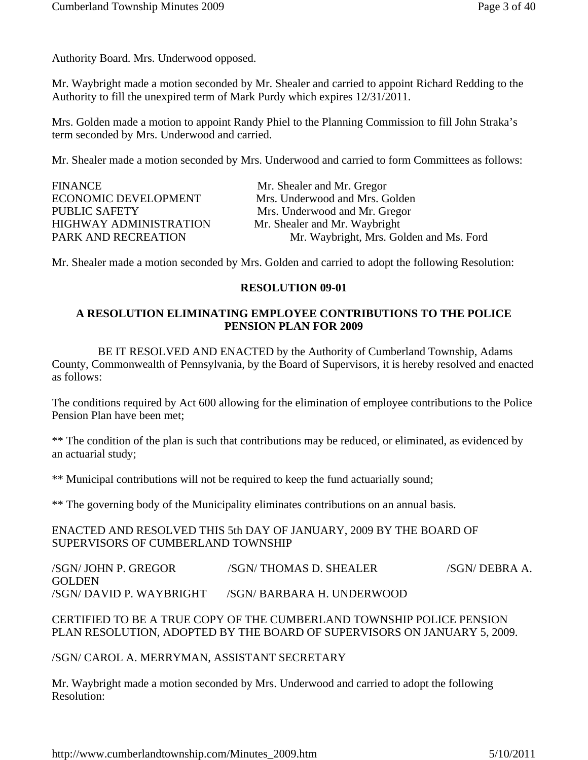Authority Board. Mrs. Underwood opposed.

Mr. Waybright made a motion seconded by Mr. Shealer and carried to appoint Richard Redding to the Authority to fill the unexpired term of Mark Purdy which expires 12/31/2011.

Mrs. Golden made a motion to appoint Randy Phiel to the Planning Commission to fill John Straka's term seconded by Mrs. Underwood and carried.

Mr. Shealer made a motion seconded by Mrs. Underwood and carried to form Committees as follows:

| | |
|---|---|
| FINANCE | Mr. Shealer and Mr. Gregor |
| ECONOMIC DEVELOPMENT | Mrs. Underwood and Mrs. Golden |
| PUBLIC SAFETY | Mrs. Underwood and Mr. Gregor |
| HIGHWAY ADMINISTRATION | Mr. Shealer and Mr. Waybright |
| PARK AND RECREATION | Mr. Waybright, Mrs. Golden and Ms. Ford |

Mr. Shealer made a motion seconded by Mrs. Golden and carried to adopt the following Resolution:

**RESOLUTION 09-01**

**A RESOLUTION ELIMINATING EMPLOYEE CONTRIBUTIONS TO THE POLICE PENSION PLAN FOR 2009**

BE IT RESOLVED AND ENACTED by the Authority of Cumberland Township, Adams County, Commonwealth of Pennsylvania, by the Board of Supervisors, it is hereby resolved and enacted as follows:

The conditions required by Act 600 allowing for the elimination of employee contributions to the Police Pension Plan have been met;

** The condition of the plan is such that contributions may be reduced, or eliminated, as evidenced by an actuarial study;

** Municipal contributions will not be required to keep the fund actuarially sound;

** The governing body of the Municipality eliminates contributions on an annual basis.

ENACTED AND RESOLVED THIS 5th DAY OF JANUARY, 2009 BY THE BOARD OF SUPERVISORS OF CUMBERLAND TOWNSHIP

/SGN/ JOHN P. GREGOR /SGN/ THOMAS D. SHEALER /SGN/ DEBRA A. GOLDEN
/SGN/ DAVID P. WAYBRIGHT /SGN/ BARBARA H. UNDERWOOD

CERTIFIED TO BE A TRUE COPY OF THE CUMBERLAND TOWNSHIP POLICE PENSION PLAN RESOLUTION, ADOPTED BY THE BOARD OF SUPERVISORS ON JANUARY 5, 2009.

/SGN/ CAROL A. MERRYMAN, ASSISTANT SECRETARY

Mr. Waybright made a motion seconded by Mrs. Underwood and carried to adopt the following Resolution: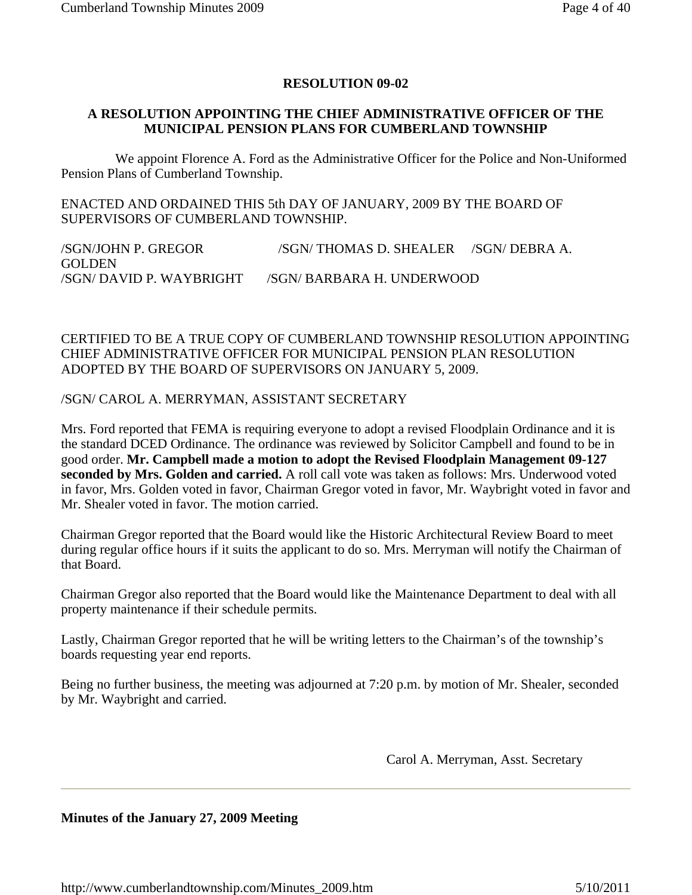**RESOLUTION 09-02**

**A RESOLUTION APPOINTING THE CHIEF ADMINISTRATIVE OFFICER OF THE MUNICIPAL PENSION PLANS FOR CUMBERLAND TOWNSHIP**

We appoint Florence A. Ford as the Administrative Officer for the Police and Non-Uniformed Pension Plans of Cumberland Township.

ENACTED AND ORDAINED THIS 5th DAY OF JANUARY, 2009 BY THE BOARD OF SUPERVISORS OF CUMBERLAND TOWNSHIP.

/SGN/JOHN P. GREGOR /SGN/ THOMAS D. SHEALER /SGN/ DEBRA A. GOLDEN
/SGN/ DAVID P. WAYBRIGHT /SGN/ BARBARA H. UNDERWOOD

CERTIFIED TO BE A TRUE COPY OF CUMBERLAND TOWNSHIP RESOLUTION APPOINTING CHIEF ADMINISTRATIVE OFFICER FOR MUNICIPAL PENSION PLAN RESOLUTION ADOPTED BY THE BOARD OF SUPERVISORS ON JANUARY 5, 2009.

/SGN/ CAROL A. MERRYMAN, ASSISTANT SECRETARY

Mrs. Ford reported that FEMA is requiring everyone to adopt a revised Floodplain Ordinance and it is the standard DCED Ordinance. The ordinance was reviewed by Solicitor Campbell and found to be in good order. **Mr. Campbell made a motion to adopt the Revised Floodplain Management 09-127 seconded by Mrs. Golden and carried.** A roll call vote was taken as follows: Mrs. Underwood voted in favor, Mrs. Golden voted in favor, Chairman Gregor voted in favor, Mr. Waybright voted in favor and Mr. Shealer voted in favor. The motion carried.

Chairman Gregor reported that the Board would like the Historic Architectural Review Board to meet during regular office hours if it suits the applicant to do so. Mrs. Merryman will notify the Chairman of that Board.

Chairman Gregor also reported that the Board would like the Maintenance Department to deal with all property maintenance if their schedule permits.

Lastly, Chairman Gregor reported that he will be writing letters to the Chairman's of the township's boards requesting year end reports.

Being no further business, the meeting was adjourned at 7:20 p.m. by motion of Mr. Shealer, seconded by Mr. Waybright and carried.

Carol A. Merryman, Asst. Secretary

---

**Minutes of the January 27, 2009 Meeting**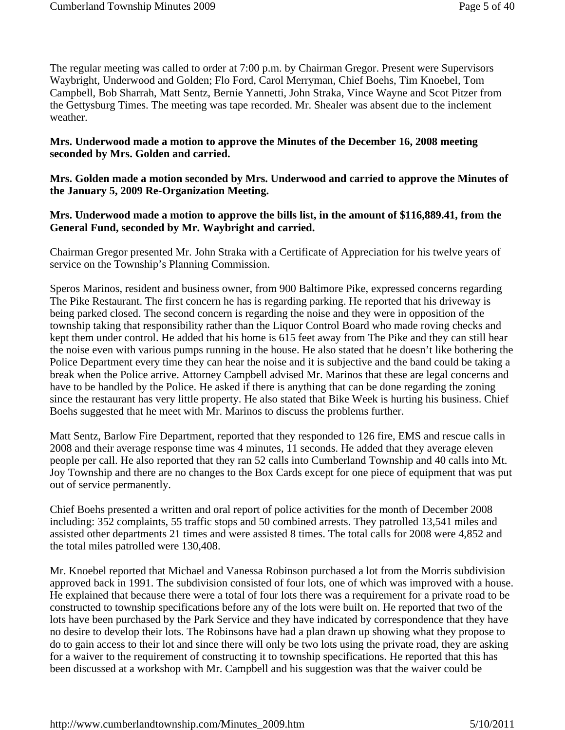The regular meeting was called to order at 7:00 p.m. by Chairman Gregor. Present were Supervisors Waybright, Underwood and Golden; Flo Ford, Carol Merryman, Chief Boehs, Tim Knoebel, Tom Campbell, Bob Sharrah, Matt Sentz, Bernie Yannetti, John Straka, Vince Wayne and Scot Pitzer from the Gettysburg Times. The meeting was tape recorded. Mr. Shealer was absent due to the inclement weather.

**Mrs. Underwood made a motion to approve the Minutes of the December 16, 2008 meeting seconded by Mrs. Golden and carried.**

**Mrs. Golden made a motion seconded by Mrs. Underwood and carried to approve the Minutes of the January 5, 2009 Re-Organization Meeting.**

**Mrs. Underwood made a motion to approve the bills list, in the amount of $116,889.41, from the General Fund, seconded by Mr. Waybright and carried.**

Chairman Gregor presented Mr. John Straka with a Certificate of Appreciation for his twelve years of service on the Township's Planning Commission.

Speros Marinos, resident and business owner, from 900 Baltimore Pike, expressed concerns regarding The Pike Restaurant. The first concern he has is regarding parking. He reported that his driveway is being parked closed. The second concern is regarding the noise and they were in opposition of the township taking that responsibility rather than the Liquor Control Board who made roving checks and kept them under control. He added that his home is 615 feet away from The Pike and they can still hear the noise even with various pumps running in the house. He also stated that he doesn't like bothering the Police Department every time they can hear the noise and it is subjective and the band could be taking a break when the Police arrive. Attorney Campbell advised Mr. Marinos that these are legal concerns and have to be handled by the Police. He asked if there is anything that can be done regarding the zoning since the restaurant has very little property. He also stated that Bike Week is hurting his business. Chief Boehs suggested that he meet with Mr. Marinos to discuss the problems further.

Matt Sentz, Barlow Fire Department, reported that they responded to 126 fire, EMS and rescue calls in 2008 and their average response time was 4 minutes, 11 seconds. He added that they average eleven people per call. He also reported that they ran 52 calls into Cumberland Township and 40 calls into Mt. Joy Township and there are no changes to the Box Cards except for one piece of equipment that was put out of service permanently.

Chief Boehs presented a written and oral report of police activities for the month of December 2008 including: 352 complaints, 55 traffic stops and 50 combined arrests. They patrolled 13,541 miles and assisted other departments 21 times and were assisted 8 times. The total calls for 2008 were 4,852 and the total miles patrolled were 130,408.

Mr. Knoebel reported that Michael and Vanessa Robinson purchased a lot from the Morris subdivision approved back in 1991. The subdivision consisted of four lots, one of which was improved with a house. He explained that because there were a total of four lots there was a requirement for a private road to be constructed to township specifications before any of the lots were built on. He reported that two of the lots have been purchased by the Park Service and they have indicated by correspondence that they have no desire to develop their lots. The Robinsons have had a plan drawn up showing what they propose to do to gain access to their lot and since there will only be two lots using the private road, they are asking for a waiver to the requirement of constructing it to township specifications. He reported that this has been discussed at a workshop with Mr. Campbell and his suggestion was that the waiver could be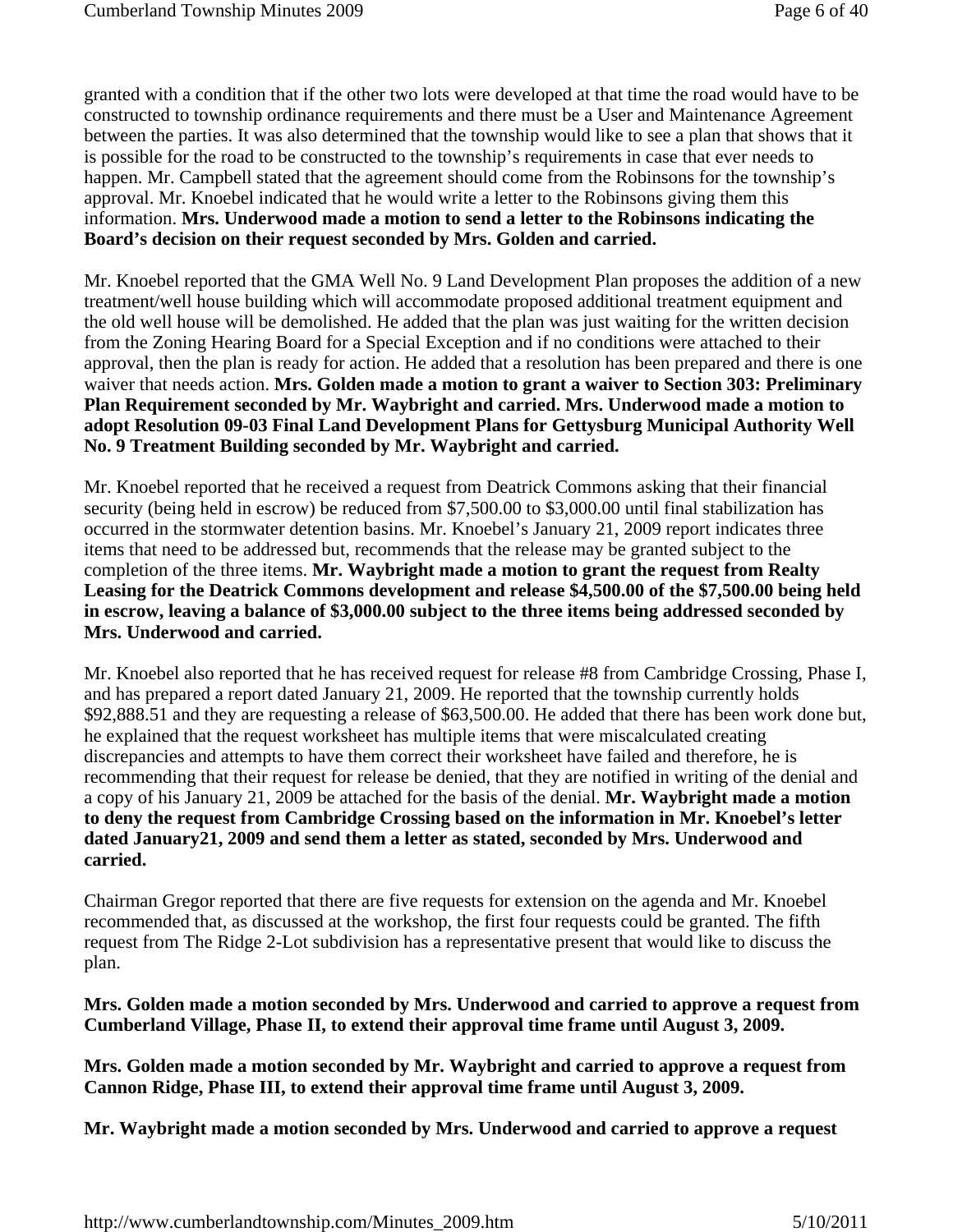granted with a condition that if the other two lots were developed at that time the road would have to be constructed to township ordinance requirements and there must be a User and Maintenance Agreement between the parties. It was also determined that the township would like to see a plan that shows that it is possible for the road to be constructed to the township's requirements in case that ever needs to happen. Mr. Campbell stated that the agreement should come from the Robinsons for the township's approval. Mr. Knoebel indicated that he would write a letter to the Robinsons giving them this information. **Mrs. Underwood made a motion to send a letter to the Robinsons indicating the Board's decision on their request seconded by Mrs. Golden and carried.**

Mr. Knoebel reported that the GMA Well No. 9 Land Development Plan proposes the addition of a new treatment/well house building which will accommodate proposed additional treatment equipment and the old well house will be demolished. He added that the plan was just waiting for the written decision from the Zoning Hearing Board for a Special Exception and if no conditions were attached to their approval, then the plan is ready for action. He added that a resolution has been prepared and there is one waiver that needs action. **Mrs. Golden made a motion to grant a waiver to Section 303: Preliminary Plan Requirement seconded by Mr. Waybright and carried. Mrs. Underwood made a motion to adopt Resolution 09-03 Final Land Development Plans for Gettysburg Municipal Authority Well No. 9 Treatment Building seconded by Mr. Waybright and carried.**

Mr. Knoebel reported that he received a request from Deatrick Commons asking that their financial security (being held in escrow) be reduced from $7,500.00 to $3,000.00 until final stabilization has occurred in the stormwater detention basins. Mr. Knoebel's January 21, 2009 report indicates three items that need to be addressed but, recommends that the release may be granted subject to the completion of the three items. **Mr. Waybright made a motion to grant the request from Realty Leasing for the Deatrick Commons development and release $4,500.00 of the $7,500.00 being held in escrow, leaving a balance of $3,000.00 subject to the three items being addressed seconded by Mrs. Underwood and carried.**

Mr. Knoebel also reported that he has received request for release #8 from Cambridge Crossing, Phase I, and has prepared a report dated January 21, 2009. He reported that the township currently holds $92,888.51 and they are requesting a release of $63,500.00. He added that there has been work done but, he explained that the request worksheet has multiple items that were miscalculated creating discrepancies and attempts to have them correct their worksheet have failed and therefore, he is recommending that their request for release be denied, that they are notified in writing of the denial and a copy of his January 21, 2009 be attached for the basis of the denial. **Mr. Waybright made a motion to deny the request from Cambridge Crossing based on the information in Mr. Knoebel's letter dated January21, 2009 and send them a letter as stated, seconded by Mrs. Underwood and carried.**

Chairman Gregor reported that there are five requests for extension on the agenda and Mr. Knoebel recommended that, as discussed at the workshop, the first four requests could be granted. The fifth request from The Ridge 2-Lot subdivision has a representative present that would like to discuss the plan.

**Mrs. Golden made a motion seconded by Mrs. Underwood and carried to approve a request from Cumberland Village, Phase II, to extend their approval time frame until August 3, 2009.**

**Mrs. Golden made a motion seconded by Mr. Waybright and carried to approve a request from Cannon Ridge, Phase III, to extend their approval time frame until August 3, 2009.**

**Mr. Waybright made a motion seconded by Mrs. Underwood and carried to approve a request**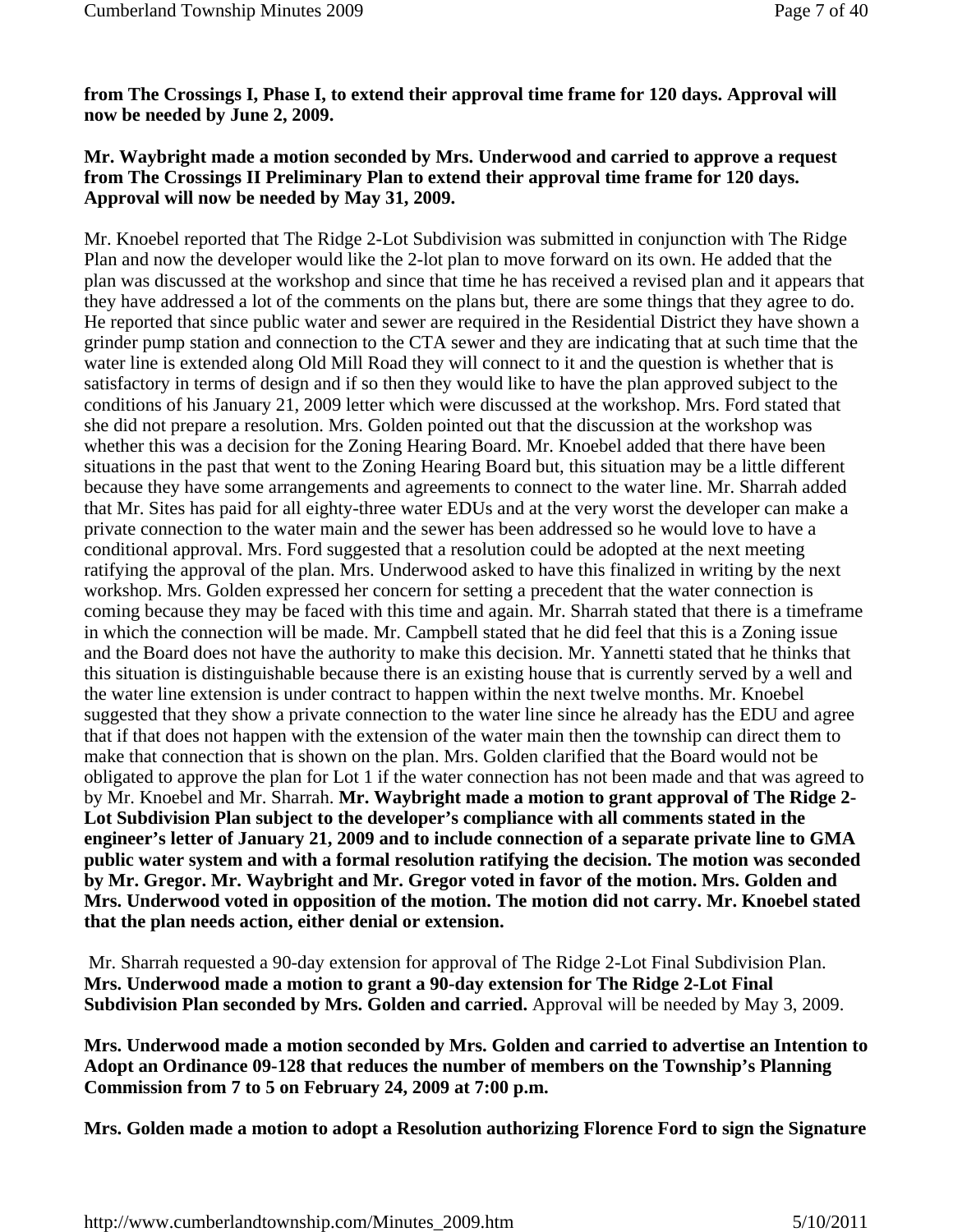**from The Crossings I, Phase I, to extend their approval time frame for 120 days. Approval will now be needed by June 2, 2009.**

**Mr. Waybright made a motion seconded by Mrs. Underwood and carried to approve a request from The Crossings II Preliminary Plan to extend their approval time frame for 120 days. Approval will now be needed by May 31, 2009.**

Mr. Knoebel reported that The Ridge 2-Lot Subdivision was submitted in conjunction with The Ridge Plan and now the developer would like the 2-lot plan to move forward on its own. He added that the plan was discussed at the workshop and since that time he has received a revised plan and it appears that they have addressed a lot of the comments on the plans but, there are some things that they agree to do. He reported that since public water and sewer are required in the Residential District they have shown a grinder pump station and connection to the CTA sewer and they are indicating that at such time that the water line is extended along Old Mill Road they will connect to it and the question is whether that is satisfactory in terms of design and if so then they would like to have the plan approved subject to the conditions of his January 21, 2009 letter which were discussed at the workshop. Mrs. Ford stated that she did not prepare a resolution. Mrs. Golden pointed out that the discussion at the workshop was whether this was a decision for the Zoning Hearing Board. Mr. Knoebel added that there have been situations in the past that went to the Zoning Hearing Board but, this situation may be a little different because they have some arrangements and agreements to connect to the water line. Mr. Sharrah added that Mr. Sites has paid for all eighty-three water EDUs and at the very worst the developer can make a private connection to the water main and the sewer has been addressed so he would love to have a conditional approval. Mrs. Ford suggested that a resolution could be adopted at the next meeting ratifying the approval of the plan. Mrs. Underwood asked to have this finalized in writing by the next workshop. Mrs. Golden expressed her concern for setting a precedent that the water connection is coming because they may be faced with this time and again. Mr. Sharrah stated that there is a timeframe in which the connection will be made. Mr. Campbell stated that he did feel that this is a Zoning issue and the Board does not have the authority to make this decision. Mr. Yannetti stated that he thinks that this situation is distinguishable because there is an existing house that is currently served by a well and the water line extension is under contract to happen within the next twelve months. Mr. Knoebel suggested that they show a private connection to the water line since he already has the EDU and agree that if that does not happen with the extension of the water main then the township can direct them to make that connection that is shown on the plan. Mrs. Golden clarified that the Board would not be obligated to approve the plan for Lot 1 if the water connection has not been made and that was agreed to by Mr. Knoebel and Mr. Sharrah. **Mr. Waybright made a motion to grant approval of The Ridge 2-Lot Subdivision Plan subject to the developer's compliance with all comments stated in the engineer's letter of January 21, 2009 and to include connection of a separate private line to GMA public water system and with a formal resolution ratifying the decision. The motion was seconded by Mr. Gregor. Mr. Waybright and Mr. Gregor voted in favor of the motion. Mrs. Golden and Mrs. Underwood voted in opposition of the motion. The motion did not carry. Mr. Knoebel stated that the plan needs action, either denial or extension.**

Mr. Sharrah requested a 90-day extension for approval of The Ridge 2-Lot Final Subdivision Plan. **Mrs. Underwood made a motion to grant a 90-day extension for The Ridge 2-Lot Final Subdivision Plan seconded by Mrs. Golden and carried.** Approval will be needed by May 3, 2009.

**Mrs. Underwood made a motion seconded by Mrs. Golden and carried to advertise an Intention to Adopt an Ordinance 09-128 that reduces the number of members on the Township's Planning Commission from 7 to 5 on February 24, 2009 at 7:00 p.m.**

**Mrs. Golden made a motion to adopt a Resolution authorizing Florence Ford to sign the Signature**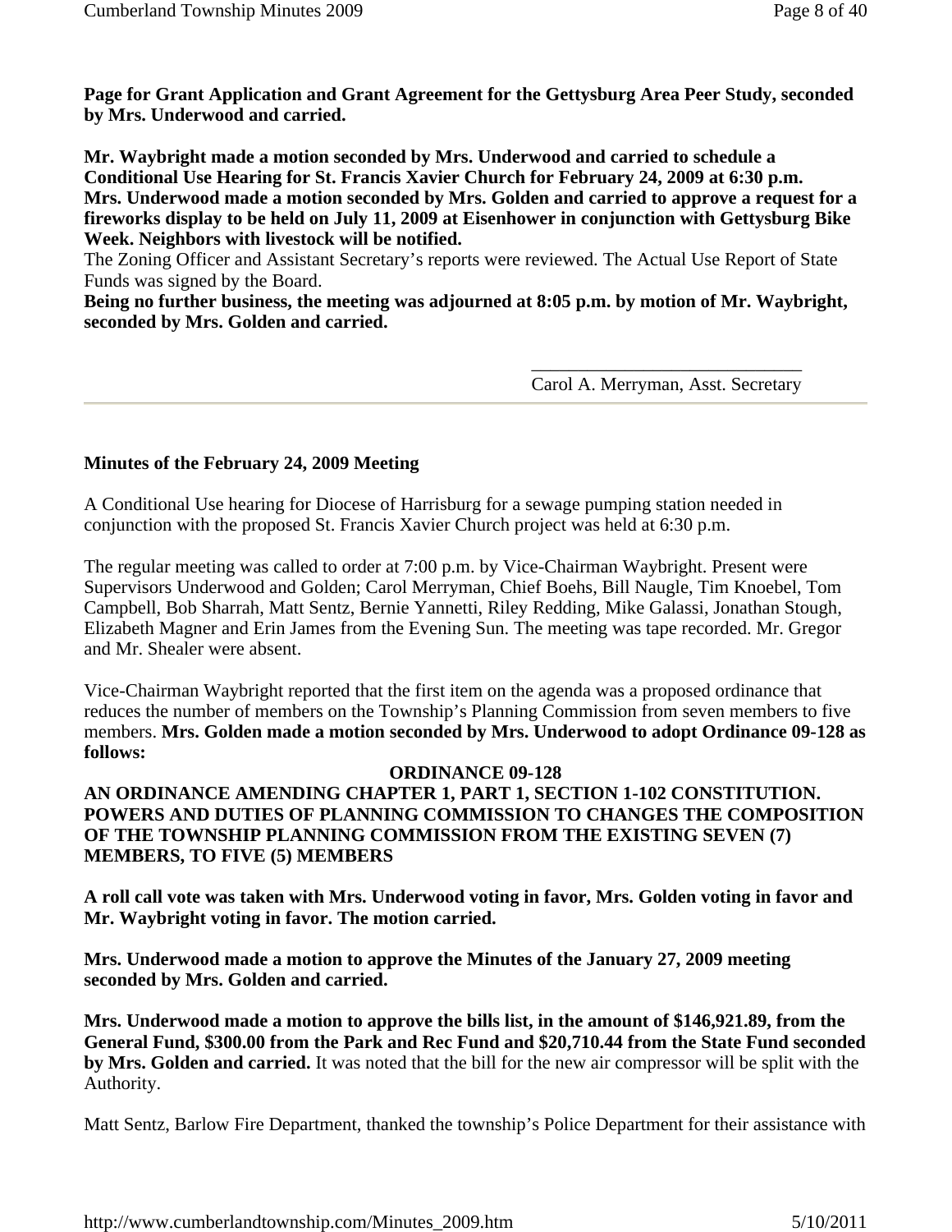**Page for Grant Application and Grant Agreement for the Gettysburg Area Peer Study, seconded by Mrs. Underwood and carried.**

**Mr. Waybright made a motion seconded by Mrs. Underwood and carried to schedule a Conditional Use Hearing for St. Francis Xavier Church for February 24, 2009 at 6:30 p.m. Mrs. Underwood made a motion seconded by Mrs. Golden and carried to approve a request for a fireworks display to be held on July 11, 2009 at Eisenhower in conjunction with Gettysburg Bike Week. Neighbors with livestock will be notified.**
The Zoning Officer and Assistant Secretary's reports were reviewed. The Actual Use Report of State Funds was signed by the Board.
**Being no further business, the meeting was adjourned at 8:05 p.m. by motion of Mr. Waybright, seconded by Mrs. Golden and carried.**

\_\_\_\_\_\_\_\_\_\_\_\_\_\_\_\_\_\_\_\_\_\_\_\_\_\_\_\_\_\_
Carol A. Merryman, Asst. Secretary

---

**Minutes of the February 24, 2009 Meeting**

A Conditional Use hearing for Diocese of Harrisburg for a sewage pumping station needed in conjunction with the proposed St. Francis Xavier Church project was held at 6:30 p.m.

The regular meeting was called to order at 7:00 p.m. by Vice-Chairman Waybright. Present were Supervisors Underwood and Golden; Carol Merryman, Chief Boehs, Bill Naugle, Tim Knoebel, Tom Campbell, Bob Sharrah, Matt Sentz, Bernie Yannetti, Riley Redding, Mike Galassi, Jonathan Stough, Elizabeth Magner and Erin James from the Evening Sun. The meeting was tape recorded. Mr. Gregor and Mr. Shealer were absent.

Vice-Chairman Waybright reported that the first item on the agenda was a proposed ordinance that reduces the number of members on the Township's Planning Commission from seven members to five members. **Mrs. Golden made a motion seconded by Mrs. Underwood to adopt Ordinance 09-128 as follows:**

**ORDINANCE 09-128**

**AN ORDINANCE AMENDING CHAPTER 1, PART 1, SECTION 1-102 CONSTITUTION. POWERS AND DUTIES OF PLANNING COMMISSION TO CHANGES THE COMPOSITION OF THE TOWNSHIP PLANNING COMMISSION FROM THE EXISTING SEVEN (7) MEMBERS, TO FIVE (5) MEMBERS**

**A roll call vote was taken with Mrs. Underwood voting in favor, Mrs. Golden voting in favor and Mr. Waybright voting in favor. The motion carried.**

**Mrs. Underwood made a motion to approve the Minutes of the January 27, 2009 meeting seconded by Mrs. Golden and carried.**

**Mrs. Underwood made a motion to approve the bills list, in the amount of $146,921.89, from the General Fund, $300.00 from the Park and Rec Fund and $20,710.44 from the State Fund seconded by Mrs. Golden and carried.** It was noted that the bill for the new air compressor will be split with the Authority.

Matt Sentz, Barlow Fire Department, thanked the township's Police Department for their assistance with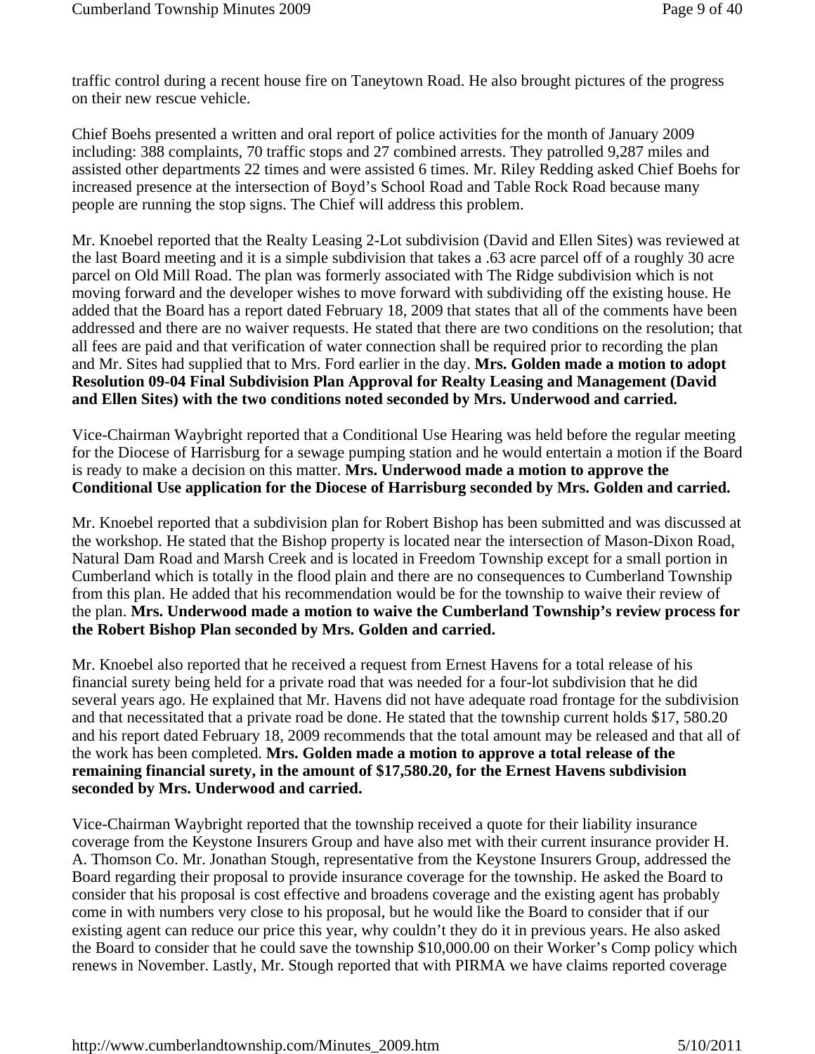traffic control during a recent house fire on Taneytown Road. He also brought pictures of the progress on their new rescue vehicle.

Chief Boehs presented a written and oral report of police activities for the month of January 2009 including: 388 complaints, 70 traffic stops and 27 combined arrests. They patrolled 9,287 miles and assisted other departments 22 times and were assisted 6 times. Mr. Riley Redding asked Chief Boehs for increased presence at the intersection of Boyd's School Road and Table Rock Road because many people are running the stop signs. The Chief will address this problem.

Mr. Knoebel reported that the Realty Leasing 2-Lot subdivision (David and Ellen Sites) was reviewed at the last Board meeting and it is a simple subdivision that takes a .63 acre parcel off of a roughly 30 acre parcel on Old Mill Road. The plan was formerly associated with The Ridge subdivision which is not moving forward and the developer wishes to move forward with subdividing off the existing house. He added that the Board has a report dated February 18, 2009 that states that all of the comments have been addressed and there are no waiver requests. He stated that there are two conditions on the resolution; that all fees are paid and that verification of water connection shall be required prior to recording the plan and Mr. Sites had supplied that to Mrs. Ford earlier in the day. **Mrs. Golden made a motion to adopt Resolution 09-04 Final Subdivision Plan Approval for Realty Leasing and Management (David and Ellen Sites) with the two conditions noted seconded by Mrs. Underwood and carried.**

Vice-Chairman Waybright reported that a Conditional Use Hearing was held before the regular meeting for the Diocese of Harrisburg for a sewage pumping station and he would entertain a motion if the Board is ready to make a decision on this matter. **Mrs. Underwood made a motion to approve the Conditional Use application for the Diocese of Harrisburg seconded by Mrs. Golden and carried.**

Mr. Knoebel reported that a subdivision plan for Robert Bishop has been submitted and was discussed at the workshop. He stated that the Bishop property is located near the intersection of Mason-Dixon Road, Natural Dam Road and Marsh Creek and is located in Freedom Township except for a small portion in Cumberland which is totally in the flood plain and there are no consequences to Cumberland Township from this plan. He added that his recommendation would be for the township to waive their review of the plan. **Mrs. Underwood made a motion to waive the Cumberland Township's review process for the Robert Bishop Plan seconded by Mrs. Golden and carried.**

Mr. Knoebel also reported that he received a request from Ernest Havens for a total release of his financial surety being held for a private road that was needed for a four-lot subdivision that he did several years ago. He explained that Mr. Havens did not have adequate road frontage for the subdivision and that necessitated that a private road be done. He stated that the township current holds $17, 580.20 and his report dated February 18, 2009 recommends that the total amount may be released and that all of the work has been completed. **Mrs. Golden made a motion to approve a total release of the remaining financial surety, in the amount of $17,580.20, for the Ernest Havens subdivision seconded by Mrs. Underwood and carried.**

Vice-Chairman Waybright reported that the township received a quote for their liability insurance coverage from the Keystone Insurers Group and have also met with their current insurance provider H. A. Thomson Co. Mr. Jonathan Stough, representative from the Keystone Insurers Group, addressed the Board regarding their proposal to provide insurance coverage for the township. He asked the Board to consider that his proposal is cost effective and broadens coverage and the existing agent has probably come in with numbers very close to his proposal, but he would like the Board to consider that if our existing agent can reduce our price this year, why couldn't they do it in previous years. He also asked the Board to consider that he could save the township $10,000.00 on their Worker's Comp policy which renews in November. Lastly, Mr. Stough reported that with PIRMA we have claims reported coverage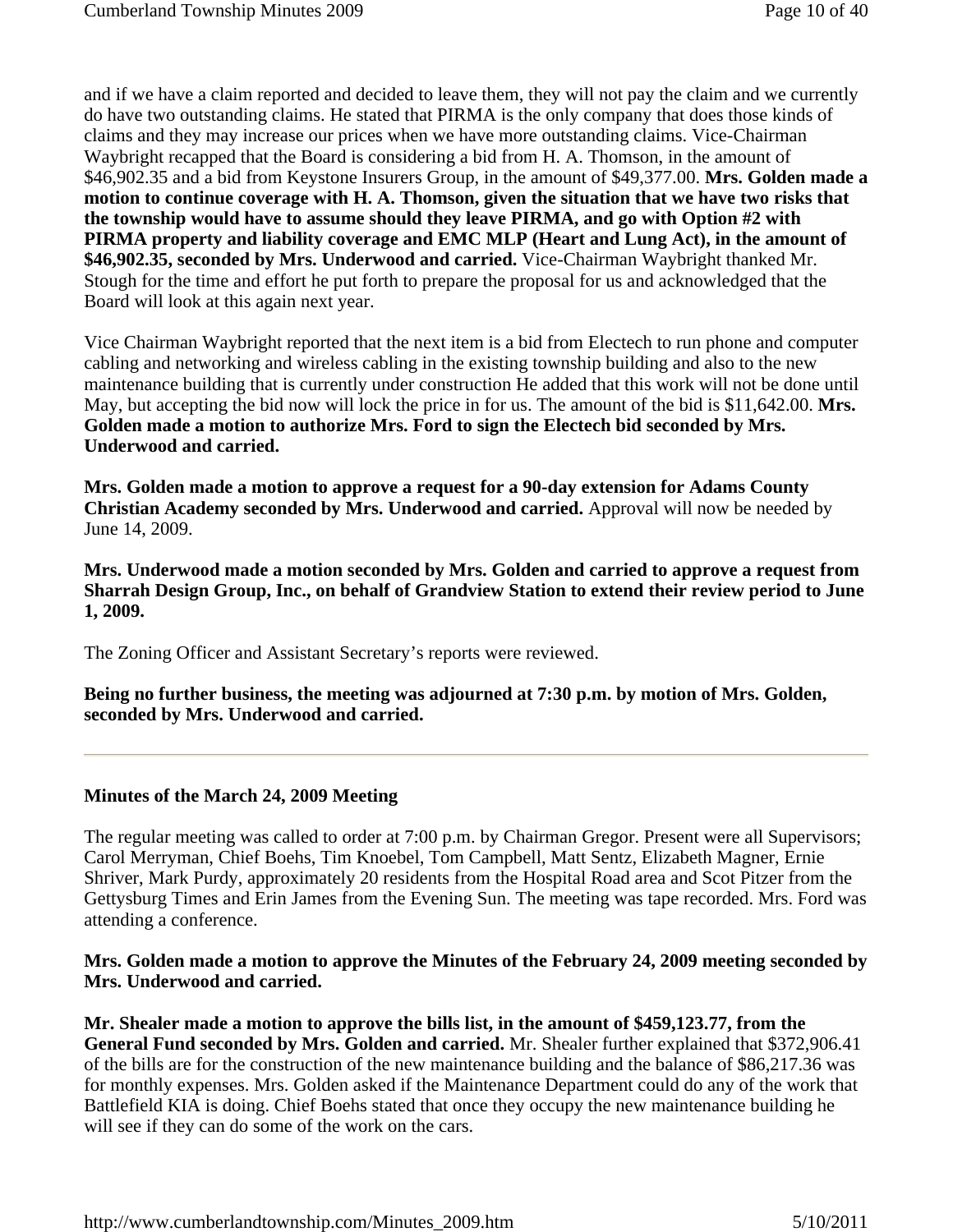and if we have a claim reported and decided to leave them, they will not pay the claim and we currently do have two outstanding claims. He stated that PIRMA is the only company that does those kinds of claims and they may increase our prices when we have more outstanding claims. Vice-Chairman Waybright recapped that the Board is considering a bid from H. A. Thomson, in the amount of $46,902.35 and a bid from Keystone Insurers Group, in the amount of $49,377.00. **Mrs. Golden made a motion to continue coverage with H. A. Thomson, given the situation that we have two risks that the township would have to assume should they leave PIRMA, and go with Option #2 with PIRMA property and liability coverage and EMC MLP (Heart and Lung Act), in the amount of $46,902.35, seconded by Mrs. Underwood and carried.** Vice-Chairman Waybright thanked Mr. Stough for the time and effort he put forth to prepare the proposal for us and acknowledged that the Board will look at this again next year.

Vice Chairman Waybright reported that the next item is a bid from Electech to run phone and computer cabling and networking and wireless cabling in the existing township building and also to the new maintenance building that is currently under construction He added that this work will not be done until May, but accepting the bid now will lock the price in for us. The amount of the bid is $11,642.00. **Mrs. Golden made a motion to authorize Mrs. Ford to sign the Electech bid seconded by Mrs. Underwood and carried.**

**Mrs. Golden made a motion to approve a request for a 90-day extension for Adams County Christian Academy seconded by Mrs. Underwood and carried.** Approval will now be needed by June 14, 2009.

**Mrs. Underwood made a motion seconded by Mrs. Golden and carried to approve a request from Sharrah Design Group, Inc., on behalf of Grandview Station to extend their review period to June 1, 2009.**

The Zoning Officer and Assistant Secretary's reports were reviewed.

**Being no further business, the meeting was adjourned at 7:30 p.m. by motion of Mrs. Golden, seconded by Mrs. Underwood and carried.**

---

**Minutes of the March 24, 2009 Meeting**

The regular meeting was called to order at 7:00 p.m. by Chairman Gregor. Present were all Supervisors; Carol Merryman, Chief Boehs, Tim Knoebel, Tom Campbell, Matt Sentz, Elizabeth Magner, Ernie Shriver, Mark Purdy, approximately 20 residents from the Hospital Road area and Scot Pitzer from the Gettysburg Times and Erin James from the Evening Sun. The meeting was tape recorded. Mrs. Ford was attending a conference.

**Mrs. Golden made a motion to approve the Minutes of the February 24, 2009 meeting seconded by Mrs. Underwood and carried.**

**Mr. Shealer made a motion to approve the bills list, in the amount of $459,123.77, from the General Fund seconded by Mrs. Golden and carried.** Mr. Shealer further explained that $372,906.41 of the bills are for the construction of the new maintenance building and the balance of $86,217.36 was for monthly expenses. Mrs. Golden asked if the Maintenance Department could do any of the work that Battlefield KIA is doing. Chief Boehs stated that once they occupy the new maintenance building he will see if they can do some of the work on the cars.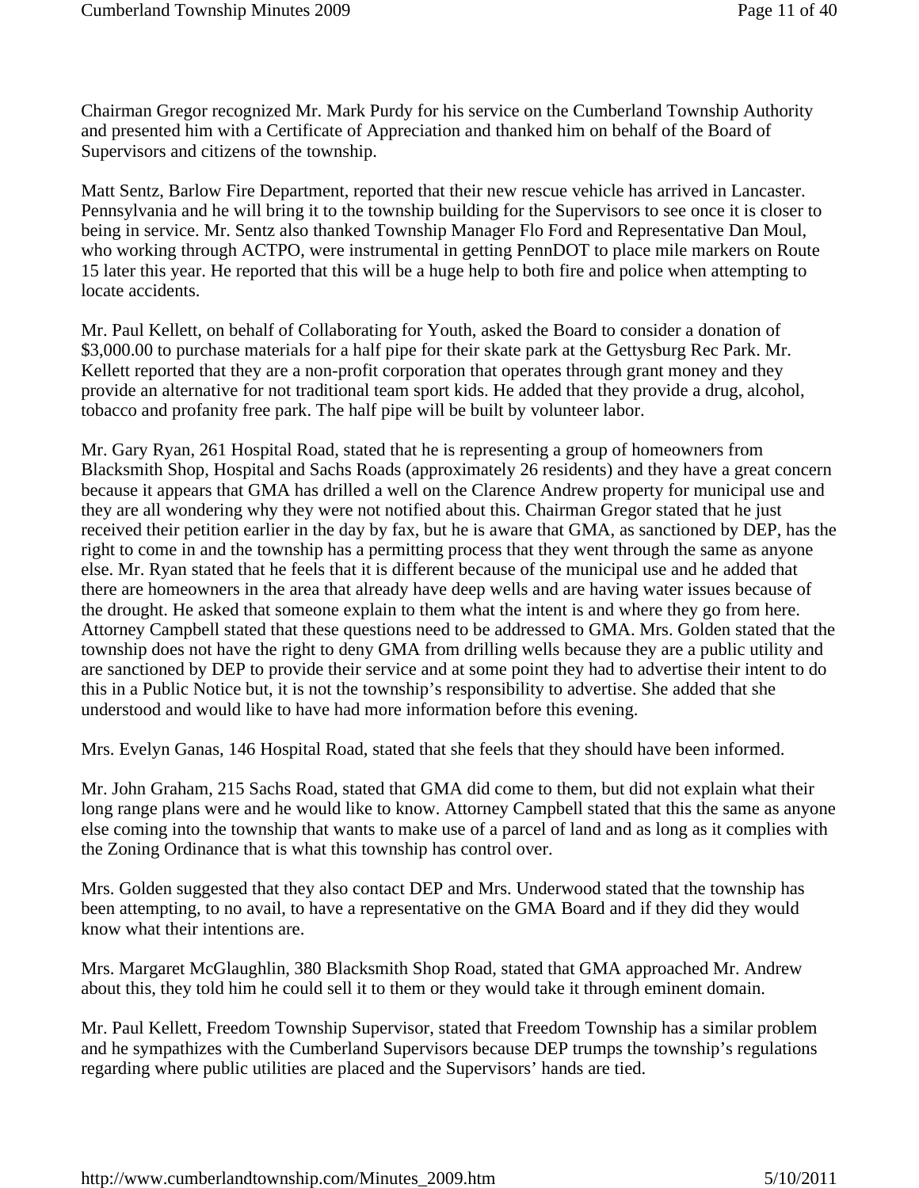Chairman Gregor recognized Mr. Mark Purdy for his service on the Cumberland Township Authority and presented him with a Certificate of Appreciation and thanked him on behalf of the Board of Supervisors and citizens of the township.

Matt Sentz, Barlow Fire Department, reported that their new rescue vehicle has arrived in Lancaster. Pennsylvania and he will bring it to the township building for the Supervisors to see once it is closer to being in service. Mr. Sentz also thanked Township Manager Flo Ford and Representative Dan Moul, who working through ACTPO, were instrumental in getting PennDOT to place mile markers on Route 15 later this year. He reported that this will be a huge help to both fire and police when attempting to locate accidents.

Mr. Paul Kellett, on behalf of Collaborating for Youth, asked the Board to consider a donation of \$3,000.00 to purchase materials for a half pipe for their skate park at the Gettysburg Rec Park. Mr. Kellett reported that they are a non-profit corporation that operates through grant money and they provide an alternative for not traditional team sport kids. He added that they provide a drug, alcohol, tobacco and profanity free park. The half pipe will be built by volunteer labor.

Mr. Gary Ryan, 261 Hospital Road, stated that he is representing a group of homeowners from Blacksmith Shop, Hospital and Sachs Roads (approximately 26 residents) and they have a great concern because it appears that GMA has drilled a well on the Clarence Andrew property for municipal use and they are all wondering why they were not notified about this. Chairman Gregor stated that he just received their petition earlier in the day by fax, but he is aware that GMA, as sanctioned by DEP, has the right to come in and the township has a permitting process that they went through the same as anyone else. Mr. Ryan stated that he feels that it is different because of the municipal use and he added that there are homeowners in the area that already have deep wells and are having water issues because of the drought. He asked that someone explain to them what the intent is and where they go from here. Attorney Campbell stated that these questions need to be addressed to GMA. Mrs. Golden stated that the township does not have the right to deny GMA from drilling wells because they are a public utility and are sanctioned by DEP to provide their service and at some point they had to advertise their intent to do this in a Public Notice but, it is not the township's responsibility to advertise. She added that she understood and would like to have had more information before this evening.

Mrs. Evelyn Ganas, 146 Hospital Road, stated that she feels that they should have been informed.

Mr. John Graham, 215 Sachs Road, stated that GMA did come to them, but did not explain what their long range plans were and he would like to know. Attorney Campbell stated that this the same as anyone else coming into the township that wants to make use of a parcel of land and as long as it complies with the Zoning Ordinance that is what this township has control over.

Mrs. Golden suggested that they also contact DEP and Mrs. Underwood stated that the township has been attempting, to no avail, to have a representative on the GMA Board and if they did they would know what their intentions are.

Mrs. Margaret McGlaughlin, 380 Blacksmith Shop Road, stated that GMA approached Mr. Andrew about this, they told him he could sell it to them or they would take it through eminent domain.

Mr. Paul Kellett, Freedom Township Supervisor, stated that Freedom Township has a similar problem and he sympathizes with the Cumberland Supervisors because DEP trumps the township's regulations regarding where public utilities are placed and the Supervisors' hands are tied.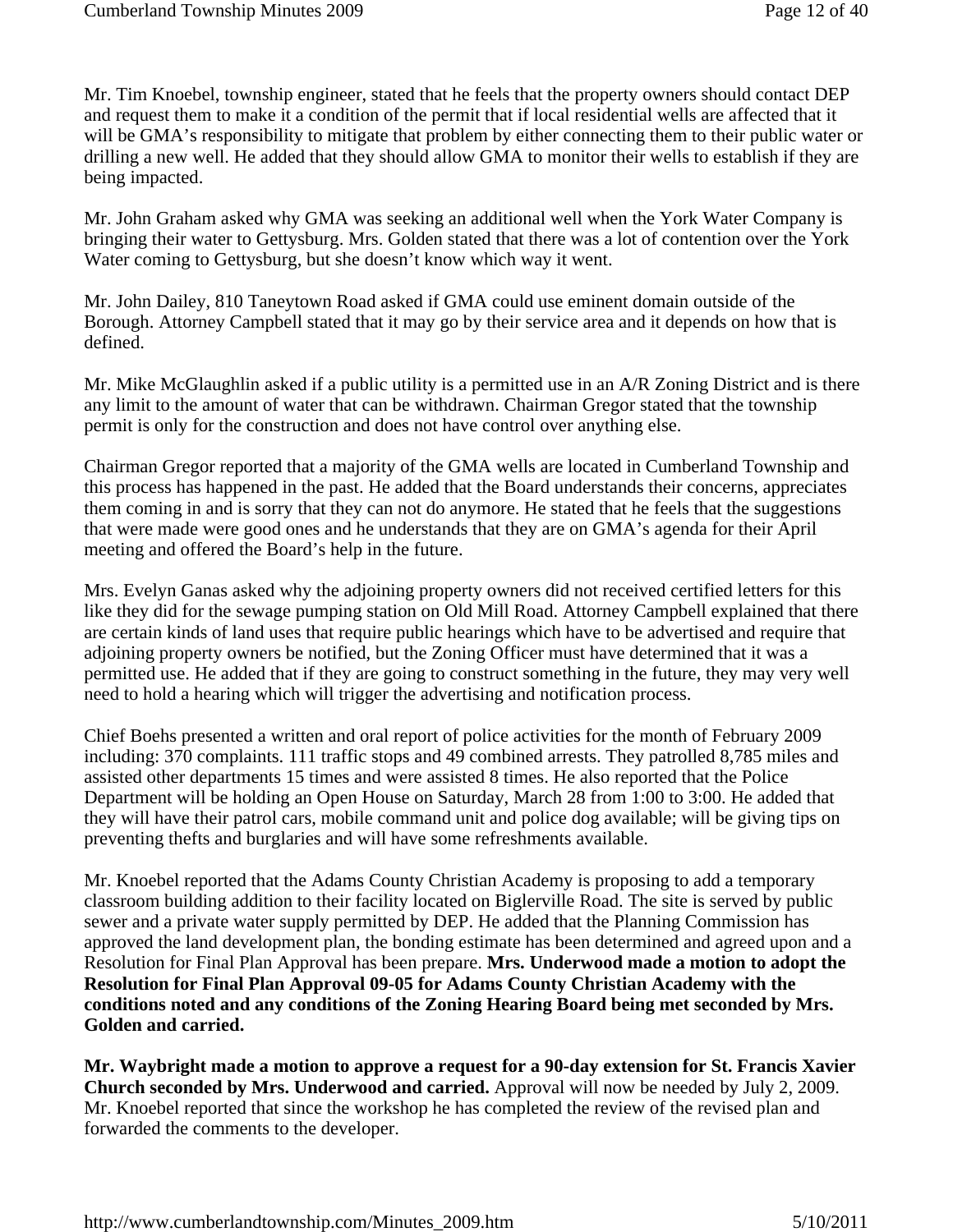Mr. Tim Knoebel, township engineer, stated that he feels that the property owners should contact DEP and request them to make it a condition of the permit that if local residential wells are affected that it will be GMA's responsibility to mitigate that problem by either connecting them to their public water or drilling a new well. He added that they should allow GMA to monitor their wells to establish if they are being impacted.

Mr. John Graham asked why GMA was seeking an additional well when the York Water Company is bringing their water to Gettysburg. Mrs. Golden stated that there was a lot of contention over the York Water coming to Gettysburg, but she doesn't know which way it went.

Mr. John Dailey, 810 Taneytown Road asked if GMA could use eminent domain outside of the Borough. Attorney Campbell stated that it may go by their service area and it depends on how that is defined.

Mr. Mike McGlaughlin asked if a public utility is a permitted use in an A/R Zoning District and is there any limit to the amount of water that can be withdrawn. Chairman Gregor stated that the township permit is only for the construction and does not have control over anything else.

Chairman Gregor reported that a majority of the GMA wells are located in Cumberland Township and this process has happened in the past. He added that the Board understands their concerns, appreciates them coming in and is sorry that they can not do anymore. He stated that he feels that the suggestions that were made were good ones and he understands that they are on GMA's agenda for their April meeting and offered the Board's help in the future.

Mrs. Evelyn Ganas asked why the adjoining property owners did not received certified letters for this like they did for the sewage pumping station on Old Mill Road. Attorney Campbell explained that there are certain kinds of land uses that require public hearings which have to be advertised and require that adjoining property owners be notified, but the Zoning Officer must have determined that it was a permitted use. He added that if they are going to construct something in the future, they may very well need to hold a hearing which will trigger the advertising and notification process.

Chief Boehs presented a written and oral report of police activities for the month of February 2009 including: 370 complaints. 111 traffic stops and 49 combined arrests. They patrolled 8,785 miles and assisted other departments 15 times and were assisted 8 times. He also reported that the Police Department will be holding an Open House on Saturday, March 28 from 1:00 to 3:00. He added that they will have their patrol cars, mobile command unit and police dog available; will be giving tips on preventing thefts and burglaries and will have some refreshments available.

Mr. Knoebel reported that the Adams County Christian Academy is proposing to add a temporary classroom building addition to their facility located on Biglerville Road. The site is served by public sewer and a private water supply permitted by DEP. He added that the Planning Commission has approved the land development plan, the bonding estimate has been determined and agreed upon and a Resolution for Final Plan Approval has been prepare. **Mrs. Underwood made a motion to adopt the Resolution for Final Plan Approval 09-05 for Adams County Christian Academy with the conditions noted and any conditions of the Zoning Hearing Board being met seconded by Mrs. Golden and carried.**

**Mr. Waybright made a motion to approve a request for a 90-day extension for St. Francis Xavier Church seconded by Mrs. Underwood and carried.** Approval will now be needed by July 2, 2009. Mr. Knoebel reported that since the workshop he has completed the review of the revised plan and forwarded the comments to the developer.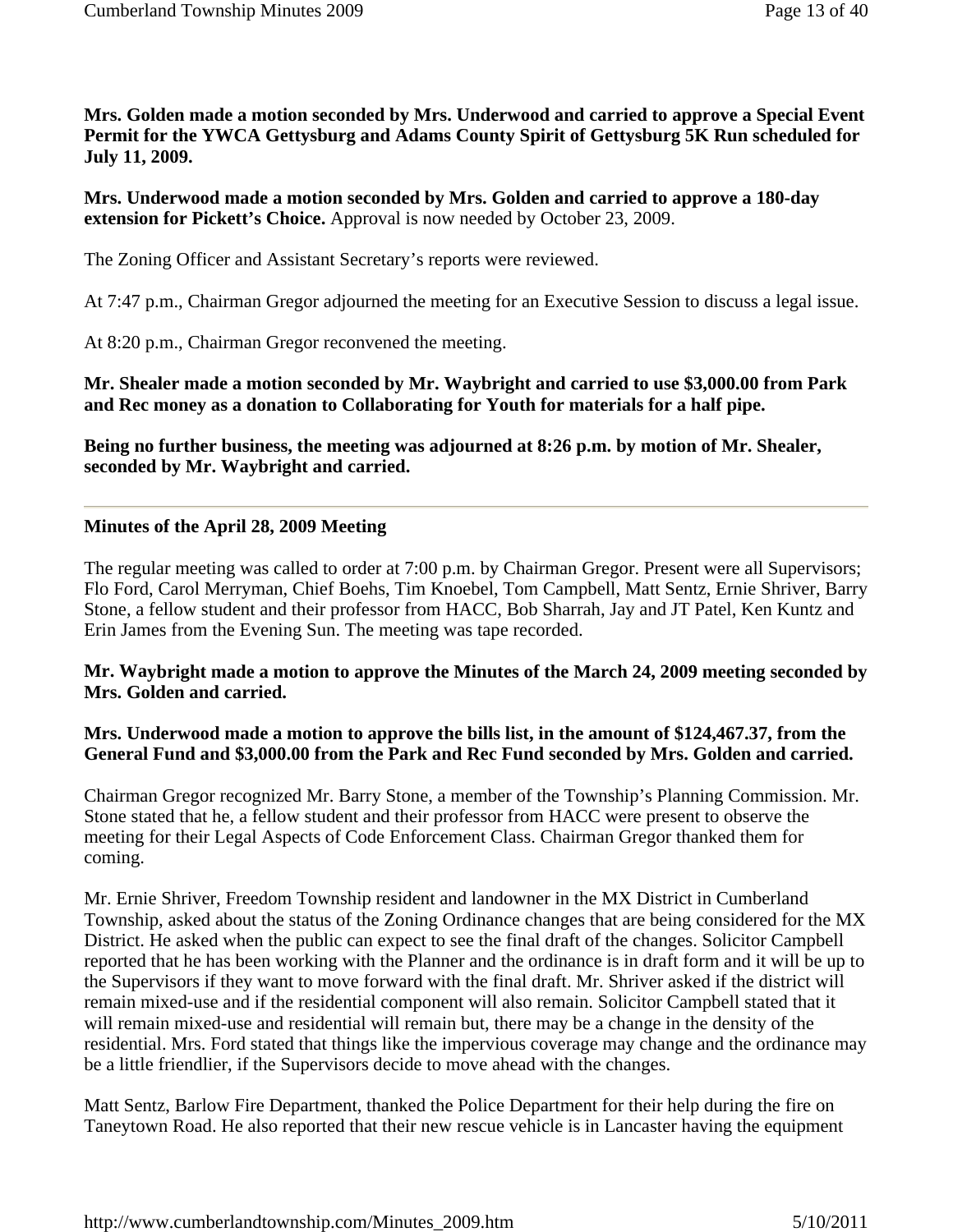**Mrs. Golden made a motion seconded by Mrs. Underwood and carried to approve a Special Event Permit for the YWCA Gettysburg and Adams County Spirit of Gettysburg 5K Run scheduled for July 11, 2009.**

**Mrs. Underwood made a motion seconded by Mrs. Golden and carried to approve a 180-day extension for Pickett's Choice.** Approval is now needed by October 23, 2009.

The Zoning Officer and Assistant Secretary's reports were reviewed.

At 7:47 p.m., Chairman Gregor adjourned the meeting for an Executive Session to discuss a legal issue.

At 8:20 p.m., Chairman Gregor reconvened the meeting.

**Mr. Shealer made a motion seconded by Mr. Waybright and carried to use $3,000.00 from Park and Rec money as a donation to Collaborating for Youth for materials for a half pipe.**

**Being no further business, the meeting was adjourned at 8:26 p.m. by motion of Mr. Shealer, seconded by Mr. Waybright and carried.**

---

**Minutes of the April 28, 2009 Meeting**

The regular meeting was called to order at 7:00 p.m. by Chairman Gregor. Present were all Supervisors; Flo Ford, Carol Merryman, Chief Boehs, Tim Knoebel, Tom Campbell, Matt Sentz, Ernie Shriver, Barry Stone, a fellow student and their professor from HACC, Bob Sharrah, Jay and JT Patel, Ken Kuntz and Erin James from the Evening Sun. The meeting was tape recorded.

**Mr. Waybright made a motion to approve the Minutes of the March 24, 2009 meeting seconded by Mrs. Golden and carried.**

**Mrs. Underwood made a motion to approve the bills list, in the amount of $124,467.37, from the General Fund and $3,000.00 from the Park and Rec Fund seconded by Mrs. Golden and carried.**

Chairman Gregor recognized Mr. Barry Stone, a member of the Township's Planning Commission. Mr. Stone stated that he, a fellow student and their professor from HACC were present to observe the meeting for their Legal Aspects of Code Enforcement Class. Chairman Gregor thanked them for coming.

Mr. Ernie Shriver, Freedom Township resident and landowner in the MX District in Cumberland Township, asked about the status of the Zoning Ordinance changes that are being considered for the MX District. He asked when the public can expect to see the final draft of the changes. Solicitor Campbell reported that he has been working with the Planner and the ordinance is in draft form and it will be up to the Supervisors if they want to move forward with the final draft. Mr. Shriver asked if the district will remain mixed-use and if the residential component will also remain. Solicitor Campbell stated that it will remain mixed-use and residential will remain but, there may be a change in the density of the residential. Mrs. Ford stated that things like the impervious coverage may change and the ordinance may be a little friendlier, if the Supervisors decide to move ahead with the changes.

Matt Sentz, Barlow Fire Department, thanked the Police Department for their help during the fire on Taneytown Road. He also reported that their new rescue vehicle is in Lancaster having the equipment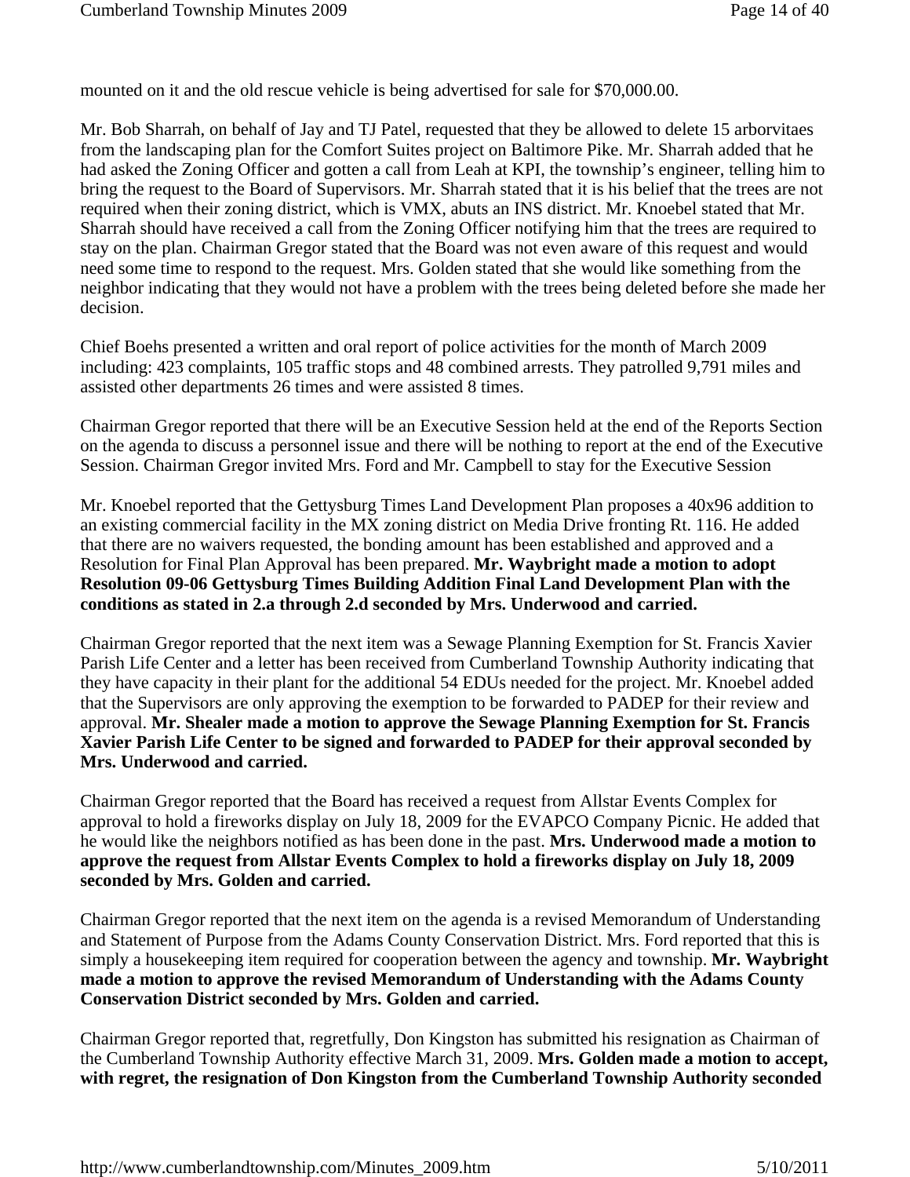mounted on it and the old rescue vehicle is being advertised for sale for $70,000.00.

Mr. Bob Sharrah, on behalf of Jay and TJ Patel, requested that they be allowed to delete 15 arborvitaes from the landscaping plan for the Comfort Suites project on Baltimore Pike. Mr. Sharrah added that he had asked the Zoning Officer and gotten a call from Leah at KPI, the township's engineer, telling him to bring the request to the Board of Supervisors. Mr. Sharrah stated that it is his belief that the trees are not required when their zoning district, which is VMX, abuts an INS district. Mr. Knoebel stated that Mr. Sharrah should have received a call from the Zoning Officer notifying him that the trees are required to stay on the plan. Chairman Gregor stated that the Board was not even aware of this request and would need some time to respond to the request. Mrs. Golden stated that she would like something from the neighbor indicating that they would not have a problem with the trees being deleted before she made her decision.

Chief Boehs presented a written and oral report of police activities for the month of March 2009 including: 423 complaints, 105 traffic stops and 48 combined arrests. They patrolled 9,791 miles and assisted other departments 26 times and were assisted 8 times.

Chairman Gregor reported that there will be an Executive Session held at the end of the Reports Section on the agenda to discuss a personnel issue and there will be nothing to report at the end of the Executive Session. Chairman Gregor invited Mrs. Ford and Mr. Campbell to stay for the Executive Session

Mr. Knoebel reported that the Gettysburg Times Land Development Plan proposes a 40x96 addition to an existing commercial facility in the MX zoning district on Media Drive fronting Rt. 116. He added that there are no waivers requested, the bonding amount has been established and approved and a Resolution for Final Plan Approval has been prepared. **Mr. Waybright made a motion to adopt Resolution 09-06 Gettysburg Times Building Addition Final Land Development Plan with the conditions as stated in 2.a through 2.d seconded by Mrs. Underwood and carried.**

Chairman Gregor reported that the next item was a Sewage Planning Exemption for St. Francis Xavier Parish Life Center and a letter has been received from Cumberland Township Authority indicating that they have capacity in their plant for the additional 54 EDUs needed for the project. Mr. Knoebel added that the Supervisors are only approving the exemption to be forwarded to PADEP for their review and approval. **Mr. Shealer made a motion to approve the Sewage Planning Exemption for St. Francis Xavier Parish Life Center to be signed and forwarded to PADEP for their approval seconded by Mrs. Underwood and carried.**

Chairman Gregor reported that the Board has received a request from Allstar Events Complex for approval to hold a fireworks display on July 18, 2009 for the EVAPCO Company Picnic. He added that he would like the neighbors notified as has been done in the past. **Mrs. Underwood made a motion to approve the request from Allstar Events Complex to hold a fireworks display on July 18, 2009 seconded by Mrs. Golden and carried.**

Chairman Gregor reported that the next item on the agenda is a revised Memorandum of Understanding and Statement of Purpose from the Adams County Conservation District. Mrs. Ford reported that this is simply a housekeeping item required for cooperation between the agency and township. **Mr. Waybright made a motion to approve the revised Memorandum of Understanding with the Adams County Conservation District seconded by Mrs. Golden and carried.**

Chairman Gregor reported that, regretfully, Don Kingston has submitted his resignation as Chairman of the Cumberland Township Authority effective March 31, 2009. **Mrs. Golden made a motion to accept, with regret, the resignation of Don Kingston from the Cumberland Township Authority seconded**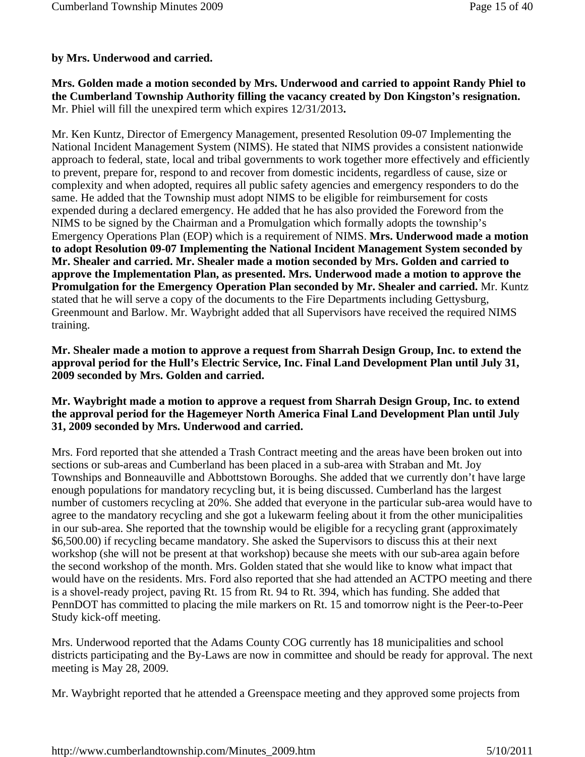**by Mrs. Underwood and carried.**

**Mrs. Golden made a motion seconded by Mrs. Underwood and carried to appoint Randy Phiel to the Cumberland Township Authority filling the vacancy created by Don Kingston's resignation.** Mr. Phiel will fill the unexpired term which expires 12/31/2013**.**

Mr. Ken Kuntz, Director of Emergency Management, presented Resolution 09-07 Implementing the National Incident Management System (NIMS). He stated that NIMS provides a consistent nationwide approach to federal, state, local and tribal governments to work together more effectively and efficiently to prevent, prepare for, respond to and recover from domestic incidents, regardless of cause, size or complexity and when adopted, requires all public safety agencies and emergency responders to do the same. He added that the Township must adopt NIMS to be eligible for reimbursement for costs expended during a declared emergency. He added that he has also provided the Foreword from the NIMS to be signed by the Chairman and a Promulgation which formally adopts the township's Emergency Operations Plan (EOP) which is a requirement of NIMS. **Mrs. Underwood made a motion to adopt Resolution 09-07 Implementing the National Incident Management System seconded by Mr. Shealer and carried. Mr. Shealer made a motion seconded by Mrs. Golden and carried to approve the Implementation Plan, as presented. Mrs. Underwood made a motion to approve the Promulgation for the Emergency Operation Plan seconded by Mr. Shealer and carried.** Mr. Kuntz stated that he will serve a copy of the documents to the Fire Departments including Gettysburg, Greenmount and Barlow. Mr. Waybright added that all Supervisors have received the required NIMS training.

**Mr. Shealer made a motion to approve a request from Sharrah Design Group, Inc. to extend the approval period for the Hull's Electric Service, Inc. Final Land Development Plan until July 31, 2009 seconded by Mrs. Golden and carried.**

**Mr. Waybright made a motion to approve a request from Sharrah Design Group, Inc. to extend the approval period for the Hagemeyer North America Final Land Development Plan until July 31, 2009 seconded by Mrs. Underwood and carried.**

Mrs. Ford reported that she attended a Trash Contract meeting and the areas have been broken out into sections or sub-areas and Cumberland has been placed in a sub-area with Straban and Mt. Joy Townships and Bonneauville and Abbottstown Boroughs. She added that we currently don't have large enough populations for mandatory recycling but, it is being discussed. Cumberland has the largest number of customers recycling at 20%. She added that everyone in the particular sub-area would have to agree to the mandatory recycling and she got a lukewarm feeling about it from the other municipalities in our sub-area. She reported that the township would be eligible for a recycling grant (approximately $6,500.00) if recycling became mandatory. She asked the Supervisors to discuss this at their next workshop (she will not be present at that workshop) because she meets with our sub-area again before the second workshop of the month. Mrs. Golden stated that she would like to know what impact that would have on the residents. Mrs. Ford also reported that she had attended an ACTPO meeting and there is a shovel-ready project, paving Rt. 15 from Rt. 94 to Rt. 394, which has funding. She added that PennDOT has committed to placing the mile markers on Rt. 15 and tomorrow night is the Peer-to-Peer Study kick-off meeting.

Mrs. Underwood reported that the Adams County COG currently has 18 municipalities and school districts participating and the By-Laws are now in committee and should be ready for approval. The next meeting is May 28, 2009.

Mr. Waybright reported that he attended a Greenspace meeting and they approved some projects from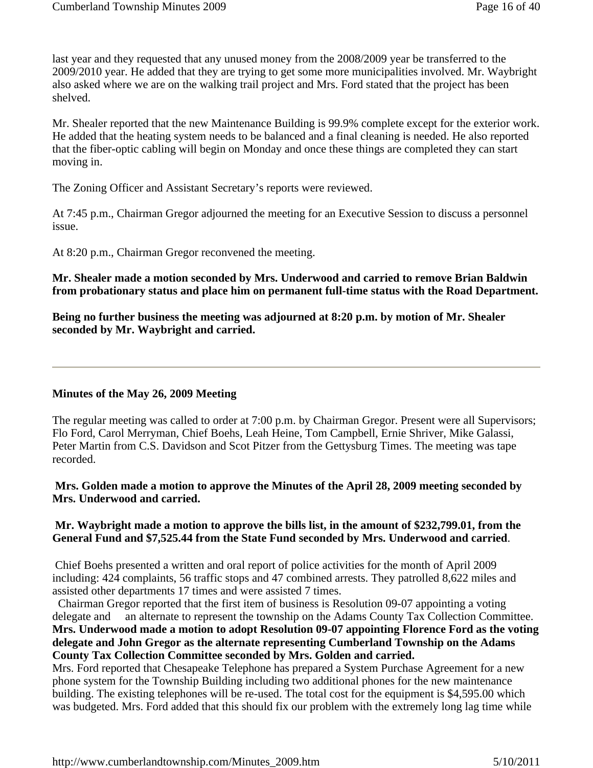last year and they requested that any unused money from the 2008/2009 year be transferred to the 2009/2010 year. He added that they are trying to get some more municipalities involved. Mr. Waybright also asked where we are on the walking trail project and Mrs. Ford stated that the project has been shelved.

Mr. Shealer reported that the new Maintenance Building is 99.9% complete except for the exterior work. He added that the heating system needs to be balanced and a final cleaning is needed. He also reported that the fiber-optic cabling will begin on Monday and once these things are completed they can start moving in.

The Zoning Officer and Assistant Secretary's reports were reviewed.

At 7:45 p.m., Chairman Gregor adjourned the meeting for an Executive Session to discuss a personnel issue.

At 8:20 p.m., Chairman Gregor reconvened the meeting.

**Mr. Shealer made a motion seconded by Mrs. Underwood and carried to remove Brian Baldwin from probationary status and place him on permanent full-time status with the Road Department.**

**Being no further business the meeting was adjourned at 8:20 p.m. by motion of Mr. Shealer seconded by Mr. Waybright and carried.**

---

**Minutes of the May 26, 2009 Meeting**

The regular meeting was called to order at 7:00 p.m. by Chairman Gregor. Present were all Supervisors; Flo Ford, Carol Merryman, Chief Boehs, Leah Heine, Tom Campbell, Ernie Shriver, Mike Galassi, Peter Martin from C.S. Davidson and Scot Pitzer from the Gettysburg Times. The meeting was tape recorded.

**Mrs. Golden made a motion to approve the Minutes of the April 28, 2009 meeting seconded by Mrs. Underwood and carried.**

**Mr. Waybright made a motion to approve the bills list, in the amount of $232,799.01, from the General Fund and $7,525.44 from the State Fund seconded by Mrs. Underwood and carried**.

Chief Boehs presented a written and oral report of police activities for the month of April 2009 including: 424 complaints, 56 traffic stops and 47 combined arrests. They patrolled 8,622 miles and assisted other departments 17 times and were assisted 7 times.

Chairman Gregor reported that the first item of business is Resolution 09-07 appointing a voting delegate and an alternate to represent the township on the Adams County Tax Collection Committee. **Mrs. Underwood made a motion to adopt Resolution 09-07 appointing Florence Ford as the voting delegate and John Gregor as the alternate representing Cumberland Township on the Adams County Tax Collection Committee seconded by Mrs. Golden and carried.**

Mrs. Ford reported that Chesapeake Telephone has prepared a System Purchase Agreement for a new phone system for the Township Building including two additional phones for the new maintenance building. The existing telephones will be re-used. The total cost for the equipment is $4,595.00 which was budgeted. Mrs. Ford added that this should fix our problem with the extremely long lag time while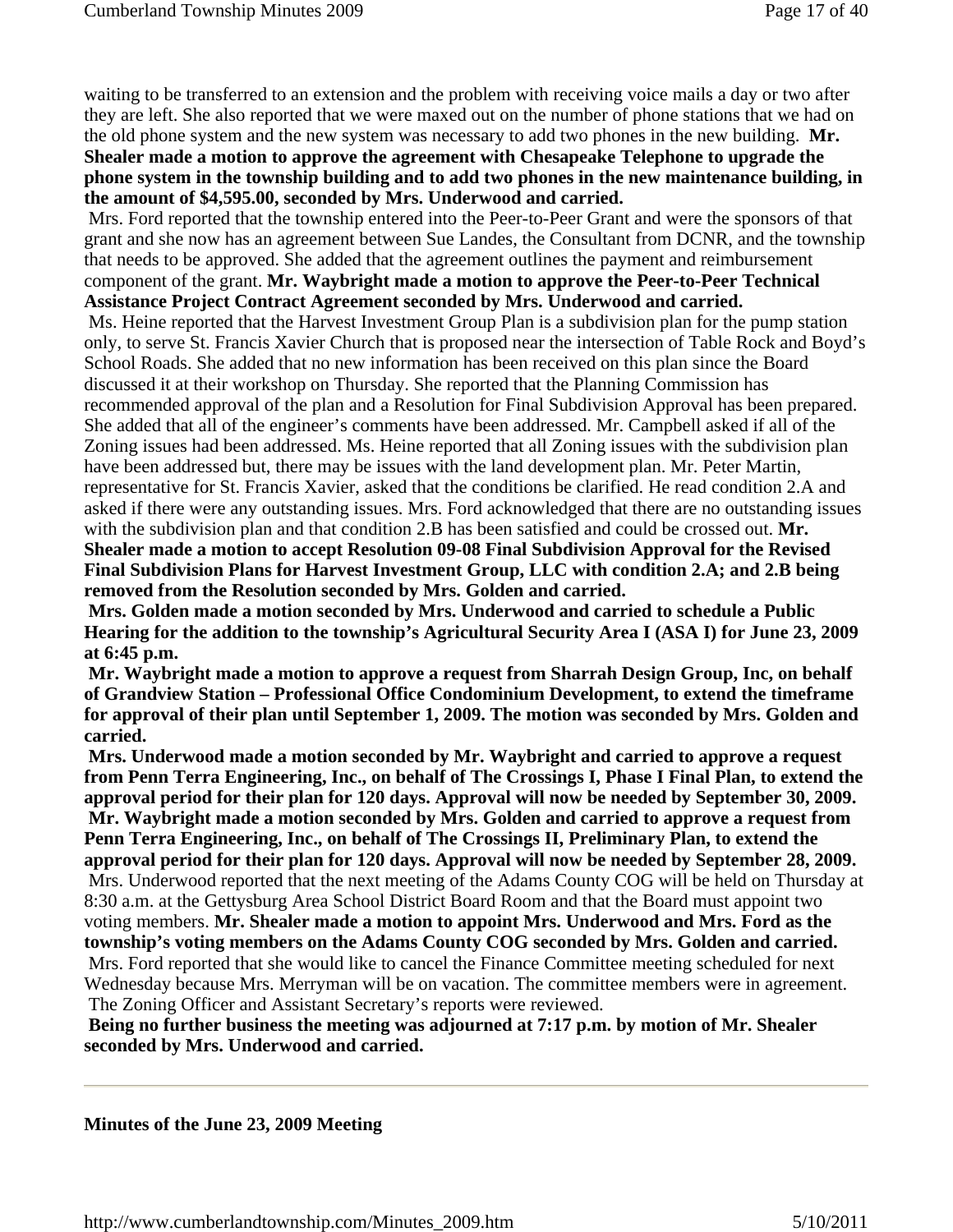waiting to be transferred to an extension and the problem with receiving voice mails a day or two after they are left. She also reported that we were maxed out on the number of phone stations that we had on the old phone system and the new system was necessary to add two phones in the new building. **Mr. Shealer made a motion to approve the agreement with Chesapeake Telephone to upgrade the phone system in the township building and to add two phones in the new maintenance building, in the amount of $4,595.00, seconded by Mrs. Underwood and carried.**

Mrs. Ford reported that the township entered into the Peer-to-Peer Grant and were the sponsors of that grant and she now has an agreement between Sue Landes, the Consultant from DCNR, and the township that needs to be approved. She added that the agreement outlines the payment and reimbursement component of the grant. **Mr. Waybright made a motion to approve the Peer-to-Peer Technical Assistance Project Contract Agreement seconded by Mrs. Underwood and carried.**

Ms. Heine reported that the Harvest Investment Group Plan is a subdivision plan for the pump station only, to serve St. Francis Xavier Church that is proposed near the intersection of Table Rock and Boyd's School Roads. She added that no new information has been received on this plan since the Board discussed it at their workshop on Thursday. She reported that the Planning Commission has recommended approval of the plan and a Resolution for Final Subdivision Approval has been prepared. She added that all of the engineer's comments have been addressed. Mr. Campbell asked if all of the Zoning issues had been addressed. Ms. Heine reported that all Zoning issues with the subdivision plan have been addressed but, there may be issues with the land development plan. Mr. Peter Martin, representative for St. Francis Xavier, asked that the conditions be clarified. He read condition 2.A and asked if there were any outstanding issues. Mrs. Ford acknowledged that there are no outstanding issues with the subdivision plan and that condition 2.B has been satisfied and could be crossed out. **Mr. Shealer made a motion to accept Resolution 09-08 Final Subdivision Approval for the Revised Final Subdivision Plans for Harvest Investment Group, LLC with condition 2.A; and 2.B being removed from the Resolution seconded by Mrs. Golden and carried.**

**Mrs. Golden made a motion seconded by Mrs. Underwood and carried to schedule a Public Hearing for the addition to the township's Agricultural Security Area I (ASA I) for June 23, 2009 at 6:45 p.m.**

**Mr. Waybright made a motion to approve a request from Sharrah Design Group, Inc, on behalf of Grandview Station – Professional Office Condominium Development, to extend the timeframe for approval of their plan until September 1, 2009. The motion was seconded by Mrs. Golden and carried.**

**Mrs. Underwood made a motion seconded by Mr. Waybright and carried to approve a request from Penn Terra Engineering, Inc., on behalf of The Crossings I, Phase I Final Plan, to extend the approval period for their plan for 120 days. Approval will now be needed by September 30, 2009.**

**Mr. Waybright made a motion seconded by Mrs. Golden and carried to approve a request from Penn Terra Engineering, Inc., on behalf of The Crossings II, Preliminary Plan, to extend the approval period for their plan for 120 days. Approval will now be needed by September 28, 2009.**

Mrs. Underwood reported that the next meeting of the Adams County COG will be held on Thursday at 8:30 a.m. at the Gettysburg Area School District Board Room and that the Board must appoint two voting members. **Mr. Shealer made a motion to appoint Mrs. Underwood and Mrs. Ford as the township's voting members on the Adams County COG seconded by Mrs. Golden and carried.**

Mrs. Ford reported that she would like to cancel the Finance Committee meeting scheduled for next Wednesday because Mrs. Merryman will be on vacation. The committee members were in agreement.

The Zoning Officer and Assistant Secretary's reports were reviewed.

**Being no further business the meeting was adjourned at 7:17 p.m. by motion of Mr. Shealer seconded by Mrs. Underwood and carried.**

---

**Minutes of the June 23, 2009 Meeting**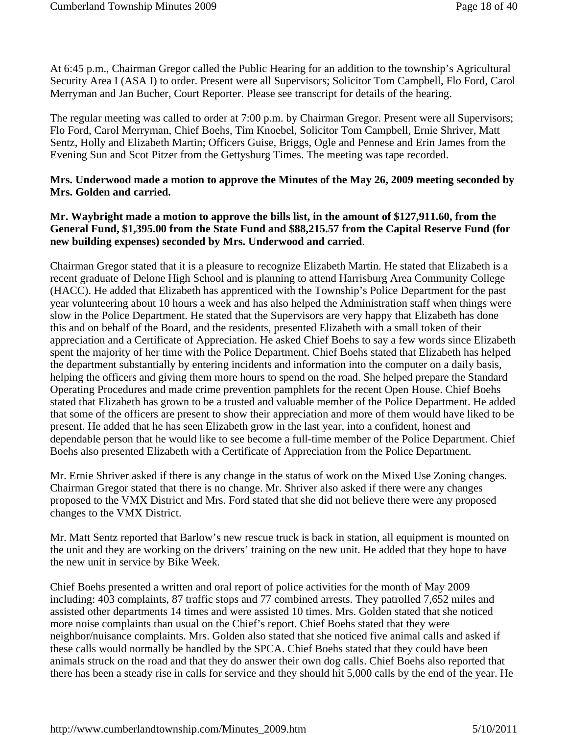At 6:45 p.m., Chairman Gregor called the Public Hearing for an addition to the township's Agricultural Security Area I (ASA I) to order. Present were all Supervisors; Solicitor Tom Campbell, Flo Ford, Carol Merryman and Jan Bucher, Court Reporter. Please see transcript for details of the hearing.

The regular meeting was called to order at 7:00 p.m. by Chairman Gregor. Present were all Supervisors; Flo Ford, Carol Merryman, Chief Boehs, Tim Knoebel, Solicitor Tom Campbell, Ernie Shriver, Matt Sentz, Holly and Elizabeth Martin; Officers Guise, Briggs, Ogle and Pennese and Erin James from the Evening Sun and Scot Pitzer from the Gettysburg Times. The meeting was tape recorded.

**Mrs. Underwood made a motion to approve the Minutes of the May 26, 2009 meeting seconded by Mrs. Golden and carried.**

**Mr. Waybright made a motion to approve the bills list, in the amount of $127,911.60, from the General Fund, $1,395.00 from the State Fund and $88,215.57 from the Capital Reserve Fund (for new building expenses) seconded by Mrs. Underwood and carried**.

Chairman Gregor stated that it is a pleasure to recognize Elizabeth Martin. He stated that Elizabeth is a recent graduate of Delone High School and is planning to attend Harrisburg Area Community College (HACC). He added that Elizabeth has apprenticed with the Township's Police Department for the past year volunteering about 10 hours a week and has also helped the Administration staff when things were slow in the Police Department. He stated that the Supervisors are very happy that Elizabeth has done this and on behalf of the Board, and the residents, presented Elizabeth with a small token of their appreciation and a Certificate of Appreciation. He asked Chief Boehs to say a few words since Elizabeth spent the majority of her time with the Police Department. Chief Boehs stated that Elizabeth has helped the department substantially by entering incidents and information into the computer on a daily basis, helping the officers and giving them more hours to spend on the road. She helped prepare the Standard Operating Procedures and made crime prevention pamphlets for the recent Open House. Chief Boehs stated that Elizabeth has grown to be a trusted and valuable member of the Police Department. He added that some of the officers are present to show their appreciation and more of them would have liked to be present. He added that he has seen Elizabeth grow in the last year, into a confident, honest and dependable person that he would like to see become a full-time member of the Police Department. Chief Boehs also presented Elizabeth with a Certificate of Appreciation from the Police Department.

Mr. Ernie Shriver asked if there is any change in the status of work on the Mixed Use Zoning changes. Chairman Gregor stated that there is no change. Mr. Shriver also asked if there were any changes proposed to the VMX District and Mrs. Ford stated that she did not believe there were any proposed changes to the VMX District.

Mr. Matt Sentz reported that Barlow's new rescue truck is back in station, all equipment is mounted on the unit and they are working on the drivers' training on the new unit. He added that they hope to have the new unit in service by Bike Week.

Chief Boehs presented a written and oral report of police activities for the month of May 2009 including: 403 complaints, 87 traffic stops and 77 combined arrests. They patrolled 7,652 miles and assisted other departments 14 times and were assisted 10 times. Mrs. Golden stated that she noticed more noise complaints than usual on the Chief's report. Chief Boehs stated that they were neighbor/nuisance complaints. Mrs. Golden also stated that she noticed five animal calls and asked if these calls would normally be handled by the SPCA. Chief Boehs stated that they could have been animals struck on the road and that they do answer their own dog calls. Chief Boehs also reported that there has been a steady rise in calls for service and they should hit 5,000 calls by the end of the year. He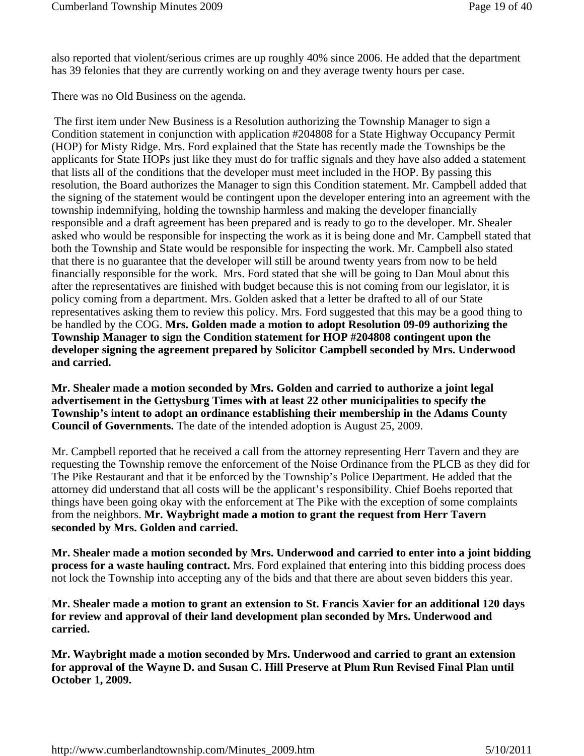also reported that violent/serious crimes are up roughly 40% since 2006. He added that the department has 39 felonies that they are currently working on and they average twenty hours per case.

There was no Old Business on the agenda.

The first item under New Business is a Resolution authorizing the Township Manager to sign a Condition statement in conjunction with application #204808 for a State Highway Occupancy Permit (HOP) for Misty Ridge. Mrs. Ford explained that the State has recently made the Townships be the applicants for State HOPs just like they must do for traffic signals and they have also added a statement that lists all of the conditions that the developer must meet included in the HOP. By passing this resolution, the Board authorizes the Manager to sign this Condition statement. Mr. Campbell added that the signing of the statement would be contingent upon the developer entering into an agreement with the township indemnifying, holding the township harmless and making the developer financially responsible and a draft agreement has been prepared and is ready to go to the developer. Mr. Shealer asked who would be responsible for inspecting the work as it is being done and Mr. Campbell stated that both the Township and State would be responsible for inspecting the work. Mr. Campbell also stated that there is no guarantee that the developer will still be around twenty years from now to be held financially responsible for the work. Mrs. Ford stated that she will be going to Dan Moul about this after the representatives are finished with budget because this is not coming from our legislator, it is policy coming from a department. Mrs. Golden asked that a letter be drafted to all of our State representatives asking them to review this policy. Mrs. Ford suggested that this may be a good thing to be handled by the COG. **Mrs. Golden made a motion to adopt Resolution 09-09 authorizing the Township Manager to sign the Condition statement for HOP #204808 contingent upon the developer signing the agreement prepared by Solicitor Campbell seconded by Mrs. Underwood and carried.**

**Mr. Shealer made a motion seconded by Mrs. Golden and carried to authorize a joint legal advertisement in the Gettysburg Times with at least 22 other municipalities to specify the Township's intent to adopt an ordinance establishing their membership in the Adams County Council of Governments.** The date of the intended adoption is August 25, 2009.

Mr. Campbell reported that he received a call from the attorney representing Herr Tavern and they are requesting the Township remove the enforcement of the Noise Ordinance from the PLCB as they did for The Pike Restaurant and that it be enforced by the Township's Police Department. He added that the attorney did understand that all costs will be the applicant's responsibility. Chief Boehs reported that things have been going okay with the enforcement at The Pike with the exception of some complaints from the neighbors. **Mr. Waybright made a motion to grant the request from Herr Tavern seconded by Mrs. Golden and carried.**

**Mr. Shealer made a motion seconded by Mrs. Underwood and carried to enter into a joint bidding process for a waste hauling contract.** Mrs. Ford explained that entering into this bidding process does not lock the Township into accepting any of the bids and that there are about seven bidders this year.

**Mr. Shealer made a motion to grant an extension to St. Francis Xavier for an additional 120 days for review and approval of their land development plan seconded by Mrs. Underwood and carried.**

**Mr. Waybright made a motion seconded by Mrs. Underwood and carried to grant an extension for approval of the Wayne D. and Susan C. Hill Preserve at Plum Run Revised Final Plan until October 1, 2009.**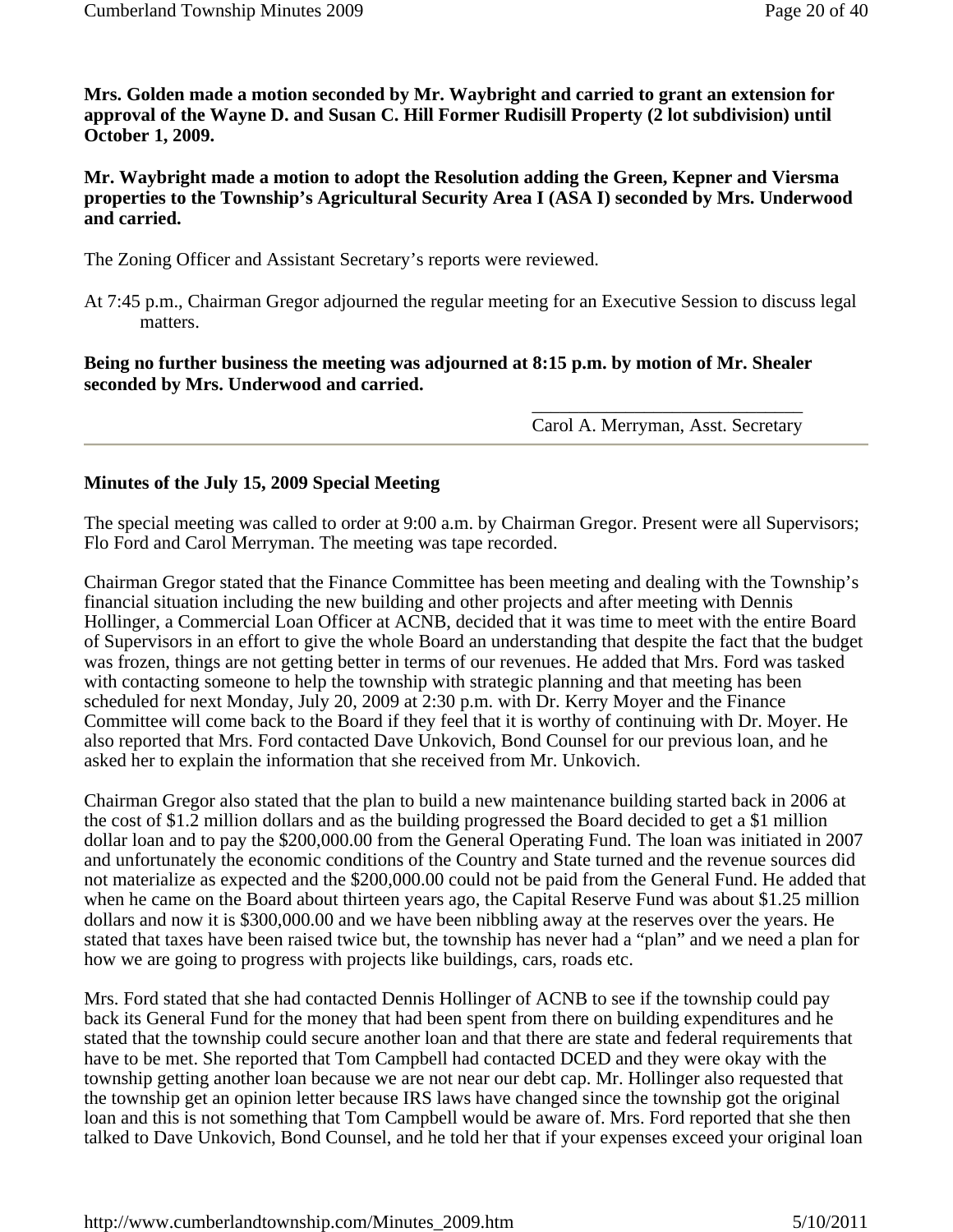**Mrs. Golden made a motion seconded by Mr. Waybright and carried to grant an extension for approval of the Wayne D. and Susan C. Hill Former Rudisill Property (2 lot subdivision) until October 1, 2009.**

**Mr. Waybright made a motion to adopt the Resolution adding the Green, Kepner and Viersma properties to the Township's Agricultural Security Area I (ASA I) seconded by Mrs. Underwood and carried.**

The Zoning Officer and Assistant Secretary's reports were reviewed.

At 7:45 p.m., Chairman Gregor adjourned the regular meeting for an Executive Session to discuss legal matters.

**Being no further business the meeting was adjourned at 8:15 p.m. by motion of Mr. Shealer seconded by Mrs. Underwood and carried.**

\_\_\_\_\_\_\_\_\_\_\_\_\_\_\_\_\_\_\_\_\_\_\_\_\_\_\_\_\_\_

Carol A. Merryman, Asst. Secretary

---

**Minutes of the July 15, 2009 Special Meeting**

The special meeting was called to order at 9:00 a.m. by Chairman Gregor. Present were all Supervisors; Flo Ford and Carol Merryman. The meeting was tape recorded.

Chairman Gregor stated that the Finance Committee has been meeting and dealing with the Township's financial situation including the new building and other projects and after meeting with Dennis Hollinger, a Commercial Loan Officer at ACNB, decided that it was time to meet with the entire Board of Supervisors in an effort to give the whole Board an understanding that despite the fact that the budget was frozen, things are not getting better in terms of our revenues. He added that Mrs. Ford was tasked with contacting someone to help the township with strategic planning and that meeting has been scheduled for next Monday, July 20, 2009 at 2:30 p.m. with Dr. Kerry Moyer and the Finance Committee will come back to the Board if they feel that it is worthy of continuing with Dr. Moyer. He also reported that Mrs. Ford contacted Dave Unkovich, Bond Counsel for our previous loan, and he asked her to explain the information that she received from Mr. Unkovich.

Chairman Gregor also stated that the plan to build a new maintenance building started back in 2006 at the cost of $1.2 million dollars and as the building progressed the Board decided to get a $1 million dollar loan and to pay the $200,000.00 from the General Operating Fund. The loan was initiated in 2007 and unfortunately the economic conditions of the Country and State turned and the revenue sources did not materialize as expected and the $200,000.00 could not be paid from the General Fund. He added that when he came on the Board about thirteen years ago, the Capital Reserve Fund was about $1.25 million dollars and now it is $300,000.00 and we have been nibbling away at the reserves over the years. He stated that taxes have been raised twice but, the township has never had a "plan" and we need a plan for how we are going to progress with projects like buildings, cars, roads etc.

Mrs. Ford stated that she had contacted Dennis Hollinger of ACNB to see if the township could pay back its General Fund for the money that had been spent from there on building expenditures and he stated that the township could secure another loan and that there are state and federal requirements that have to be met. She reported that Tom Campbell had contacted DCED and they were okay with the township getting another loan because we are not near our debt cap. Mr. Hollinger also requested that the township get an opinion letter because IRS laws have changed since the township got the original loan and this is not something that Tom Campbell would be aware of. Mrs. Ford reported that she then talked to Dave Unkovich, Bond Counsel, and he told her that if your expenses exceed your original loan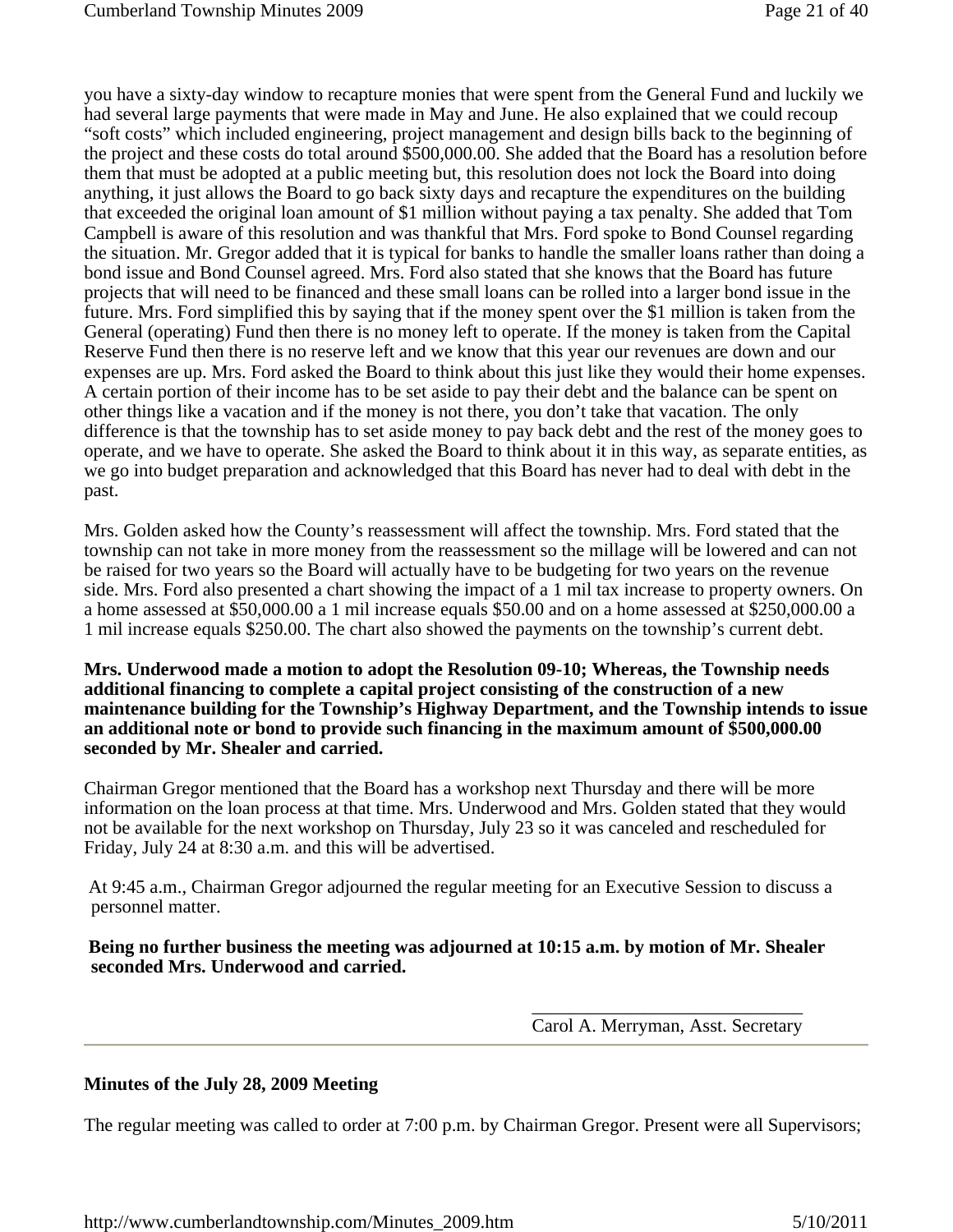you have a sixty-day window to recapture monies that were spent from the General Fund and luckily we had several large payments that were made in May and June. He also explained that we could recoup "soft costs" which included engineering, project management and design bills back to the beginning of the project and these costs do total around $500,000.00. She added that the Board has a resolution before them that must be adopted at a public meeting but, this resolution does not lock the Board into doing anything, it just allows the Board to go back sixty days and recapture the expenditures on the building that exceeded the original loan amount of $1 million without paying a tax penalty. She added that Tom Campbell is aware of this resolution and was thankful that Mrs. Ford spoke to Bond Counsel regarding the situation. Mr. Gregor added that it is typical for banks to handle the smaller loans rather than doing a bond issue and Bond Counsel agreed. Mrs. Ford also stated that she knows that the Board has future projects that will need to be financed and these small loans can be rolled into a larger bond issue in the future. Mrs. Ford simplified this by saying that if the money spent over the $1 million is taken from the General (operating) Fund then there is no money left to operate. If the money is taken from the Capital Reserve Fund then there is no reserve left and we know that this year our revenues are down and our expenses are up. Mrs. Ford asked the Board to think about this just like they would their home expenses. A certain portion of their income has to be set aside to pay their debt and the balance can be spent on other things like a vacation and if the money is not there, you don't take that vacation. The only difference is that the township has to set aside money to pay back debt and the rest of the money goes to operate, and we have to operate. She asked the Board to think about it in this way, as separate entities, as we go into budget preparation and acknowledged that this Board has never had to deal with debt in the past.

Mrs. Golden asked how the County's reassessment will affect the township. Mrs. Ford stated that the township can not take in more money from the reassessment so the millage will be lowered and can not be raised for two years so the Board will actually have to be budgeting for two years on the revenue side. Mrs. Ford also presented a chart showing the impact of a 1 mil tax increase to property owners. On a home assessed at $50,000.00 a 1 mil increase equals $50.00 and on a home assessed at $250,000.00 a 1 mil increase equals $250.00. The chart also showed the payments on the township's current debt.

**Mrs. Underwood made a motion to adopt the Resolution 09-10; Whereas, the Township needs additional financing to complete a capital project consisting of the construction of a new maintenance building for the Township's Highway Department, and the Township intends to issue an additional note or bond to provide such financing in the maximum amount of $500,000.00 seconded by Mr. Shealer and carried.**

Chairman Gregor mentioned that the Board has a workshop next Thursday and there will be more information on the loan process at that time. Mrs. Underwood and Mrs. Golden stated that they would not be available for the next workshop on Thursday, July 23 so it was canceled and rescheduled for Friday, July 24 at 8:30 a.m. and this will be advertised.

At 9:45 a.m., Chairman Gregor adjourned the regular meeting for an Executive Session to discuss a personnel matter.

**Being no further business the meeting was adjourned at 10:15 a.m. by motion of Mr. Shealer seconded Mrs. Underwood and carried.**

Carol A. Merryman, Asst. Secretary

---

**Minutes of the July 28, 2009 Meeting**

The regular meeting was called to order at 7:00 p.m. by Chairman Gregor. Present were all Supervisors;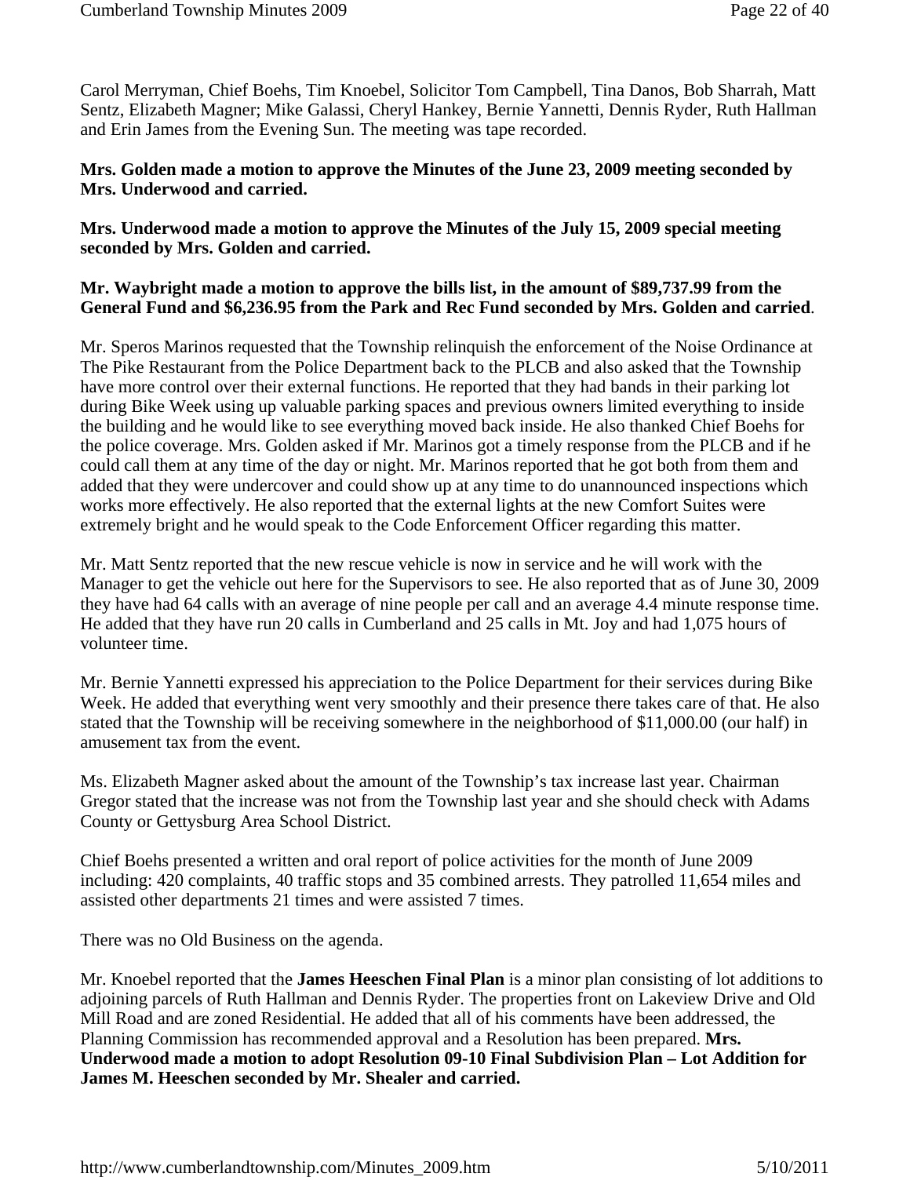Carol Merryman, Chief Boehs, Tim Knoebel, Solicitor Tom Campbell, Tina Danos, Bob Sharrah, Matt Sentz, Elizabeth Magner; Mike Galassi, Cheryl Hankey, Bernie Yannetti, Dennis Ryder, Ruth Hallman and Erin James from the Evening Sun. The meeting was tape recorded.

**Mrs. Golden made a motion to approve the Minutes of the June 23, 2009 meeting seconded by Mrs. Underwood and carried.**

**Mrs. Underwood made a motion to approve the Minutes of the July 15, 2009 special meeting seconded by Mrs. Golden and carried.**

**Mr. Waybright made a motion to approve the bills list, in the amount of $89,737.99 from the General Fund and $6,236.95 from the Park and Rec Fund seconded by Mrs. Golden and carried**.

Mr. Speros Marinos requested that the Township relinquish the enforcement of the Noise Ordinance at The Pike Restaurant from the Police Department back to the PLCB and also asked that the Township have more control over their external functions. He reported that they had bands in their parking lot during Bike Week using up valuable parking spaces and previous owners limited everything to inside the building and he would like to see everything moved back inside. He also thanked Chief Boehs for the police coverage. Mrs. Golden asked if Mr. Marinos got a timely response from the PLCB and if he could call them at any time of the day or night. Mr. Marinos reported that he got both from them and added that they were undercover and could show up at any time to do unannounced inspections which works more effectively. He also reported that the external lights at the new Comfort Suites were extremely bright and he would speak to the Code Enforcement Officer regarding this matter.

Mr. Matt Sentz reported that the new rescue vehicle is now in service and he will work with the Manager to get the vehicle out here for the Supervisors to see. He also reported that as of June 30, 2009 they have had 64 calls with an average of nine people per call and an average 4.4 minute response time. He added that they have run 20 calls in Cumberland and 25 calls in Mt. Joy and had 1,075 hours of volunteer time.

Mr. Bernie Yannetti expressed his appreciation to the Police Department for their services during Bike Week. He added that everything went very smoothly and their presence there takes care of that. He also stated that the Township will be receiving somewhere in the neighborhood of $11,000.00 (our half) in amusement tax from the event.

Ms. Elizabeth Magner asked about the amount of the Township's tax increase last year. Chairman Gregor stated that the increase was not from the Township last year and she should check with Adams County or Gettysburg Area School District.

Chief Boehs presented a written and oral report of police activities for the month of June 2009 including: 420 complaints, 40 traffic stops and 35 combined arrests. They patrolled 11,654 miles and assisted other departments 21 times and were assisted 7 times.

There was no Old Business on the agenda.

Mr. Knoebel reported that the **James Heeschen Final Plan** is a minor plan consisting of lot additions to adjoining parcels of Ruth Hallman and Dennis Ryder. The properties front on Lakeview Drive and Old Mill Road and are zoned Residential. He added that all of his comments have been addressed, the Planning Commission has recommended approval and a Resolution has been prepared. **Mrs. Underwood made a motion to adopt Resolution 09-10 Final Subdivision Plan – Lot Addition for James M. Heeschen seconded by Mr. Shealer and carried.**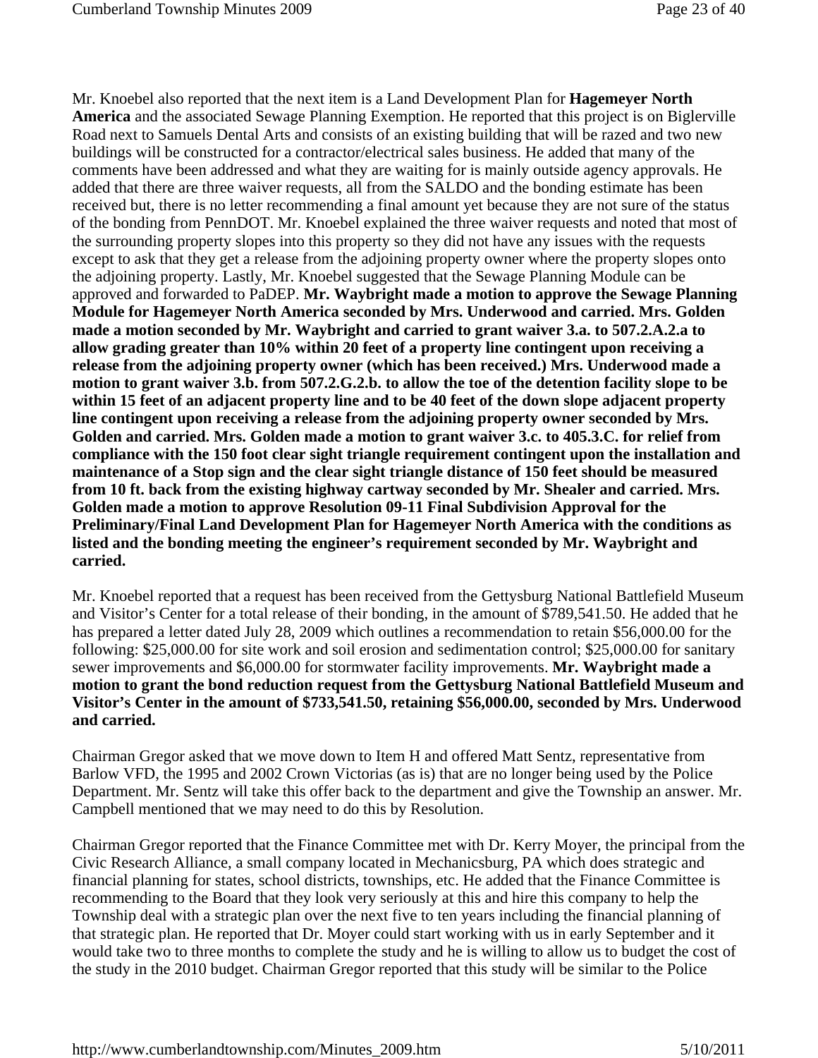Mr. Knoebel also reported that the next item is a Land Development Plan for **Hagemeyer North America** and the associated Sewage Planning Exemption. He reported that this project is on Biglerville Road next to Samuels Dental Arts and consists of an existing building that will be razed and two new buildings will be constructed for a contractor/electrical sales business. He added that many of the comments have been addressed and what they are waiting for is mainly outside agency approvals. He added that there are three waiver requests, all from the SALDO and the bonding estimate has been received but, there is no letter recommending a final amount yet because they are not sure of the status of the bonding from PennDOT. Mr. Knoebel explained the three waiver requests and noted that most of the surrounding property slopes into this property so they did not have any issues with the requests except to ask that they get a release from the adjoining property owner where the property slopes onto the adjoining property. Lastly, Mr. Knoebel suggested that the Sewage Planning Module can be approved and forwarded to PaDEP. **Mr. Waybright made a motion to approve the Sewage Planning Module for Hagemeyer North America seconded by Mrs. Underwood and carried. Mrs. Golden made a motion seconded by Mr. Waybright and carried to grant waiver 3.a. to 507.2.A.2.a to allow grading greater than 10% within 20 feet of a property line contingent upon receiving a release from the adjoining property owner (which has been received.) Mrs. Underwood made a motion to grant waiver 3.b. from 507.2.G.2.b. to allow the toe of the detention facility slope to be within 15 feet of an adjacent property line and to be 40 feet of the down slope adjacent property line contingent upon receiving a release from the adjoining property owner seconded by Mrs. Golden and carried. Mrs. Golden made a motion to grant waiver 3.c. to 405.3.C. for relief from compliance with the 150 foot clear sight triangle requirement contingent upon the installation and maintenance of a Stop sign and the clear sight triangle distance of 150 feet should be measured from 10 ft. back from the existing highway cartway seconded by Mr. Shealer and carried. Mrs. Golden made a motion to approve Resolution 09-11 Final Subdivision Approval for the Preliminary/Final Land Development Plan for Hagemeyer North America with the conditions as listed and the bonding meeting the engineer's requirement seconded by Mr. Waybright and carried.**

Mr. Knoebel reported that a request has been received from the Gettysburg National Battlefield Museum and Visitor's Center for a total release of their bonding, in the amount of $789,541.50. He added that he has prepared a letter dated July 28, 2009 which outlines a recommendation to retain $56,000.00 for the following: $25,000.00 for site work and soil erosion and sedimentation control; $25,000.00 for sanitary sewer improvements and $6,000.00 for stormwater facility improvements. **Mr. Waybright made a motion to grant the bond reduction request from the Gettysburg National Battlefield Museum and Visitor's Center in the amount of $733,541.50, retaining $56,000.00, seconded by Mrs. Underwood and carried.**

Chairman Gregor asked that we move down to Item H and offered Matt Sentz, representative from Barlow VFD, the 1995 and 2002 Crown Victorias (as is) that are no longer being used by the Police Department. Mr. Sentz will take this offer back to the department and give the Township an answer. Mr. Campbell mentioned that we may need to do this by Resolution.

Chairman Gregor reported that the Finance Committee met with Dr. Kerry Moyer, the principal from the Civic Research Alliance, a small company located in Mechanicsburg, PA which does strategic and financial planning for states, school districts, townships, etc. He added that the Finance Committee is recommending to the Board that they look very seriously at this and hire this company to help the Township deal with a strategic plan over the next five to ten years including the financial planning of that strategic plan. He reported that Dr. Moyer could start working with us in early September and it would take two to three months to complete the study and he is willing to allow us to budget the cost of the study in the 2010 budget. Chairman Gregor reported that this study will be similar to the Police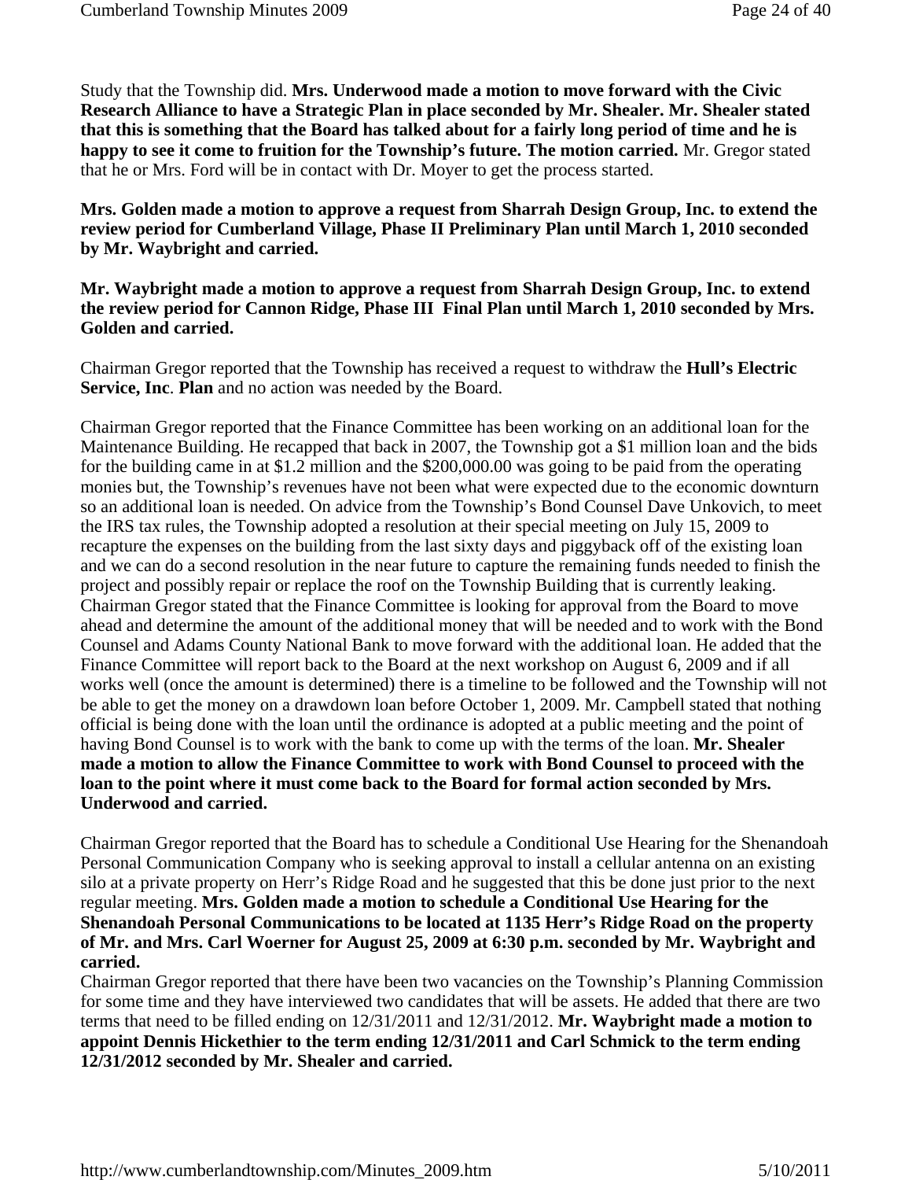Study that the Township did. **Mrs. Underwood made a motion to move forward with the Civic Research Alliance to have a Strategic Plan in place seconded by Mr. Shealer. Mr. Shealer stated that this is something that the Board has talked about for a fairly long period of time and he is happy to see it come to fruition for the Township's future. The motion carried.** Mr. Gregor stated that he or Mrs. Ford will be in contact with Dr. Moyer to get the process started.

**Mrs. Golden made a motion to approve a request from Sharrah Design Group, Inc. to extend the review period for Cumberland Village, Phase II Preliminary Plan until March 1, 2010 seconded by Mr. Waybright and carried.**

**Mr. Waybright made a motion to approve a request from Sharrah Design Group, Inc. to extend the review period for Cannon Ridge, Phase III Final Plan until March 1, 2010 seconded by Mrs. Golden and carried.**

Chairman Gregor reported that the Township has received a request to withdraw the **Hull's Electric Service, Inc**. **Plan** and no action was needed by the Board.

Chairman Gregor reported that the Finance Committee has been working on an additional loan for the Maintenance Building. He recapped that back in 2007, the Township got a $1 million loan and the bids for the building came in at $1.2 million and the $200,000.00 was going to be paid from the operating monies but, the Township's revenues have not been what were expected due to the economic downturn so an additional loan is needed. On advice from the Township's Bond Counsel Dave Unkovich, to meet the IRS tax rules, the Township adopted a resolution at their special meeting on July 15, 2009 to recapture the expenses on the building from the last sixty days and piggyback off of the existing loan and we can do a second resolution in the near future to capture the remaining funds needed to finish the project and possibly repair or replace the roof on the Township Building that is currently leaking. Chairman Gregor stated that the Finance Committee is looking for approval from the Board to move ahead and determine the amount of the additional money that will be needed and to work with the Bond Counsel and Adams County National Bank to move forward with the additional loan. He added that the Finance Committee will report back to the Board at the next workshop on August 6, 2009 and if all works well (once the amount is determined) there is a timeline to be followed and the Township will not be able to get the money on a drawdown loan before October 1, 2009. Mr. Campbell stated that nothing official is being done with the loan until the ordinance is adopted at a public meeting and the point of having Bond Counsel is to work with the bank to come up with the terms of the loan. **Mr. Shealer made a motion to allow the Finance Committee to work with Bond Counsel to proceed with the loan to the point where it must come back to the Board for formal action seconded by Mrs. Underwood and carried.**

Chairman Gregor reported that the Board has to schedule a Conditional Use Hearing for the Shenandoah Personal Communication Company who is seeking approval to install a cellular antenna on an existing silo at a private property on Herr's Ridge Road and he suggested that this be done just prior to the next regular meeting. **Mrs. Golden made a motion to schedule a Conditional Use Hearing for the Shenandoah Personal Communications to be located at 1135 Herr's Ridge Road on the property of Mr. and Mrs. Carl Woerner for August 25, 2009 at 6:30 p.m. seconded by Mr. Waybright and carried.**

Chairman Gregor reported that there have been two vacancies on the Township's Planning Commission for some time and they have interviewed two candidates that will be assets. He added that there are two terms that need to be filled ending on 12/31/2011 and 12/31/2012. **Mr. Waybright made a motion to appoint Dennis Hickethier to the term ending 12/31/2011 and Carl Schmick to the term ending 12/31/2012 seconded by Mr. Shealer and carried.**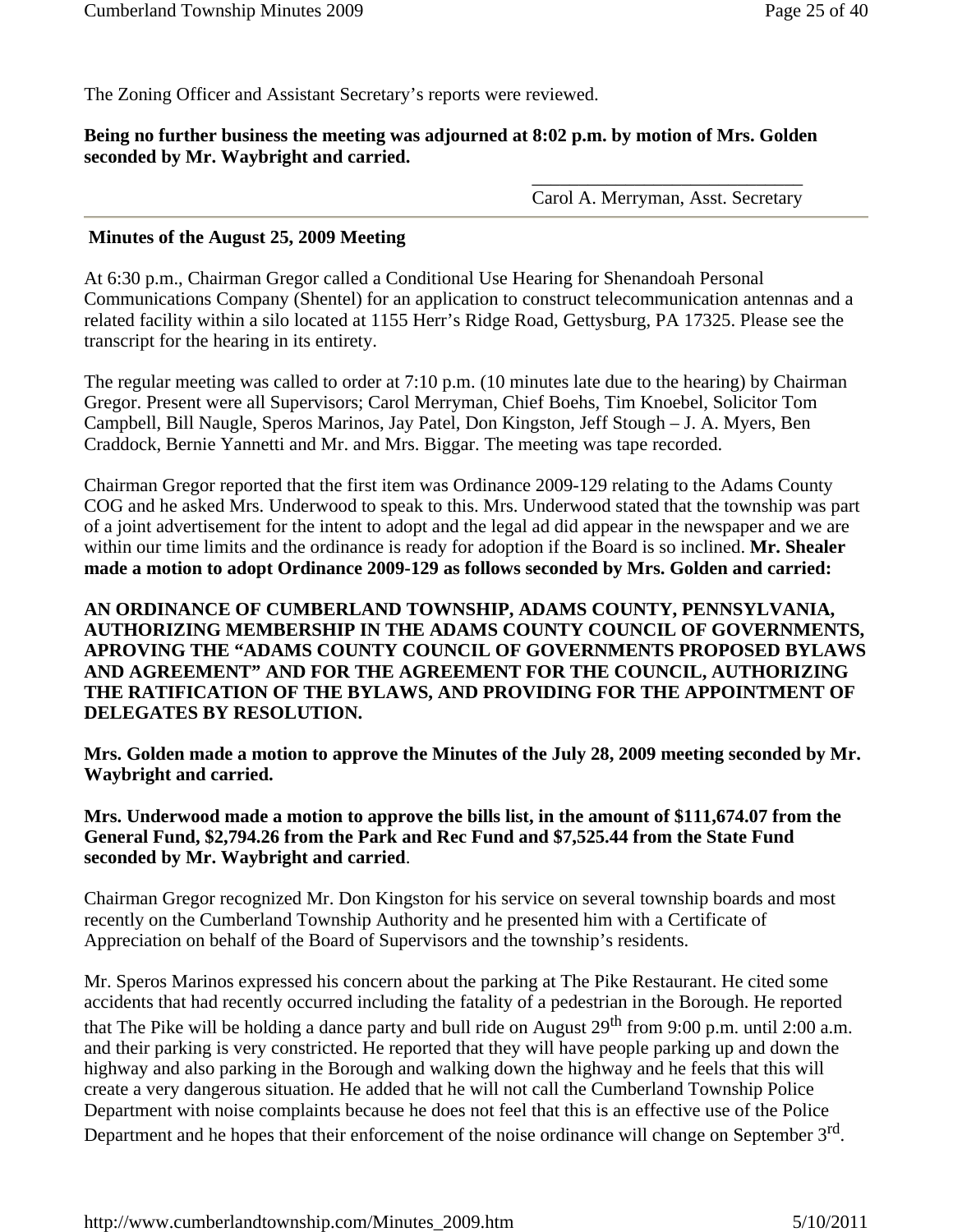The Zoning Officer and Assistant Secretary's reports were reviewed.

**Being no further business the meeting was adjourned at 8:02 p.m. by motion of Mrs. Golden seconded by Mr. Waybright and carried.**

Carol A. Merryman, Asst. Secretary

---

**Minutes of the August 25, 2009 Meeting**

At 6:30 p.m., Chairman Gregor called a Conditional Use Hearing for Shenandoah Personal Communications Company (Shentel) for an application to construct telecommunication antennas and a related facility within a silo located at 1155 Herr's Ridge Road, Gettysburg, PA 17325. Please see the transcript for the hearing in its entirety.

The regular meeting was called to order at 7:10 p.m. (10 minutes late due to the hearing) by Chairman Gregor. Present were all Supervisors; Carol Merryman, Chief Boehs, Tim Knoebel, Solicitor Tom Campbell, Bill Naugle, Speros Marinos, Jay Patel, Don Kingston, Jeff Stough – J. A. Myers, Ben Craddock, Bernie Yannetti and Mr. and Mrs. Biggar. The meeting was tape recorded.

Chairman Gregor reported that the first item was Ordinance 2009-129 relating to the Adams County COG and he asked Mrs. Underwood to speak to this. Mrs. Underwood stated that the township was part of a joint advertisement for the intent to adopt and the legal ad did appear in the newspaper and we are within our time limits and the ordinance is ready for adoption if the Board is so inclined. **Mr. Shealer made a motion to adopt Ordinance 2009-129 as follows seconded by Mrs. Golden and carried:**

**AN ORDINANCE OF CUMBERLAND TOWNSHIP, ADAMS COUNTY, PENNSYLVANIA, AUTHORIZING MEMBERSHIP IN THE ADAMS COUNTY COUNCIL OF GOVERNMENTS, APROVING THE "ADAMS COUNTY COUNCIL OF GOVERNMENTS PROPOSED BYLAWS AND AGREEMENT" AND FOR THE AGREEMENT FOR THE COUNCIL, AUTHORIZING THE RATIFICATION OF THE BYLAWS, AND PROVIDING FOR THE APPOINTMENT OF DELEGATES BY RESOLUTION.**

**Mrs. Golden made a motion to approve the Minutes of the July 28, 2009 meeting seconded by Mr. Waybright and carried.**

**Mrs. Underwood made a motion to approve the bills list, in the amount of $111,674.07 from the General Fund, $2,794.26 from the Park and Rec Fund and $7,525.44 from the State Fund seconded by Mr. Waybright and carried**.

Chairman Gregor recognized Mr. Don Kingston for his service on several township boards and most recently on the Cumberland Township Authority and he presented him with a Certificate of Appreciation on behalf of the Board of Supervisors and the township's residents.

Mr. Speros Marinos expressed his concern about the parking at The Pike Restaurant. He cited some accidents that had recently occurred including the fatality of a pedestrian in the Borough. He reported that The Pike will be holding a dance party and bull ride on August 29th from 9:00 p.m. until 2:00 a.m. and their parking is very constricted. He reported that they will have people parking up and down the highway and also parking in the Borough and walking down the highway and he feels that this will create a very dangerous situation. He added that he will not call the Cumberland Township Police Department with noise complaints because he does not feel that this is an effective use of the Police Department and he hopes that their enforcement of the noise ordinance will change on September 3rd.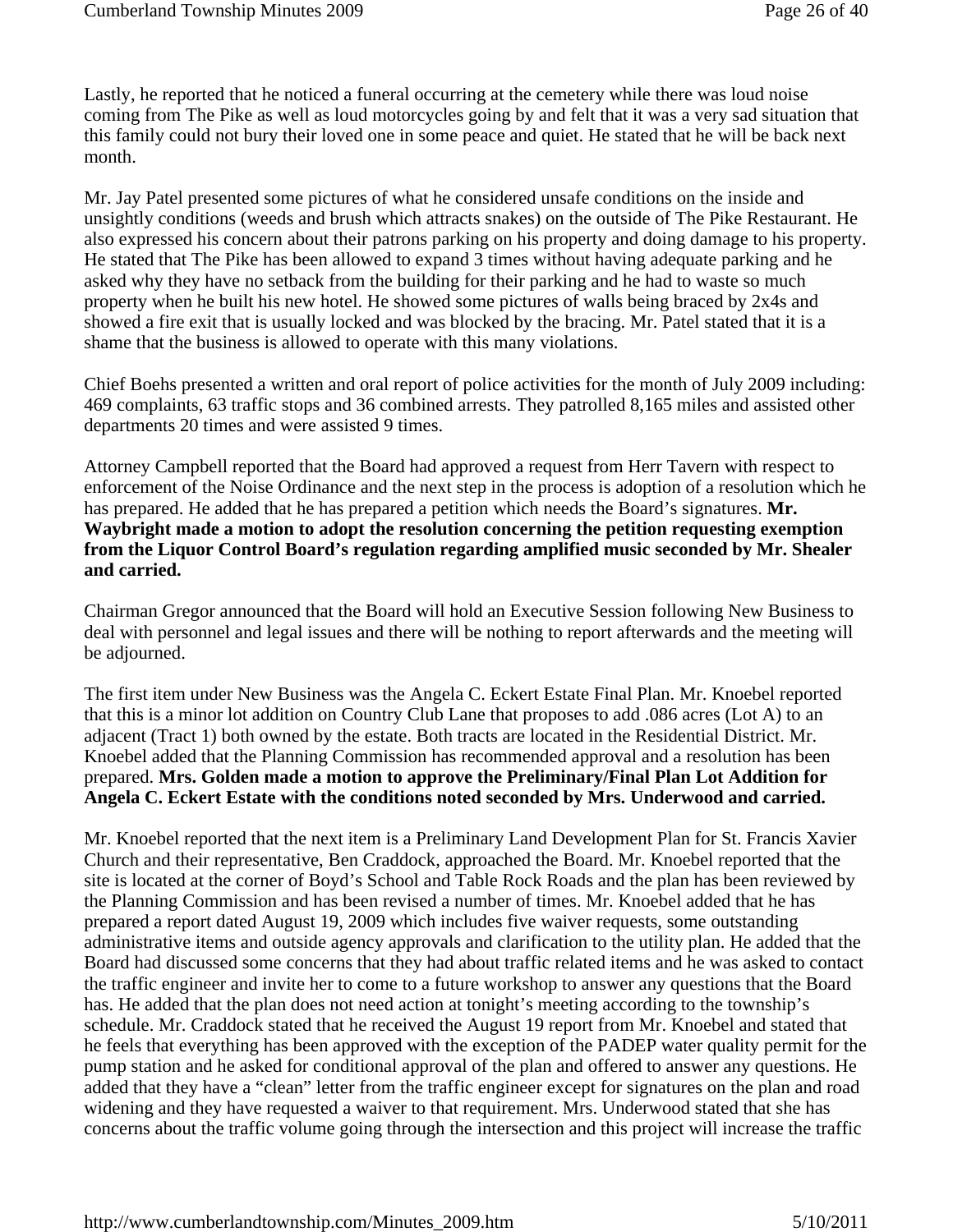Lastly, he reported that he noticed a funeral occurring at the cemetery while there was loud noise coming from The Pike as well as loud motorcycles going by and felt that it was a very sad situation that this family could not bury their loved one in some peace and quiet. He stated that he will be back next month.

Mr. Jay Patel presented some pictures of what he considered unsafe conditions on the inside and unsightly conditions (weeds and brush which attracts snakes) on the outside of The Pike Restaurant. He also expressed his concern about their patrons parking on his property and doing damage to his property. He stated that The Pike has been allowed to expand 3 times without having adequate parking and he asked why they have no setback from the building for their parking and he had to waste so much property when he built his new hotel. He showed some pictures of walls being braced by 2x4s and showed a fire exit that is usually locked and was blocked by the bracing. Mr. Patel stated that it is a shame that the business is allowed to operate with this many violations.

Chief Boehs presented a written and oral report of police activities for the month of July 2009 including: 469 complaints, 63 traffic stops and 36 combined arrests. They patrolled 8,165 miles and assisted other departments 20 times and were assisted 9 times.

Attorney Campbell reported that the Board had approved a request from Herr Tavern with respect to enforcement of the Noise Ordinance and the next step in the process is adoption of a resolution which he has prepared. He added that he has prepared a petition which needs the Board's signatures. **Mr. Waybright made a motion to adopt the resolution concerning the petition requesting exemption from the Liquor Control Board's regulation regarding amplified music seconded by Mr. Shealer and carried.**

Chairman Gregor announced that the Board will hold an Executive Session following New Business to deal with personnel and legal issues and there will be nothing to report afterwards and the meeting will be adjourned.

The first item under New Business was the Angela C. Eckert Estate Final Plan. Mr. Knoebel reported that this is a minor lot addition on Country Club Lane that proposes to add .086 acres (Lot A) to an adjacent (Tract 1) both owned by the estate. Both tracts are located in the Residential District. Mr. Knoebel added that the Planning Commission has recommended approval and a resolution has been prepared. **Mrs. Golden made a motion to approve the Preliminary/Final Plan Lot Addition for Angela C. Eckert Estate with the conditions noted seconded by Mrs. Underwood and carried.**

Mr. Knoebel reported that the next item is a Preliminary Land Development Plan for St. Francis Xavier Church and their representative, Ben Craddock, approached the Board. Mr. Knoebel reported that the site is located at the corner of Boyd's School and Table Rock Roads and the plan has been reviewed by the Planning Commission and has been revised a number of times. Mr. Knoebel added that he has prepared a report dated August 19, 2009 which includes five waiver requests, some outstanding administrative items and outside agency approvals and clarification to the utility plan. He added that the Board had discussed some concerns that they had about traffic related items and he was asked to contact the traffic engineer and invite her to come to a future workshop to answer any questions that the Board has. He added that the plan does not need action at tonight's meeting according to the township's schedule. Mr. Craddock stated that he received the August 19 report from Mr. Knoebel and stated that he feels that everything has been approved with the exception of the PADEP water quality permit for the pump station and he asked for conditional approval of the plan and offered to answer any questions. He added that they have a "clean" letter from the traffic engineer except for signatures on the plan and road widening and they have requested a waiver to that requirement. Mrs. Underwood stated that she has concerns about the traffic volume going through the intersection and this project will increase the traffic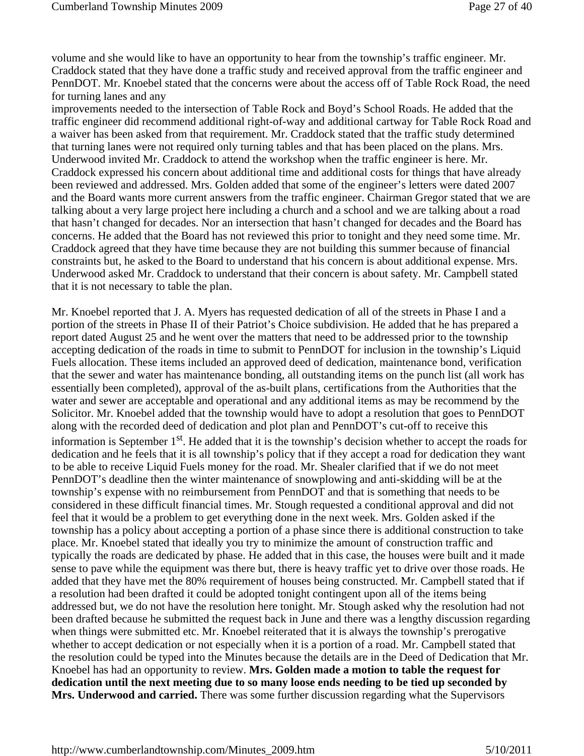volume and she would like to have an opportunity to hear from the township's traffic engineer. Mr. Craddock stated that they have done a traffic study and received approval from the traffic engineer and PennDOT. Mr. Knoebel stated that the concerns were about the access off of Table Rock Road, the need for turning lanes and any
improvements needed to the intersection of Table Rock and Boyd's School Roads. He added that the traffic engineer did recommend additional right-of-way and additional cartway for Table Rock Road and a waiver has been asked from that requirement. Mr. Craddock stated that the traffic study determined that turning lanes were not required only turning tables and that has been placed on the plans. Mrs. Underwood invited Mr. Craddock to attend the workshop when the traffic engineer is here. Mr. Craddock expressed his concern about additional time and additional costs for things that have already been reviewed and addressed. Mrs. Golden added that some of the engineer's letters were dated 2007 and the Board wants more current answers from the traffic engineer. Chairman Gregor stated that we are talking about a very large project here including a church and a school and we are talking about a road that hasn't changed for decades. Nor an intersection that hasn't changed for decades and the Board has concerns. He added that the Board has not reviewed this prior to tonight and they need some time. Mr. Craddock agreed that they have time because they are not building this summer because of financial constraints but, he asked to the Board to understand that his concern is about additional expense. Mrs. Underwood asked Mr. Craddock to understand that their concern is about safety. Mr. Campbell stated that it is not necessary to table the plan.

Mr. Knoebel reported that J. A. Myers has requested dedication of all of the streets in Phase I and a portion of the streets in Phase II of their Patriot's Choice subdivision. He added that he has prepared a report dated August 25 and he went over the matters that need to be addressed prior to the township accepting dedication of the roads in time to submit to PennDOT for inclusion in the township's Liquid Fuels allocation. These items included an approved deed of dedication, maintenance bond, verification that the sewer and water has maintenance bonding, all outstanding items on the punch list (all work has essentially been completed), approval of the as-built plans, certifications from the Authorities that the water and sewer are acceptable and operational and any additional items as may be recommend by the Solicitor. Mr. Knoebel added that the township would have to adopt a resolution that goes to PennDOT along with the recorded deed of dedication and plot plan and PennDOT's cut-off to receive this information is September 1st. He added that it is the township's decision whether to accept the roads for dedication and he feels that it is all township's policy that if they accept a road for dedication they want to be able to receive Liquid Fuels money for the road. Mr. Shealer clarified that if we do not meet PennDOT's deadline then the winter maintenance of snowplowing and anti-skidding will be at the township's expense with no reimbursement from PennDOT and that is something that needs to be considered in these difficult financial times. Mr. Stough requested a conditional approval and did not feel that it would be a problem to get everything done in the next week. Mrs. Golden asked if the township has a policy about accepting a portion of a phase since there is additional construction to take place. Mr. Knoebel stated that ideally you try to minimize the amount of construction traffic and typically the roads are dedicated by phase. He added that in this case, the houses were built and it made sense to pave while the equipment was there but, there is heavy traffic yet to drive over those roads. He added that they have met the 80% requirement of houses being constructed. Mr. Campbell stated that if a resolution had been drafted it could be adopted tonight contingent upon all of the items being addressed but, we do not have the resolution here tonight. Mr. Stough asked why the resolution had not been drafted because he submitted the request back in June and there was a lengthy discussion regarding when things were submitted etc. Mr. Knoebel reiterated that it is always the township's prerogative whether to accept dedication or not especially when it is a portion of a road. Mr. Campbell stated that the resolution could be typed into the Minutes because the details are in the Deed of Dedication that Mr. Knoebel has had an opportunity to review. **Mrs. Golden made a motion to table the request for dedication until the next meeting due to so many loose ends needing to be tied up seconded by Mrs. Underwood and carried.** There was some further discussion regarding what the Supervisors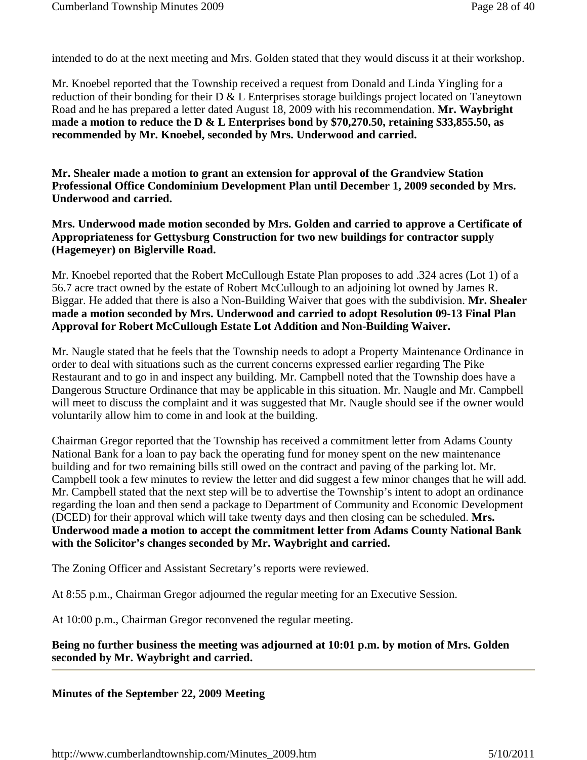intended to do at the next meeting and Mrs. Golden stated that they would discuss it at their workshop.

Mr. Knoebel reported that the Township received a request from Donald and Linda Yingling for a reduction of their bonding for their D & L Enterprises storage buildings project located on Taneytown Road and he has prepared a letter dated August 18, 2009 with his recommendation. **Mr. Waybright made a motion to reduce the D & L Enterprises bond by $70,270.50, retaining $33,855.50, as recommended by Mr. Knoebel, seconded by Mrs. Underwood and carried.**

**Mr. Shealer made a motion to grant an extension for approval of the Grandview Station Professional Office Condominium Development Plan until December 1, 2009 seconded by Mrs. Underwood and carried.**

**Mrs. Underwood made motion seconded by Mrs. Golden and carried to approve a Certificate of Appropriateness for Gettysburg Construction for two new buildings for contractor supply (Hagemeyer) on Biglerville Road.**

Mr. Knoebel reported that the Robert McCullough Estate Plan proposes to add .324 acres (Lot 1) of a 56.7 acre tract owned by the estate of Robert McCullough to an adjoining lot owned by James R. Biggar. He added that there is also a Non-Building Waiver that goes with the subdivision. **Mr. Shealer made a motion seconded by Mrs. Underwood and carried to adopt Resolution 09-13 Final Plan Approval for Robert McCullough Estate Lot Addition and Non-Building Waiver.**

Mr. Naugle stated that he feels that the Township needs to adopt a Property Maintenance Ordinance in order to deal with situations such as the current concerns expressed earlier regarding The Pike Restaurant and to go in and inspect any building. Mr. Campbell noted that the Township does have a Dangerous Structure Ordinance that may be applicable in this situation. Mr. Naugle and Mr. Campbell will meet to discuss the complaint and it was suggested that Mr. Naugle should see if the owner would voluntarily allow him to come in and look at the building.

Chairman Gregor reported that the Township has received a commitment letter from Adams County National Bank for a loan to pay back the operating fund for money spent on the new maintenance building and for two remaining bills still owed on the contract and paving of the parking lot. Mr. Campbell took a few minutes to review the letter and did suggest a few minor changes that he will add. Mr. Campbell stated that the next step will be to advertise the Township's intent to adopt an ordinance regarding the loan and then send a package to Department of Community and Economic Development (DCED) for their approval which will take twenty days and then closing can be scheduled. **Mrs. Underwood made a motion to accept the commitment letter from Adams County National Bank with the Solicitor's changes seconded by Mr. Waybright and carried.**

The Zoning Officer and Assistant Secretary's reports were reviewed.

At 8:55 p.m., Chairman Gregor adjourned the regular meeting for an Executive Session.

At 10:00 p.m., Chairman Gregor reconvened the regular meeting.

**Being no further business the meeting was adjourned at 10:01 p.m. by motion of Mrs. Golden seconded by Mr. Waybright and carried.**

---

**Minutes of the September 22, 2009 Meeting**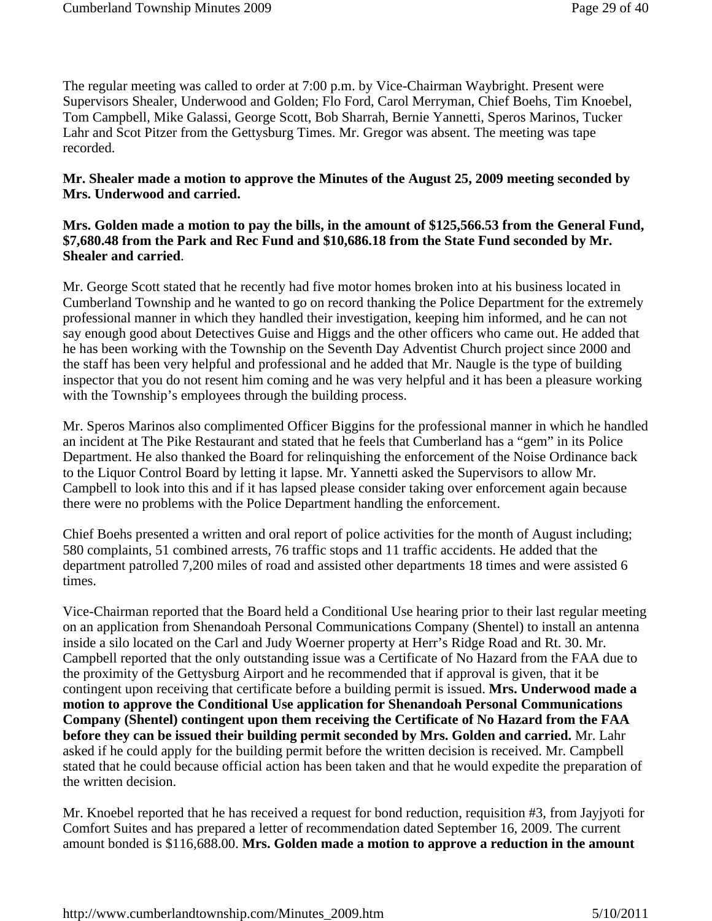The regular meeting was called to order at 7:00 p.m. by Vice-Chairman Waybright. Present were Supervisors Shealer, Underwood and Golden; Flo Ford, Carol Merryman, Chief Boehs, Tim Knoebel, Tom Campbell, Mike Galassi, George Scott, Bob Sharrah, Bernie Yannetti, Speros Marinos, Tucker Lahr and Scot Pitzer from the Gettysburg Times. Mr. Gregor was absent. The meeting was tape recorded.

**Mr. Shealer made a motion to approve the Minutes of the August 25, 2009 meeting seconded by Mrs. Underwood and carried.**

**Mrs. Golden made a motion to pay the bills, in the amount of $125,566.53 from the General Fund, $7,680.48 from the Park and Rec Fund and $10,686.18 from the State Fund seconded by Mr. Shealer and carried**.

Mr. George Scott stated that he recently had five motor homes broken into at his business located in Cumberland Township and he wanted to go on record thanking the Police Department for the extremely professional manner in which they handled their investigation, keeping him informed, and he can not say enough good about Detectives Guise and Higgs and the other officers who came out. He added that he has been working with the Township on the Seventh Day Adventist Church project since 2000 and the staff has been very helpful and professional and he added that Mr. Naugle is the type of building inspector that you do not resent him coming and he was very helpful and it has been a pleasure working with the Township's employees through the building process.

Mr. Speros Marinos also complimented Officer Biggins for the professional manner in which he handled an incident at The Pike Restaurant and stated that he feels that Cumberland has a "gem" in its Police Department. He also thanked the Board for relinquishing the enforcement of the Noise Ordinance back to the Liquor Control Board by letting it lapse. Mr. Yannetti asked the Supervisors to allow Mr. Campbell to look into this and if it has lapsed please consider taking over enforcement again because there were no problems with the Police Department handling the enforcement.

Chief Boehs presented a written and oral report of police activities for the month of August including; 580 complaints, 51 combined arrests, 76 traffic stops and 11 traffic accidents. He added that the department patrolled 7,200 miles of road and assisted other departments 18 times and were assisted 6 times.

Vice-Chairman reported that the Board held a Conditional Use hearing prior to their last regular meeting on an application from Shenandoah Personal Communications Company (Shentel) to install an antenna inside a silo located on the Carl and Judy Woerner property at Herr's Ridge Road and Rt. 30. Mr. Campbell reported that the only outstanding issue was a Certificate of No Hazard from the FAA due to the proximity of the Gettysburg Airport and he recommended that if approval is given, that it be contingent upon receiving that certificate before a building permit is issued. **Mrs. Underwood made a motion to approve the Conditional Use application for Shenandoah Personal Communications Company (Shentel) contingent upon them receiving the Certificate of No Hazard from the FAA before they can be issued their building permit seconded by Mrs. Golden and carried.** Mr. Lahr asked if he could apply for the building permit before the written decision is received. Mr. Campbell stated that he could because official action has been taken and that he would expedite the preparation of the written decision.

Mr. Knoebel reported that he has received a request for bond reduction, requisition #3, from Jayjyoti for Comfort Suites and has prepared a letter of recommendation dated September 16, 2009. The current amount bonded is $116,688.00. **Mrs. Golden made a motion to approve a reduction in the amount**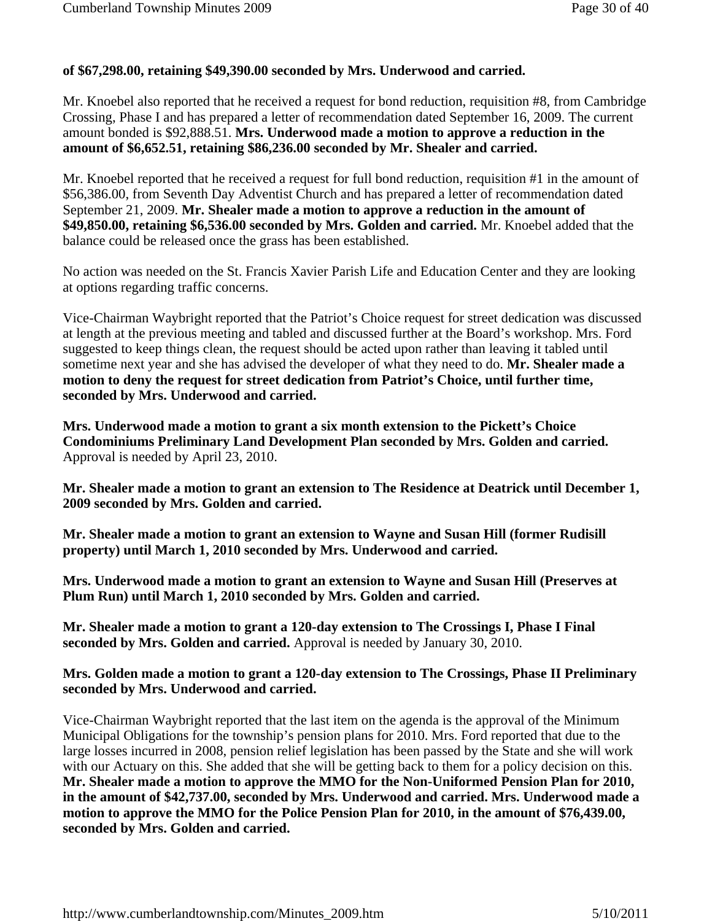**of $67,298.00, retaining $49,390.00 seconded by Mrs. Underwood and carried.**

Mr. Knoebel also reported that he received a request for bond reduction, requisition #8, from Cambridge Crossing, Phase I and has prepared a letter of recommendation dated September 16, 2009. The current amount bonded is $92,888.51. **Mrs. Underwood made a motion to approve a reduction in the amount of $6,652.51, retaining $86,236.00 seconded by Mr. Shealer and carried.**

Mr. Knoebel reported that he received a request for full bond reduction, requisition #1 in the amount of $56,386.00, from Seventh Day Adventist Church and has prepared a letter of recommendation dated September 21, 2009. **Mr. Shealer made a motion to approve a reduction in the amount of $49,850.00, retaining $6,536.00 seconded by Mrs. Golden and carried.** Mr. Knoebel added that the balance could be released once the grass has been established.

No action was needed on the St. Francis Xavier Parish Life and Education Center and they are looking at options regarding traffic concerns.

Vice-Chairman Waybright reported that the Patriot's Choice request for street dedication was discussed at length at the previous meeting and tabled and discussed further at the Board's workshop. Mrs. Ford suggested to keep things clean, the request should be acted upon rather than leaving it tabled until sometime next year and she has advised the developer of what they need to do. **Mr. Shealer made a motion to deny the request for street dedication from Patriot's Choice, until further time, seconded by Mrs. Underwood and carried.**

**Mrs. Underwood made a motion to grant a six month extension to the Pickett's Choice Condominiums Preliminary Land Development Plan seconded by Mrs. Golden and carried.** Approval is needed by April 23, 2010.

**Mr. Shealer made a motion to grant an extension to The Residence at Deatrick until December 1, 2009 seconded by Mrs. Golden and carried.**

**Mr. Shealer made a motion to grant an extension to Wayne and Susan Hill (former Rudisill property) until March 1, 2010 seconded by Mrs. Underwood and carried.**

**Mrs. Underwood made a motion to grant an extension to Wayne and Susan Hill (Preserves at Plum Run) until March 1, 2010 seconded by Mrs. Golden and carried.**

**Mr. Shealer made a motion to grant a 120-day extension to The Crossings I, Phase I Final seconded by Mrs. Golden and carried.** Approval is needed by January 30, 2010.

**Mrs. Golden made a motion to grant a 120-day extension to The Crossings, Phase II Preliminary seconded by Mrs. Underwood and carried.**

Vice-Chairman Waybright reported that the last item on the agenda is the approval of the Minimum Municipal Obligations for the township's pension plans for 2010. Mrs. Ford reported that due to the large losses incurred in 2008, pension relief legislation has been passed by the State and she will work with our Actuary on this. She added that she will be getting back to them for a policy decision on this. **Mr. Shealer made a motion to approve the MMO for the Non-Uniformed Pension Plan for 2010, in the amount of $42,737.00, seconded by Mrs. Underwood and carried. Mrs. Underwood made a motion to approve the MMO for the Police Pension Plan for 2010, in the amount of $76,439.00, seconded by Mrs. Golden and carried.**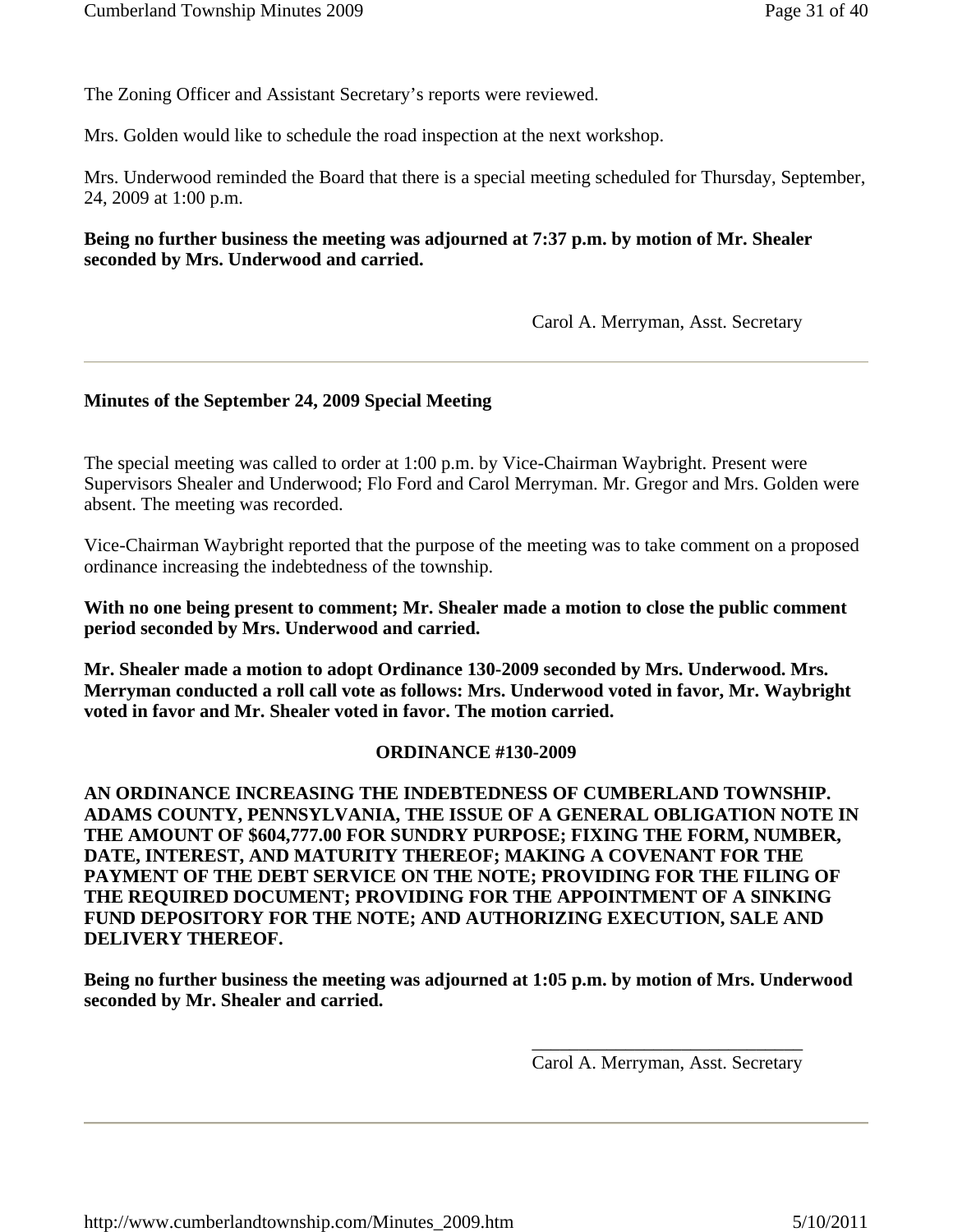The Zoning Officer and Assistant Secretary's reports were reviewed.

Mrs. Golden would like to schedule the road inspection at the next workshop.

Mrs. Underwood reminded the Board that there is a special meeting scheduled for Thursday, September, 24, 2009 at 1:00 p.m.

**Being no further business the meeting was adjourned at 7:37 p.m. by motion of Mr. Shealer seconded by Mrs. Underwood and carried.**

Carol A. Merryman, Asst. Secretary

---

**Minutes of the September 24, 2009 Special Meeting**

The special meeting was called to order at 1:00 p.m. by Vice-Chairman Waybright. Present were Supervisors Shealer and Underwood; Flo Ford and Carol Merryman. Mr. Gregor and Mrs. Golden were absent. The meeting was recorded.

Vice-Chairman Waybright reported that the purpose of the meeting was to take comment on a proposed ordinance increasing the indebtedness of the township.

**With no one being present to comment; Mr. Shealer made a motion to close the public comment period seconded by Mrs. Underwood and carried.**

**Mr. Shealer made a motion to adopt Ordinance 130-2009 seconded by Mrs. Underwood. Mrs. Merryman conducted a roll call vote as follows: Mrs. Underwood voted in favor, Mr. Waybright voted in favor and Mr. Shealer voted in favor. The motion carried.**

**ORDINANCE #130-2009**

**AN ORDINANCE INCREASING THE INDEBTEDNESS OF CUMBERLAND TOWNSHIP. ADAMS COUNTY, PENNSYLVANIA, THE ISSUE OF A GENERAL OBLIGATION NOTE IN THE AMOUNT OF $604,777.00 FOR SUNDRY PURPOSE; FIXING THE FORM, NUMBER, DATE, INTEREST, AND MATURITY THEREOF; MAKING A COVENANT FOR THE PAYMENT OF THE DEBT SERVICE ON THE NOTE; PROVIDING FOR THE FILING OF THE REQUIRED DOCUMENT; PROVIDING FOR THE APPOINTMENT OF A SINKING FUND DEPOSITORY FOR THE NOTE; AND AUTHORIZING EXECUTION, SALE AND DELIVERY THEREOF.**

**Being no further business the meeting was adjourned at 1:05 p.m. by motion of Mrs. Underwood seconded by Mr. Shealer and carried.**

\_\_\_\_\_\_\_\_\_\_\_\_\_\_\_\_\_\_\_\_\_\_\_\_\_\_\_\_\_\_

Carol A. Merryman, Asst. Secretary

---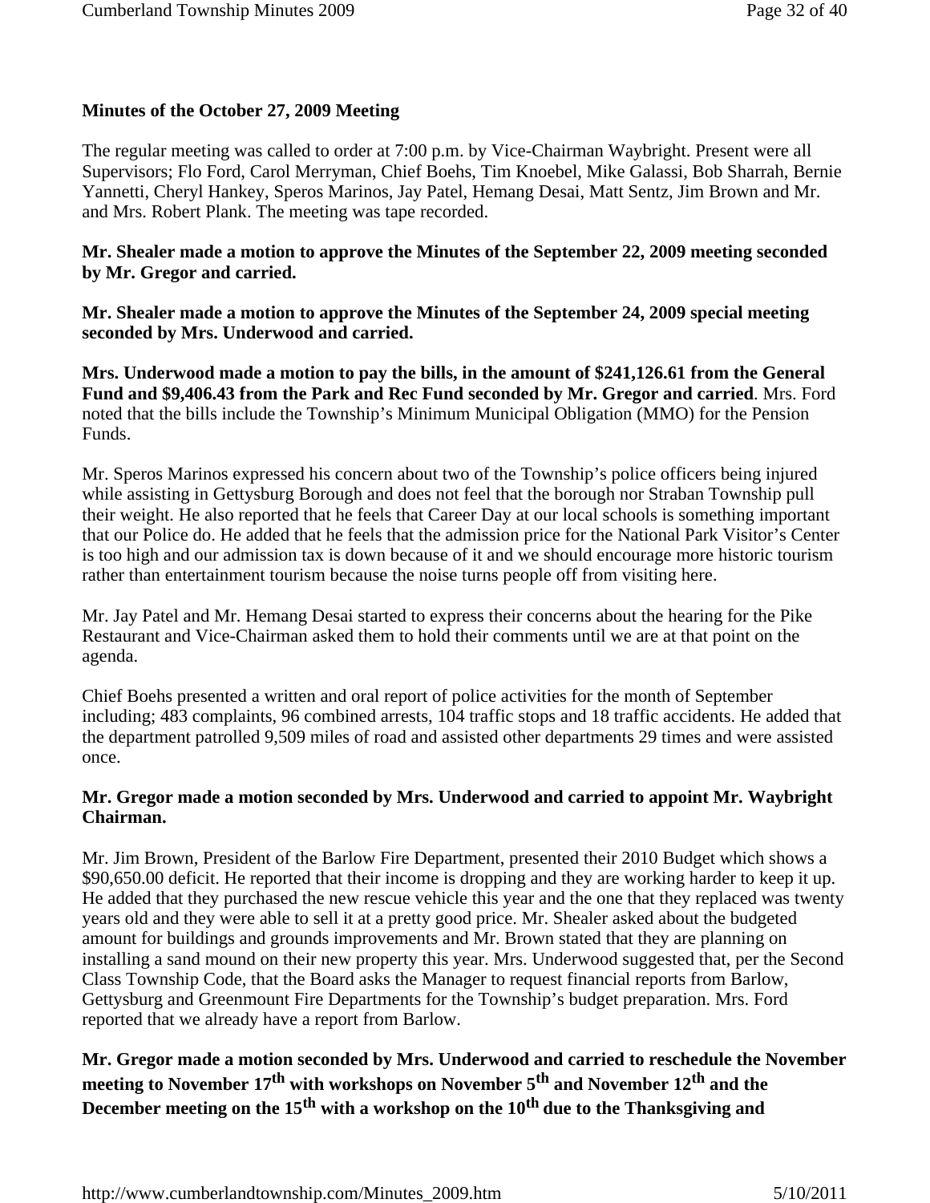**Minutes of the October 27, 2009 Meeting**

The regular meeting was called to order at 7:00 p.m. by Vice-Chairman Waybright. Present were all Supervisors; Flo Ford, Carol Merryman, Chief Boehs, Tim Knoebel, Mike Galassi, Bob Sharrah, Bernie Yannetti, Cheryl Hankey, Speros Marinos, Jay Patel, Hemang Desai, Matt Sentz, Jim Brown and Mr. and Mrs. Robert Plank. The meeting was tape recorded.

**Mr. Shealer made a motion to approve the Minutes of the September 22, 2009 meeting seconded by Mr. Gregor and carried.**

**Mr. Shealer made a motion to approve the Minutes of the September 24, 2009 special meeting seconded by Mrs. Underwood and carried.**

**Mrs. Underwood made a motion to pay the bills, in the amount of $241,126.61 from the General Fund and $9,406.43 from the Park and Rec Fund seconded by Mr. Gregor and carried**. Mrs. Ford noted that the bills include the Township's Minimum Municipal Obligation (MMO) for the Pension Funds.

Mr. Speros Marinos expressed his concern about two of the Township's police officers being injured while assisting in Gettysburg Borough and does not feel that the borough nor Straban Township pull their weight. He also reported that he feels that Career Day at our local schools is something important that our Police do. He added that he feels that the admission price for the National Park Visitor's Center is too high and our admission tax is down because of it and we should encourage more historic tourism rather than entertainment tourism because the noise turns people off from visiting here.

Mr. Jay Patel and Mr. Hemang Desai started to express their concerns about the hearing for the Pike Restaurant and Vice-Chairman asked them to hold their comments until we are at that point on the agenda.

Chief Boehs presented a written and oral report of police activities for the month of September including; 483 complaints, 96 combined arrests, 104 traffic stops and 18 traffic accidents. He added that the department patrolled 9,509 miles of road and assisted other departments 29 times and were assisted once.

**Mr. Gregor made a motion seconded by Mrs. Underwood and carried to appoint Mr. Waybright Chairman.**

Mr. Jim Brown, President of the Barlow Fire Department, presented their 2010 Budget which shows a $90,650.00 deficit. He reported that their income is dropping and they are working harder to keep it up. He added that they purchased the new rescue vehicle this year and the one that they replaced was twenty years old and they were able to sell it at a pretty good price. Mr. Shealer asked about the budgeted amount for buildings and grounds improvements and Mr. Brown stated that they are planning on installing a sand mound on their new property this year. Mrs. Underwood suggested that, per the Second Class Township Code, that the Board asks the Manager to request financial reports from Barlow, Gettysburg and Greenmount Fire Departments for the Township's budget preparation. Mrs. Ford reported that we already have a report from Barlow.

**Mr. Gregor made a motion seconded by Mrs. Underwood and carried to reschedule the November meeting to November 17th with workshops on November 5th and November 12th and the December meeting on the 15th with a workshop on the 10th due to the Thanksgiving and**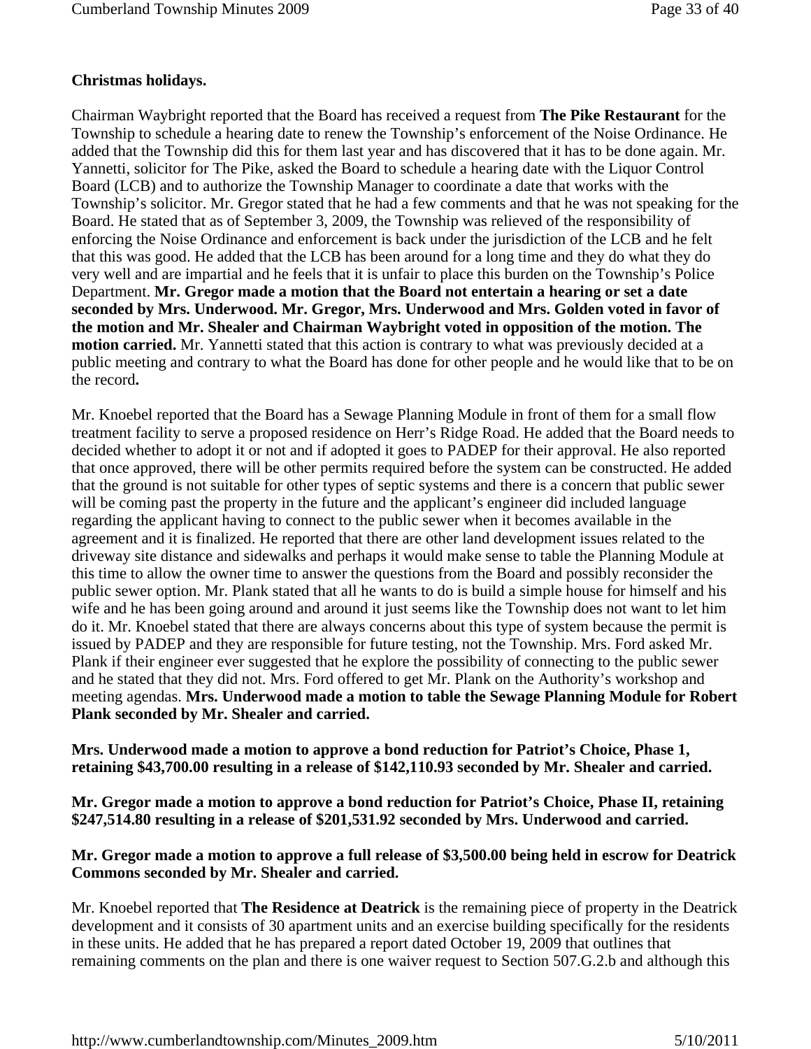**Christmas holidays.**

Chairman Waybright reported that the Board has received a request from **The Pike Restaurant** for the Township to schedule a hearing date to renew the Township's enforcement of the Noise Ordinance. He added that the Township did this for them last year and has discovered that it has to be done again. Mr. Yannetti, solicitor for The Pike, asked the Board to schedule a hearing date with the Liquor Control Board (LCB) and to authorize the Township Manager to coordinate a date that works with the Township's solicitor. Mr. Gregor stated that he had a few comments and that he was not speaking for the Board. He stated that as of September 3, 2009, the Township was relieved of the responsibility of enforcing the Noise Ordinance and enforcement is back under the jurisdiction of the LCB and he felt that this was good. He added that the LCB has been around for a long time and they do what they do very well and are impartial and he feels that it is unfair to place this burden on the Township's Police Department. **Mr. Gregor made a motion that the Board not entertain a hearing or set a date seconded by Mrs. Underwood. Mr. Gregor, Mrs. Underwood and Mrs. Golden voted in favor of the motion and Mr. Shealer and Chairman Waybright voted in opposition of the motion. The motion carried.** Mr. Yannetti stated that this action is contrary to what was previously decided at a public meeting and contrary to what the Board has done for other people and he would like that to be on the record**.**

Mr. Knoebel reported that the Board has a Sewage Planning Module in front of them for a small flow treatment facility to serve a proposed residence on Herr's Ridge Road. He added that the Board needs to decided whether to adopt it or not and if adopted it goes to PADEP for their approval. He also reported that once approved, there will be other permits required before the system can be constructed. He added that the ground is not suitable for other types of septic systems and there is a concern that public sewer will be coming past the property in the future and the applicant's engineer did included language regarding the applicant having to connect to the public sewer when it becomes available in the agreement and it is finalized. He reported that there are other land development issues related to the driveway site distance and sidewalks and perhaps it would make sense to table the Planning Module at this time to allow the owner time to answer the questions from the Board and possibly reconsider the public sewer option. Mr. Plank stated that all he wants to do is build a simple house for himself and his wife and he has been going around and around it just seems like the Township does not want to let him do it. Mr. Knoebel stated that there are always concerns about this type of system because the permit is issued by PADEP and they are responsible for future testing, not the Township. Mrs. Ford asked Mr. Plank if their engineer ever suggested that he explore the possibility of connecting to the public sewer and he stated that they did not. Mrs. Ford offered to get Mr. Plank on the Authority's workshop and meeting agendas. **Mrs. Underwood made a motion to table the Sewage Planning Module for Robert Plank seconded by Mr. Shealer and carried.**

**Mrs. Underwood made a motion to approve a bond reduction for Patriot's Choice, Phase 1, retaining $43,700.00 resulting in a release of $142,110.93 seconded by Mr. Shealer and carried.**

**Mr. Gregor made a motion to approve a bond reduction for Patriot's Choice, Phase II, retaining $247,514.80 resulting in a release of $201,531.92 seconded by Mrs. Underwood and carried.**

**Mr. Gregor made a motion to approve a full release of $3,500.00 being held in escrow for Deatrick Commons seconded by Mr. Shealer and carried.**

Mr. Knoebel reported that **The Residence at Deatrick** is the remaining piece of property in the Deatrick development and it consists of 30 apartment units and an exercise building specifically for the residents in these units. He added that he has prepared a report dated October 19, 2009 that outlines that remaining comments on the plan and there is one waiver request to Section 507.G.2.b and although this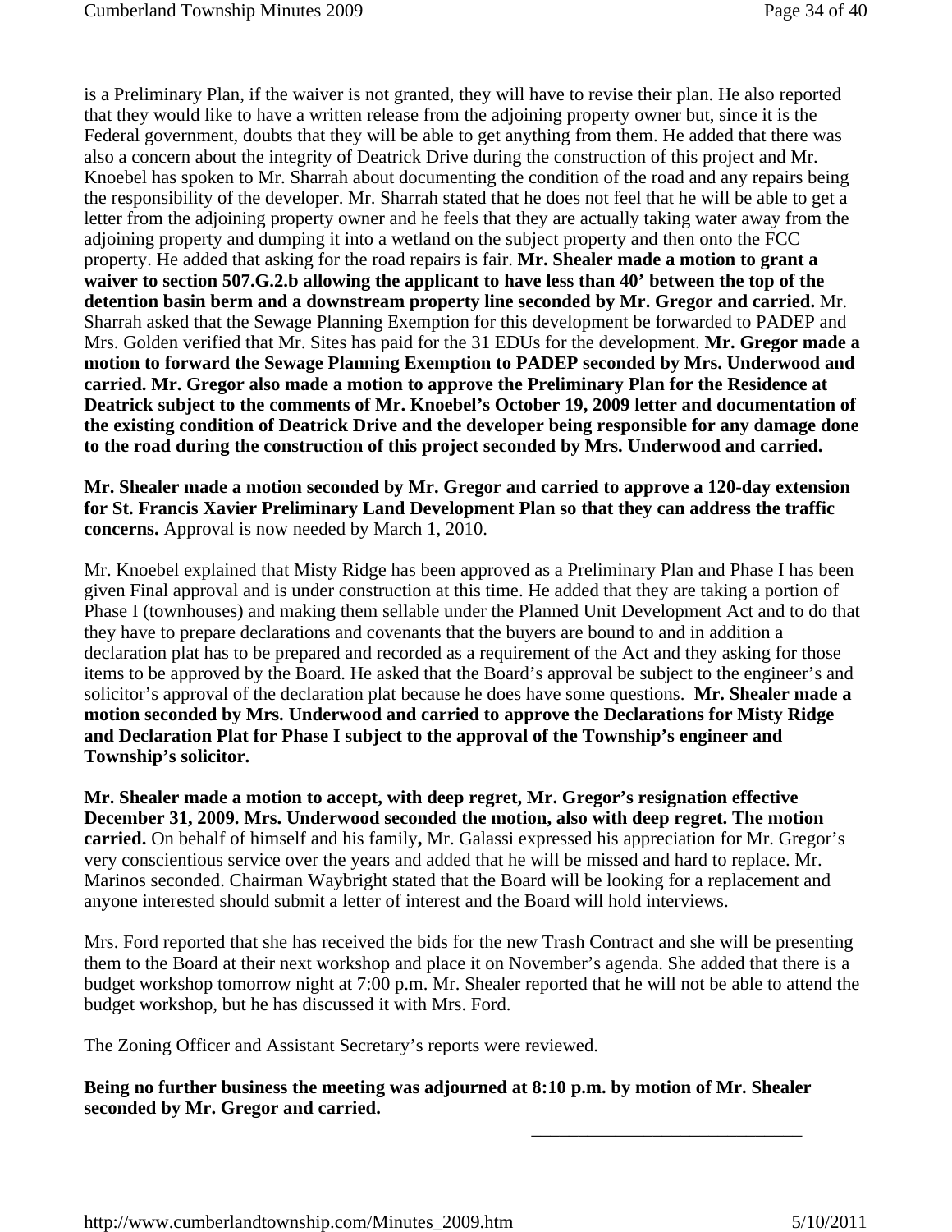is a Preliminary Plan, if the waiver is not granted, they will have to revise their plan. He also reported that they would like to have a written release from the adjoining property owner but, since it is the Federal government, doubts that they will be able to get anything from them. He added that there was also a concern about the integrity of Deatrick Drive during the construction of this project and Mr. Knoebel has spoken to Mr. Sharrah about documenting the condition of the road and any repairs being the responsibility of the developer. Mr. Sharrah stated that he does not feel that he will be able to get a letter from the adjoining property owner and he feels that they are actually taking water away from the adjoining property and dumping it into a wetland on the subject property and then onto the FCC property. He added that asking for the road repairs is fair. **Mr. Shealer made a motion to grant a waiver to section 507.G.2.b allowing the applicant to have less than 40' between the top of the detention basin berm and a downstream property line seconded by Mr. Gregor and carried.** Mr. Sharrah asked that the Sewage Planning Exemption for this development be forwarded to PADEP and Mrs. Golden verified that Mr. Sites has paid for the 31 EDUs for the development. **Mr. Gregor made a motion to forward the Sewage Planning Exemption to PADEP seconded by Mrs. Underwood and carried. Mr. Gregor also made a motion to approve the Preliminary Plan for the Residence at Deatrick subject to the comments of Mr. Knoebel's October 19, 2009 letter and documentation of the existing condition of Deatrick Drive and the developer being responsible for any damage done to the road during the construction of this project seconded by Mrs. Underwood and carried.**

**Mr. Shealer made a motion seconded by Mr. Gregor and carried to approve a 120-day extension for St. Francis Xavier Preliminary Land Development Plan so that they can address the traffic concerns.** Approval is now needed by March 1, 2010.

Mr. Knoebel explained that Misty Ridge has been approved as a Preliminary Plan and Phase I has been given Final approval and is under construction at this time. He added that they are taking a portion of Phase I (townhouses) and making them sellable under the Planned Unit Development Act and to do that they have to prepare declarations and covenants that the buyers are bound to and in addition a declaration plat has to be prepared and recorded as a requirement of the Act and they asking for those items to be approved by the Board. He asked that the Board's approval be subject to the engineer's and solicitor's approval of the declaration plat because he does have some questions. **Mr. Shealer made a motion seconded by Mrs. Underwood and carried to approve the Declarations for Misty Ridge and Declaration Plat for Phase I subject to the approval of the Township's engineer and Township's solicitor.**

**Mr. Shealer made a motion to accept, with deep regret, Mr. Gregor's resignation effective December 31, 2009. Mrs. Underwood seconded the motion, also with deep regret. The motion carried.** On behalf of himself and his family**,** Mr. Galassi expressed his appreciation for Mr. Gregor's very conscientious service over the years and added that he will be missed and hard to replace. Mr. Marinos seconded. Chairman Waybright stated that the Board will be looking for a replacement and anyone interested should submit a letter of interest and the Board will hold interviews.

Mrs. Ford reported that she has received the bids for the new Trash Contract and she will be presenting them to the Board at their next workshop and place it on November's agenda. She added that there is a budget workshop tomorrow night at 7:00 p.m. Mr. Shealer reported that he will not be able to attend the budget workshop, but he has discussed it with Mrs. Ford.

The Zoning Officer and Assistant Secretary's reports were reviewed.

**Being no further business the meeting was adjourned at 8:10 p.m. by motion of Mr. Shealer seconded by Mr. Gregor and carried.**

\_\_\_\_\_\_\_\_\_\_\_\_\_\_\_\_\_\_\_\_\_\_\_\_\_\_\_\_\_\_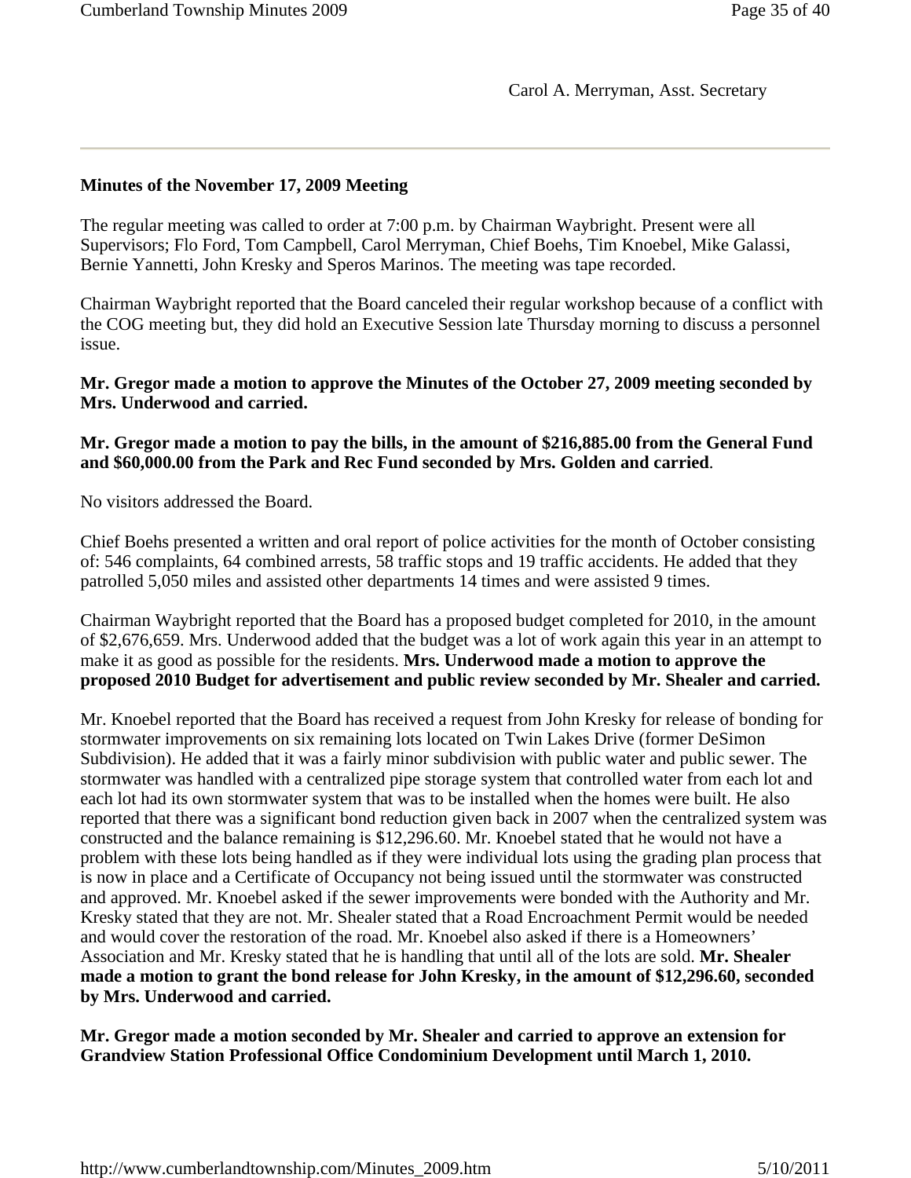Carol A. Merryman, Asst. Secretary

---

**Minutes of the November 17, 2009 Meeting**

The regular meeting was called to order at 7:00 p.m. by Chairman Waybright. Present were all Supervisors; Flo Ford, Tom Campbell, Carol Merryman, Chief Boehs, Tim Knoebel, Mike Galassi, Bernie Yannetti, John Kresky and Speros Marinos. The meeting was tape recorded.

Chairman Waybright reported that the Board canceled their regular workshop because of a conflict with the COG meeting but, they did hold an Executive Session late Thursday morning to discuss a personnel issue.

**Mr. Gregor made a motion to approve the Minutes of the October 27, 2009 meeting seconded by Mrs. Underwood and carried.**

**Mr. Gregor made a motion to pay the bills, in the amount of $216,885.00 from the General Fund and $60,000.00 from the Park and Rec Fund seconded by Mrs. Golden and carried**.

No visitors addressed the Board.

Chief Boehs presented a written and oral report of police activities for the month of October consisting of: 546 complaints, 64 combined arrests, 58 traffic stops and 19 traffic accidents. He added that they patrolled 5,050 miles and assisted other departments 14 times and were assisted 9 times.

Chairman Waybright reported that the Board has a proposed budget completed for 2010, in the amount of $2,676,659. Mrs. Underwood added that the budget was a lot of work again this year in an attempt to make it as good as possible for the residents. **Mrs. Underwood made a motion to approve the proposed 2010 Budget for advertisement and public review seconded by Mr. Shealer and carried.**

Mr. Knoebel reported that the Board has received a request from John Kresky for release of bonding for stormwater improvements on six remaining lots located on Twin Lakes Drive (former DeSimon Subdivision). He added that it was a fairly minor subdivision with public water and public sewer. The stormwater was handled with a centralized pipe storage system that controlled water from each lot and each lot had its own stormwater system that was to be installed when the homes were built. He also reported that there was a significant bond reduction given back in 2007 when the centralized system was constructed and the balance remaining is $12,296.60. Mr. Knoebel stated that he would not have a problem with these lots being handled as if they were individual lots using the grading plan process that is now in place and a Certificate of Occupancy not being issued until the stormwater was constructed and approved. Mr. Knoebel asked if the sewer improvements were bonded with the Authority and Mr. Kresky stated that they are not. Mr. Shealer stated that a Road Encroachment Permit would be needed and would cover the restoration of the road. Mr. Knoebel also asked if there is a Homeowners' Association and Mr. Kresky stated that he is handling that until all of the lots are sold. **Mr. Shealer made a motion to grant the bond release for John Kresky, in the amount of $12,296.60, seconded by Mrs. Underwood and carried.**

**Mr. Gregor made a motion seconded by Mr. Shealer and carried to approve an extension for Grandview Station Professional Office Condominium Development until March 1, 2010.**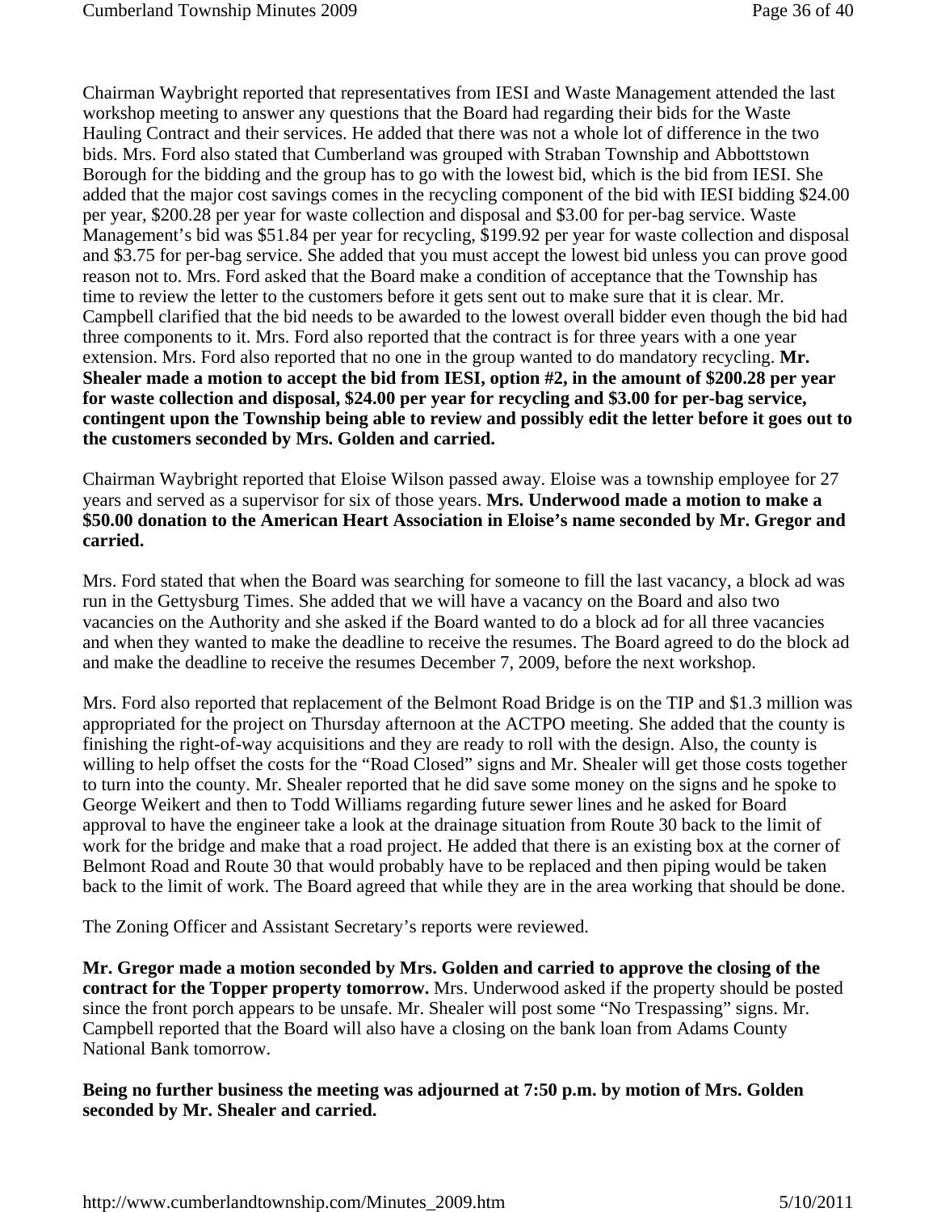Chairman Waybright reported that representatives from IESI and Waste Management attended the last workshop meeting to answer any questions that the Board had regarding their bids for the Waste Hauling Contract and their services. He added that there was not a whole lot of difference in the two bids. Mrs. Ford also stated that Cumberland was grouped with Straban Township and Abbottstown Borough for the bidding and the group has to go with the lowest bid, which is the bid from IESI. She added that the major cost savings comes in the recycling component of the bid with IESI bidding $24.00 per year, $200.28 per year for waste collection and disposal and $3.00 for per-bag service. Waste Management's bid was $51.84 per year for recycling, $199.92 per year for waste collection and disposal and $3.75 for per-bag service. She added that you must accept the lowest bid unless you can prove good reason not to. Mrs. Ford asked that the Board make a condition of acceptance that the Township has time to review the letter to the customers before it gets sent out to make sure that it is clear. Mr. Campbell clarified that the bid needs to be awarded to the lowest overall bidder even though the bid had three components to it. Mrs. Ford also reported that the contract is for three years with a one year extension. Mrs. Ford also reported that no one in the group wanted to do mandatory recycling. **Mr. Shealer made a motion to accept the bid from IESI, option #2, in the amount of $200.28 per year for waste collection and disposal, $24.00 per year for recycling and $3.00 for per-bag service, contingent upon the Township being able to review and possibly edit the letter before it goes out to the customers seconded by Mrs. Golden and carried.**

Chairman Waybright reported that Eloise Wilson passed away. Eloise was a township employee for 27 years and served as a supervisor for six of those years. **Mrs. Underwood made a motion to make a $50.00 donation to the American Heart Association in Eloise's name seconded by Mr. Gregor and carried.**

Mrs. Ford stated that when the Board was searching for someone to fill the last vacancy, a block ad was run in the Gettysburg Times. She added that we will have a vacancy on the Board and also two vacancies on the Authority and she asked if the Board wanted to do a block ad for all three vacancies and when they wanted to make the deadline to receive the resumes. The Board agreed to do the block ad and make the deadline to receive the resumes December 7, 2009, before the next workshop.

Mrs. Ford also reported that replacement of the Belmont Road Bridge is on the TIP and $1.3 million was appropriated for the project on Thursday afternoon at the ACTPO meeting. She added that the county is finishing the right-of-way acquisitions and they are ready to roll with the design. Also, the county is willing to help offset the costs for the "Road Closed" signs and Mr. Shealer will get those costs together to turn into the county. Mr. Shealer reported that he did save some money on the signs and he spoke to George Weikert and then to Todd Williams regarding future sewer lines and he asked for Board approval to have the engineer take a look at the drainage situation from Route 30 back to the limit of work for the bridge and make that a road project. He added that there is an existing box at the corner of Belmont Road and Route 30 that would probably have to be replaced and then piping would be taken back to the limit of work. The Board agreed that while they are in the area working that should be done.

The Zoning Officer and Assistant Secretary's reports were reviewed.

**Mr. Gregor made a motion seconded by Mrs. Golden and carried to approve the closing of the contract for the Topper property tomorrow.** Mrs. Underwood asked if the property should be posted since the front porch appears to be unsafe. Mr. Shealer will post some "No Trespassing" signs. Mr. Campbell reported that the Board will also have a closing on the bank loan from Adams County National Bank tomorrow.

**Being no further business the meeting was adjourned at 7:50 p.m. by motion of Mrs. Golden seconded by Mr. Shealer and carried.**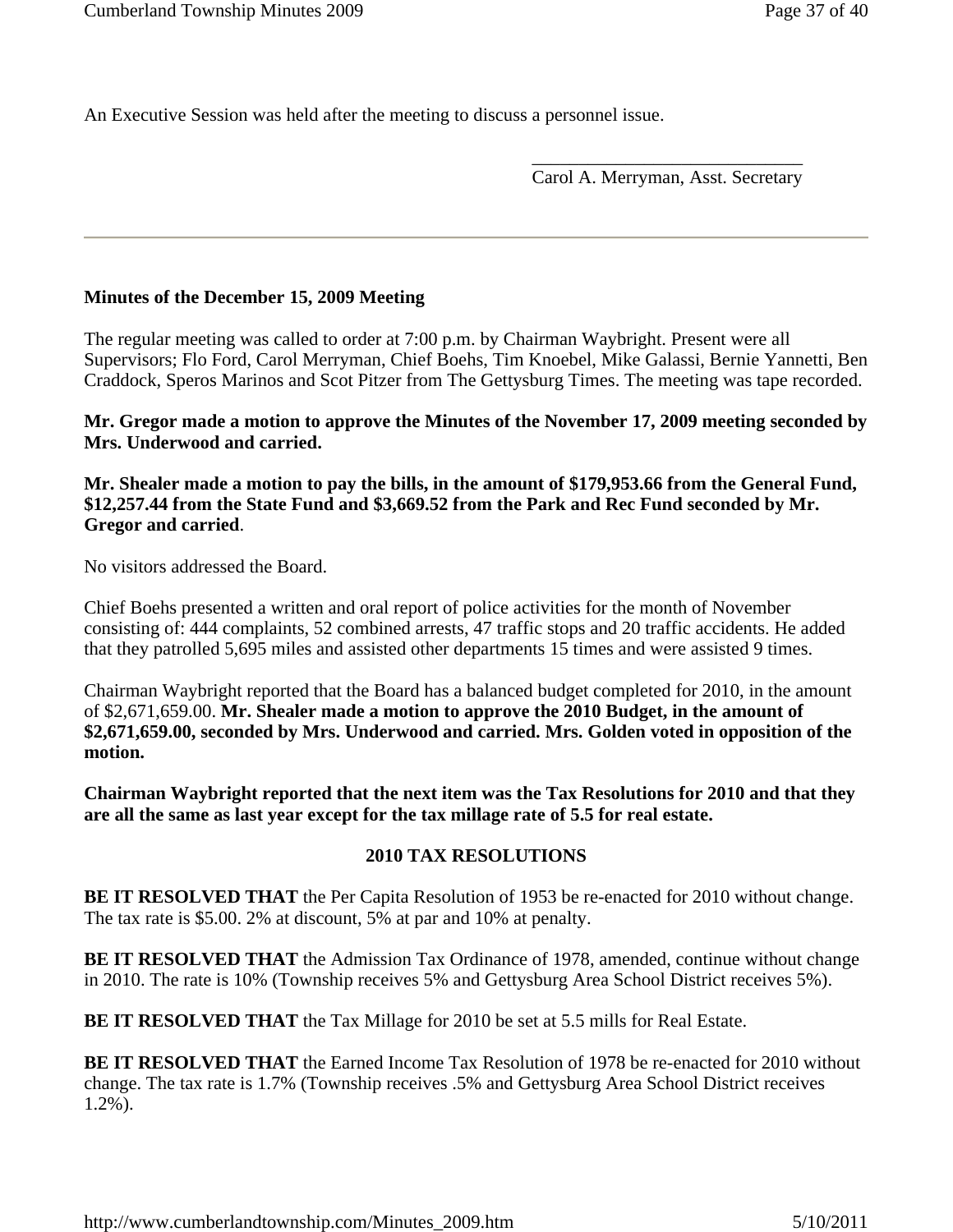An Executive Session was held after the meeting to discuss a personnel issue.

\_\_\_\_\_\_\_\_\_\_\_\_\_\_\_\_\_\_\_\_\_\_\_\_\_\_\_\_\_\_
Carol A. Merryman, Asst. Secretary

---

**Minutes of the December 15, 2009 Meeting**

The regular meeting was called to order at 7:00 p.m. by Chairman Waybright. Present were all Supervisors; Flo Ford, Carol Merryman, Chief Boehs, Tim Knoebel, Mike Galassi, Bernie Yannetti, Ben Craddock, Speros Marinos and Scot Pitzer from The Gettysburg Times. The meeting was tape recorded.

**Mr. Gregor made a motion to approve the Minutes of the November 17, 2009 meeting seconded by Mrs. Underwood and carried.**

**Mr. Shealer made a motion to pay the bills, in the amount of $179,953.66 from the General Fund, $12,257.44 from the State Fund and $3,669.52 from the Park and Rec Fund seconded by Mr. Gregor and carried**.

No visitors addressed the Board.

Chief Boehs presented a written and oral report of police activities for the month of November consisting of: 444 complaints, 52 combined arrests, 47 traffic stops and 20 traffic accidents. He added that they patrolled 5,695 miles and assisted other departments 15 times and were assisted 9 times.

Chairman Waybright reported that the Board has a balanced budget completed for 2010, in the amount of $2,671,659.00. **Mr. Shealer made a motion to approve the 2010 Budget, in the amount of $2,671,659.00, seconded by Mrs. Underwood and carried. Mrs. Golden voted in opposition of the motion.**

**Chairman Waybright reported that the next item was the Tax Resolutions for 2010 and that they are all the same as last year except for the tax millage rate of 5.5 for real estate.**

**2010 TAX RESOLUTIONS**

**BE IT RESOLVED THAT** the Per Capita Resolution of 1953 be re-enacted for 2010 without change. The tax rate is $5.00. 2% at discount, 5% at par and 10% at penalty.

**BE IT RESOLVED THAT** the Admission Tax Ordinance of 1978, amended, continue without change in 2010. The rate is 10% (Township receives 5% and Gettysburg Area School District receives 5%).

**BE IT RESOLVED THAT** the Tax Millage for 2010 be set at 5.5 mills for Real Estate.

**BE IT RESOLVED THAT** the Earned Income Tax Resolution of 1978 be re-enacted for 2010 without change. The tax rate is 1.7% (Township receives .5% and Gettysburg Area School District receives 1.2%).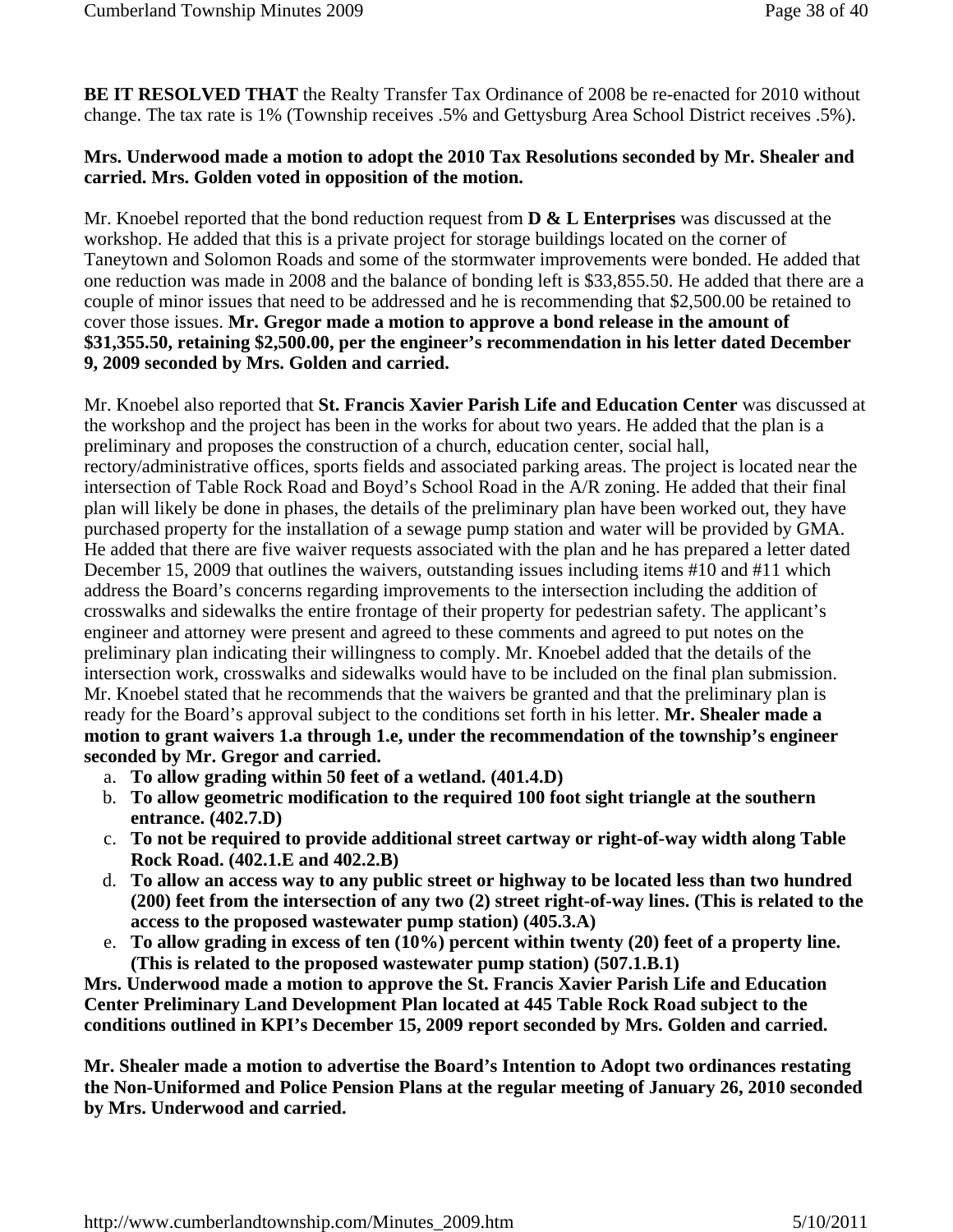**BE IT RESOLVED THAT** the Realty Transfer Tax Ordinance of 2008 be re-enacted for 2010 without change. The tax rate is 1% (Township receives .5% and Gettysburg Area School District receives .5%).

**Mrs. Underwood made a motion to adopt the 2010 Tax Resolutions seconded by Mr. Shealer and carried. Mrs. Golden voted in opposition of the motion.**

Mr. Knoebel reported that the bond reduction request from **D & L Enterprises** was discussed at the workshop. He added that this is a private project for storage buildings located on the corner of Taneytown and Solomon Roads and some of the stormwater improvements were bonded. He added that one reduction was made in 2008 and the balance of bonding left is $33,855.50. He added that there are a couple of minor issues that need to be addressed and he is recommending that $2,500.00 be retained to cover those issues. **Mr. Gregor made a motion to approve a bond release in the amount of $31,355.50, retaining $2,500.00, per the engineer's recommendation in his letter dated December 9, 2009 seconded by Mrs. Golden and carried.**

Mr. Knoebel also reported that **St. Francis Xavier Parish Life and Education Center** was discussed at the workshop and the project has been in the works for about two years. He added that the plan is a preliminary and proposes the construction of a church, education center, social hall, rectory/administrative offices, sports fields and associated parking areas. The project is located near the intersection of Table Rock Road and Boyd's School Road in the A/R zoning. He added that their final plan will likely be done in phases, the details of the preliminary plan have been worked out, they have purchased property for the installation of a sewage pump station and water will be provided by GMA. He added that there are five waiver requests associated with the plan and he has prepared a letter dated December 15, 2009 that outlines the waivers, outstanding issues including items #10 and #11 which address the Board's concerns regarding improvements to the intersection including the addition of crosswalks and sidewalks the entire frontage of their property for pedestrian safety. The applicant's engineer and attorney were present and agreed to these comments and agreed to put notes on the preliminary plan indicating their willingness to comply. Mr. Knoebel added that the details of the intersection work, crosswalks and sidewalks would have to be included on the final plan submission. Mr. Knoebel stated that he recommends that the waivers be granted and that the preliminary plan is ready for the Board's approval subject to the conditions set forth in his letter. **Mr. Shealer made a motion to grant waivers 1.a through 1.e, under the recommendation of the township's engineer seconded by Mr. Gregor and carried.**

a. **To allow grading within 50 feet of a wetland. (401.4.D)**
b. **To allow geometric modification to the required 100 foot sight triangle at the southern entrance. (402.7.D)**
c. **To not be required to provide additional street cartway or right-of-way width along Table Rock Road. (402.1.E and 402.2.B)**
d. **To allow an access way to any public street or highway to be located less than two hundred (200) feet from the intersection of any two (2) street right-of-way lines. (This is related to the access to the proposed wastewater pump station) (405.3.A)**
e. **To allow grading in excess of ten (10%) percent within twenty (20) feet of a property line. (This is related to the proposed wastewater pump station) (507.1.B.1)**

**Mrs. Underwood made a motion to approve the St. Francis Xavier Parish Life and Education Center Preliminary Land Development Plan located at 445 Table Rock Road subject to the conditions outlined in KPI's December 15, 2009 report seconded by Mrs. Golden and carried.**

**Mr. Shealer made a motion to advertise the Board's Intention to Adopt two ordinances restating the Non-Uniformed and Police Pension Plans at the regular meeting of January 26, 2010 seconded by Mrs. Underwood and carried.**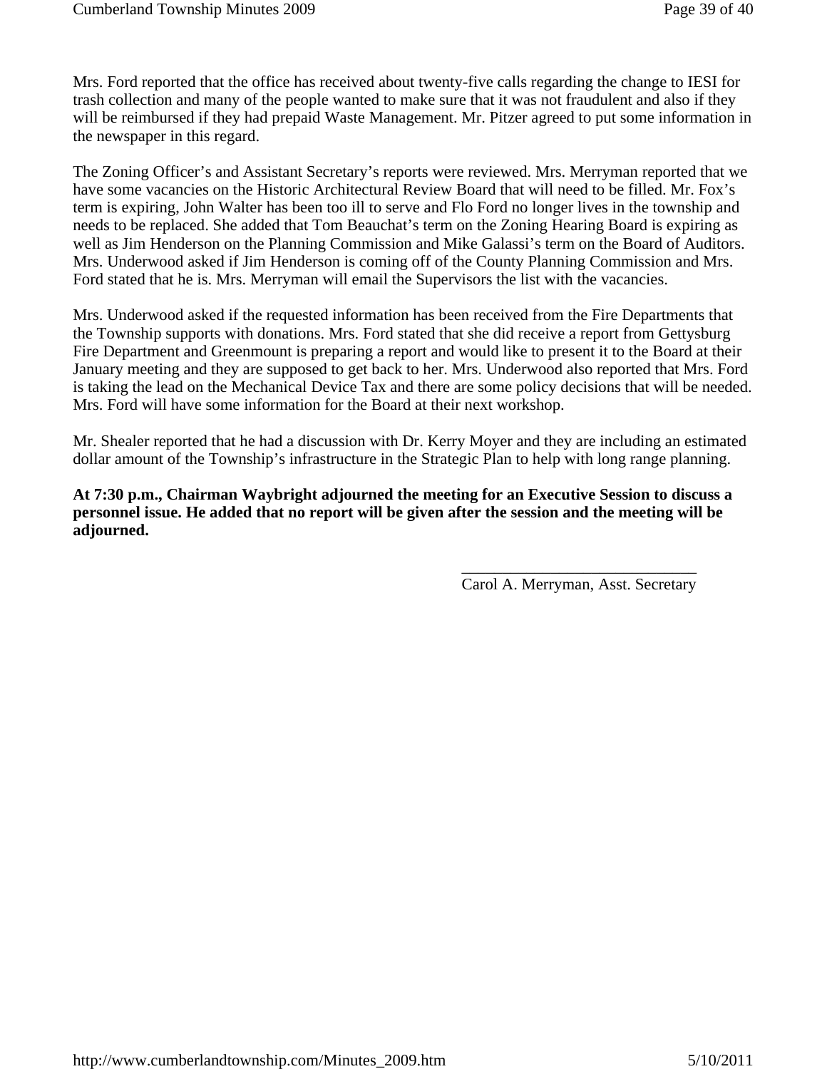Mrs. Ford reported that the office has received about twenty-five calls regarding the change to IESI for trash collection and many of the people wanted to make sure that it was not fraudulent and also if they will be reimbursed if they had prepaid Waste Management. Mr. Pitzer agreed to put some information in the newspaper in this regard.

The Zoning Officer's and Assistant Secretary's reports were reviewed. Mrs. Merryman reported that we have some vacancies on the Historic Architectural Review Board that will need to be filled. Mr. Fox's term is expiring, John Walter has been too ill to serve and Flo Ford no longer lives in the township and needs to be replaced. She added that Tom Beauchat's term on the Zoning Hearing Board is expiring as well as Jim Henderson on the Planning Commission and Mike Galassi's term on the Board of Auditors. Mrs. Underwood asked if Jim Henderson is coming off of the County Planning Commission and Mrs. Ford stated that he is. Mrs. Merryman will email the Supervisors the list with the vacancies.

Mrs. Underwood asked if the requested information has been received from the Fire Departments that the Township supports with donations. Mrs. Ford stated that she did receive a report from Gettysburg Fire Department and Greenmount is preparing a report and would like to present it to the Board at their January meeting and they are supposed to get back to her. Mrs. Underwood also reported that Mrs. Ford is taking the lead on the Mechanical Device Tax and there are some policy decisions that will be needed. Mrs. Ford will have some information for the Board at their next workshop.

Mr. Shealer reported that he had a discussion with Dr. Kerry Moyer and they are including an estimated dollar amount of the Township's infrastructure in the Strategic Plan to help with long range planning.

**At 7:30 p.m., Chairman Waybright adjourned the meeting for an Executive Session to discuss a personnel issue. He added that no report will be given after the session and the meeting will be adjourned.**

\_\_\_\_\_\_\_\_\_\_\_\_\_\_\_\_\_\_\_\_\_\_\_\_\_\_\_\_\_\_

Carol A. Merryman, Asst. Secretary